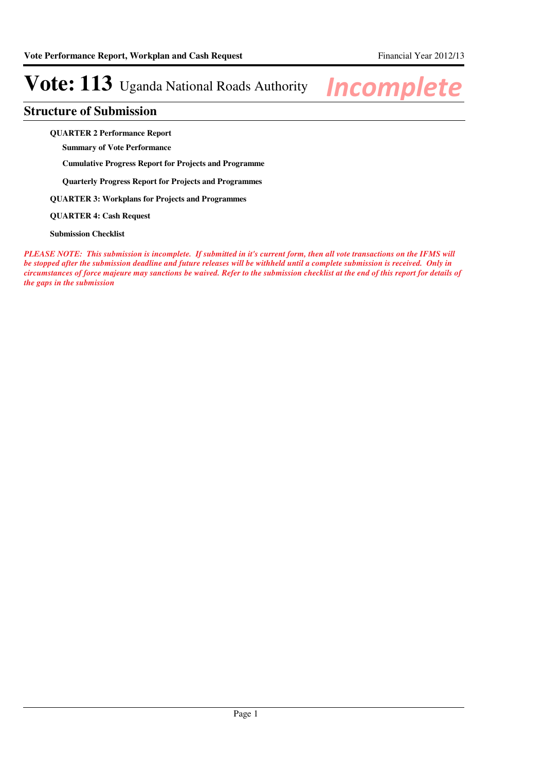# Vote: 113 Uganda National Roads Authority

*Incomplete*

## Structure of Submission

**QUARTER 2 Performance Report**

- **Summary of Vote Performance**
- **Cumulative Progress Report for Projects and Programme**
- **Quarterly Progress Report for Projects and Programmes**

**QUARTER 3: Workplans for Projects and Programmes**

**QUARTER 4: Cash Request**

**Submission Checklist**

***PLEASE NOTE: This submission is incomplete. If submitted in it's current form, then all vote transactions on the IFMS will be stopped after the submission deadline and future releases will be withheld until a complete submission is received. Only in circumstances of force majeure may sanctions be waived. Refer to the submission checklist at the end of this report for details of the gaps in the submission***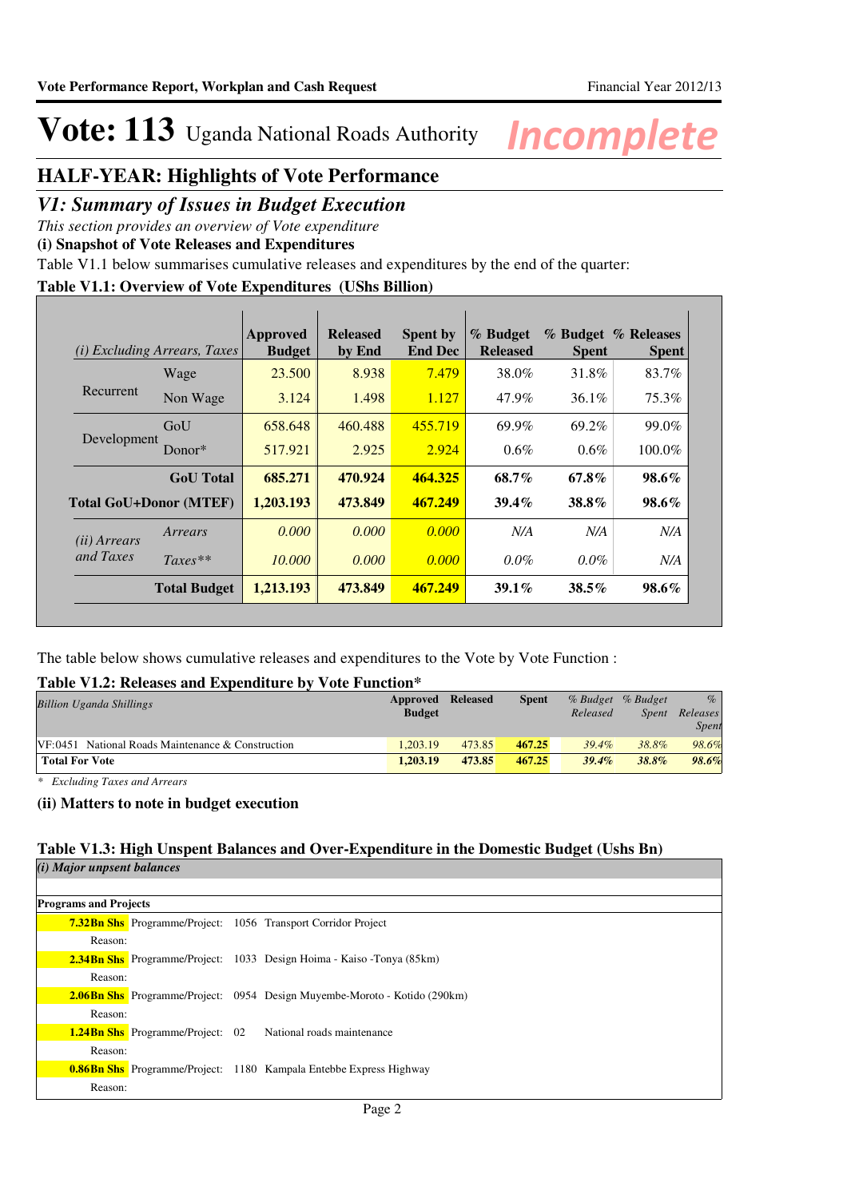# Vote: 113 Uganda National Roads Authority

*Incomplete*

## HALF-YEAR: Highlights of Vote Performance

## *V1: Summary of Issues in Budget Execution*

*This section provides an overview of Vote expenditure*

**(i) Snapshot of Vote Releases and Expenditures**

Table V1.1 below summarises cumulative releases and expenditures by the end of the quarter:

**Table V1.1: Overview of Vote Expenditures (UShs Billion)**

| *(i) Excluding Arrears, Taxes* | | Approved Budget | Released by End | Spent by End Dec | % Budget Released | % Budget Spent | % Releases Spent |
|---|---|---|---|---|---|---|---|
| Recurrent | Wage | 23.500 | 8.938 | 7.479 | 38.0% | 31.8% | 83.7% |
| | Non Wage | 3.124 | 1.498 | 1.127 | 47.9% | 36.1% | 75.3% |
| Development | GoU | 658.648 | 460.488 | 455.719 | 69.9% | 69.2% | 99.0% |
| | Donor* | 517.921 | 2.925 | 2.924 | 0.6% | 0.6% | 100.0% |
| | **GoU Total** | **685.271** | **470.924** | **464.325** | **68.7%** | **67.8%** | **98.6%** |
| **Total GoU+Donor (MTEF)** | | **1,203.193** | **473.849** | **467.249** | **39.4%** | **38.8%** | **98.6%** |
| *(ii) Arrears and Taxes* | *Arrears* | *0.000* | *0.000* | *0.000* | *N/A* | *N/A* | *N/A* |
| | *Taxes*** | *10.000* | *0.000* | *0.000* | *0.0%* | *0.0%* | *N/A* |
| | **Total Budget** | **1,213.193** | **473.849** | **467.249** | **39.1%** | **38.5%** | **98.6%** |

The table below shows cumulative releases and expenditures to the Vote by Vote Function :

**Table V1.2: Releases and Expenditure by Vote Function***

| *Billion Uganda Shillings* | Approved Budget | Released | Spent | *% Budget Released* | *% Budget Spent* | *% Releases Spent* |
|---|---|---|---|---|---|---|
| VF:0451 National Roads Maintenance & Construction | 1,203.19 | 473.85 | **467.25** | *39.4%* | *38.8%* | *98.6%* |
| **Total For Vote** | **1,203.19** | **473.85** | **467.25** | ***39.4%*** | ***38.8%*** | ***98.6%*** |

\* *Excluding Taxes and Arrears*

**(ii) Matters to note in budget execution**

**Table V1.3: High Unspent Balances and Over-Expenditure in the Domestic Budget (Ushs Bn)**

*(i) Major unpent balances*

**Programs and Projects**

**7.32Bn Shs** Programme/Project: 1056 Transport Corridor Project

Reason:

**2.34Bn Shs** Programme/Project: 1033 Design Hoima - Kaiso -Tonya (85km)

Reason:

**2.06Bn Shs** Programme/Project: 0954 Design Muyembe-Moroto - Kotido (290km)

Reason:

**1.24Bn Shs** Programme/Project: 02 National roads maintenance

Reason:

**0.86Bn Shs** Programme/Project: 1180 Kampala Entebbe Express Highway

Reason: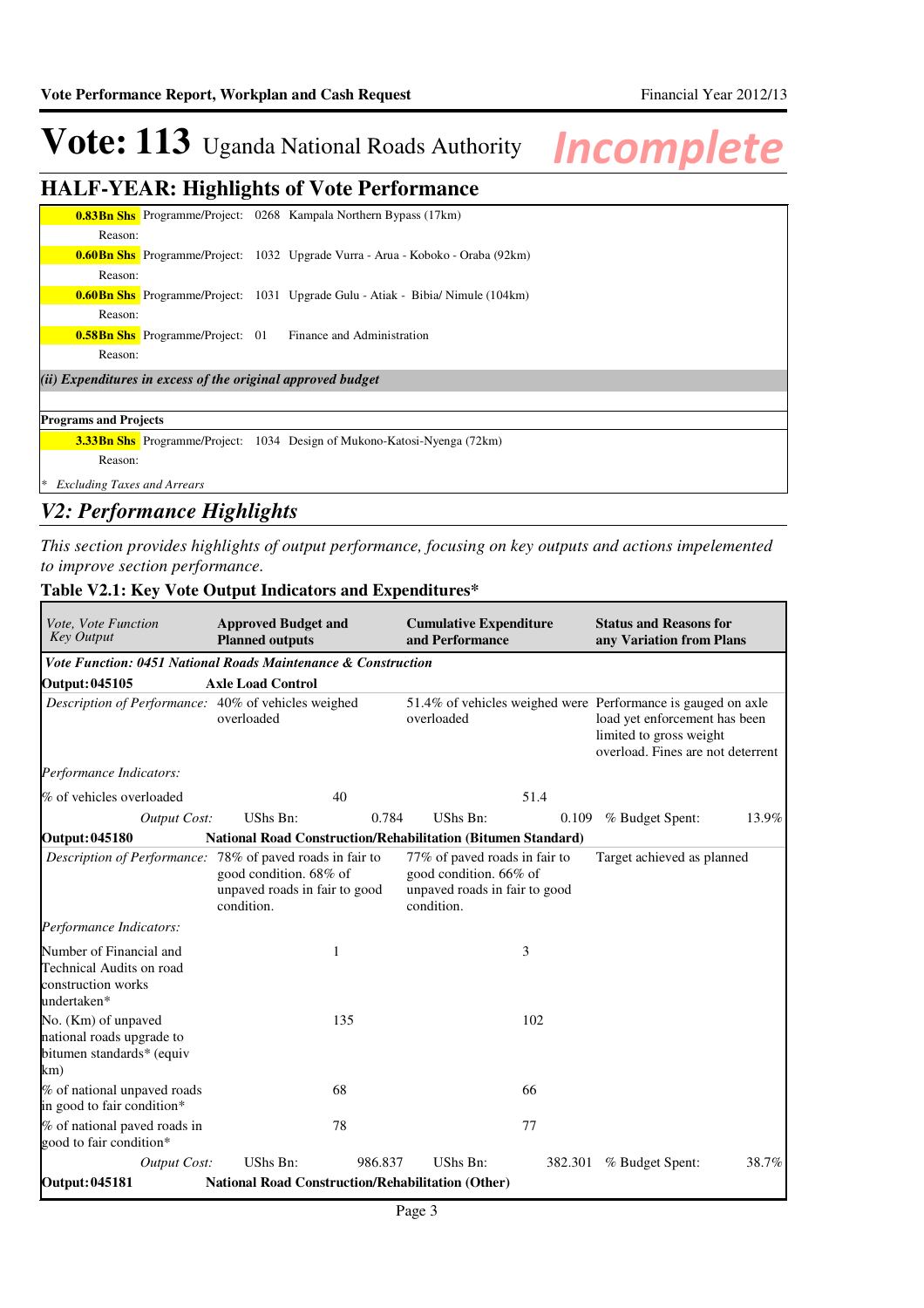# Vote: 113 Uganda National Roads Authority *Incomplete*

## HALF-YEAR: Highlights of Vote Performance

| | |
|---|---|
| **0.83Bn Shs** Programme/Project: 0268 Kampala Northern Bypass (17km) | |
| Reason: | |
| **0.60Bn Shs** Programme/Project: 1032 Upgrade Vurra - Arua - Koboko - Oraba (92km) | |
| Reason: | |
| **0.60Bn Shs** Programme/Project: 1031 Upgrade Gulu - Atiak - Bibia/ Nimule (104km) | |
| Reason: | |
| **0.58Bn Shs** Programme/Project: 01 Finance and Administration | |
| Reason: | |

*(ii) Expenditures in excess of the original approved budget*

**Programs and Projects**

| | |
|---|---|
| **3.33Bn Shs** Programme/Project: 1034 Design of Mukono-Katosi-Nyenga (72km) | |
| Reason: | |

\* *Excluding Taxes and Arrears*

## *V2: Performance Highlights*

*This section provides highlights of output performance, focusing on key outputs and actions impelemented to improve section performance.*

### Table V2.1: Key Vote Output Indicators and Expenditures*

| *Vote, Vote Function Key Output* | **Approved Budget and Planned outputs** | **Cumulative Expenditure and Performance** | **Status and Reasons for any Variation from Plans** |
|---|---|---|---|
| ***Vote Function: 0451 National Roads Maintenance & Construction*** | | | |
| **Output: 045105** | **Axle Load Control** | | |
| *Description of Performance:* | 40% of vehicles weighed overloaded | 51.4% of vehicles weighed were overloaded | Performance is gauged on axle load yet enforcement has been limited to gross weight overload. Fines are not deterrent |
| *Performance Indicators:* | | | |
| % of vehicles overloaded | 40 | 51.4 | |
| *Output Cost:* | UShs Bn: 0.784 | UShs Bn: 0.109 | % Budget Spent: 13.9% |
| **Output: 045180** | **National Road Construction/Rehabilitation (Bitumen Standard)** | | |
| *Description of Performance:* | 78% of paved roads in fair to good condition. 68% of unpaved roads in fair to good condition. | 77% of paved roads in fair to good condition. 66% of unpaved roads in fair to good condition. | Target achieved as planned |
| *Performance Indicators:* | | | |
| Number of Financial and Technical Audits on road construction works undertaken* | 1 | 3 | |
| No. (Km) of unpaved national roads upgrade to bitumen standards* (equiv km) | 135 | 102 | |
| % of national unpaved roads in good to fair condition* | 68 | 66 | |
| % of national paved roads in good to fair condition* | 78 | 77 | |
| *Output Cost:* | UShs Bn: 986.837 | UShs Bn: 382.301 | % Budget Spent: 38.7% |
| **Output: 045181** | **National Road Construction/Rehabilitation (Other)** | | |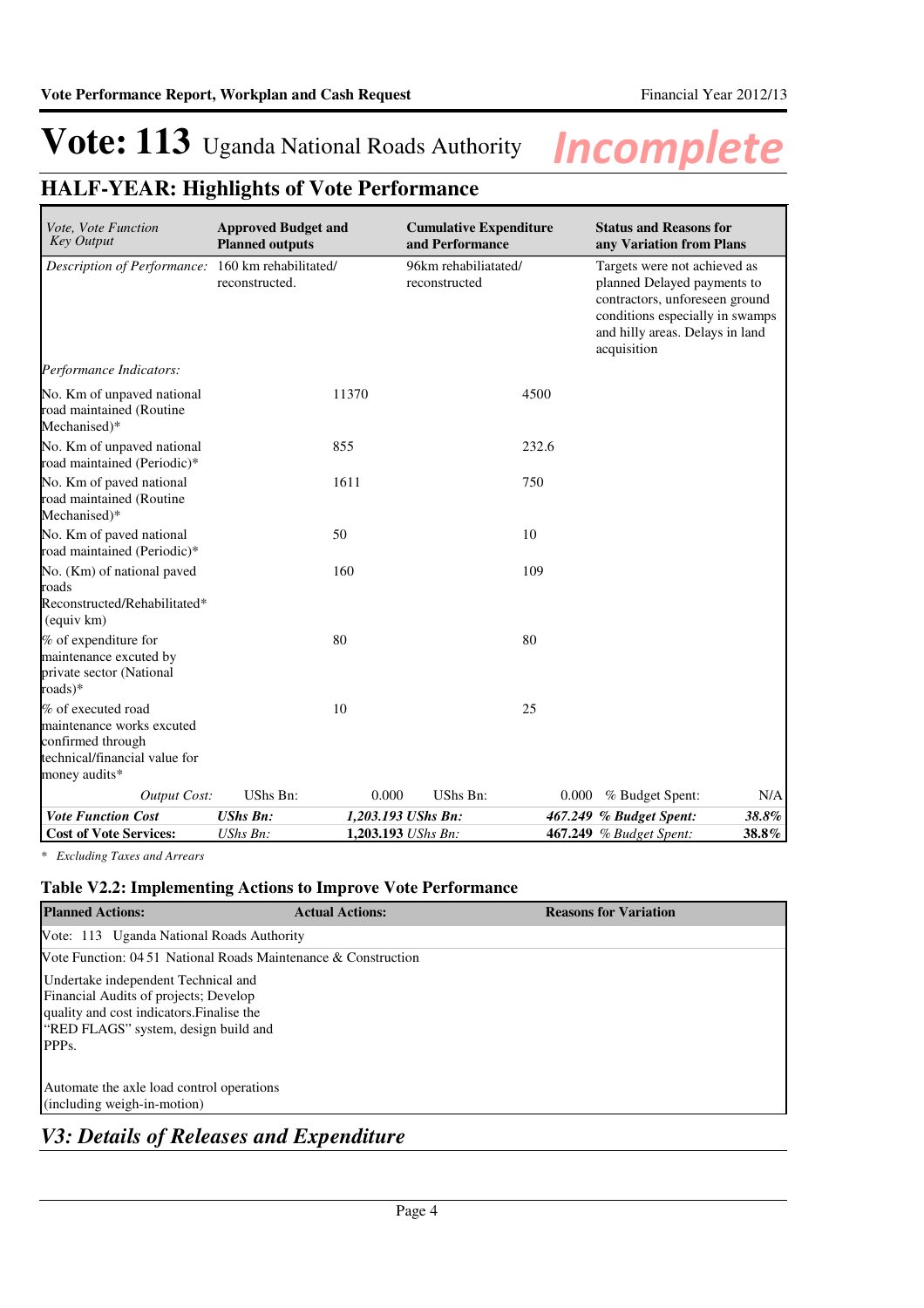# Vote: 113 Uganda National Roads Authority

*Incomplete*

## HALF-YEAR: Highlights of Vote Performance

| *Vote, Vote Function Key Output* | **Approved Budget and Planned outputs** | | **Cumulative Expenditure and Performance** | | **Status and Reasons for any Variation from Plans** | |
|---|---|---|---|---|---|---|
| *Description of Performance:* | 160 km rehabilitated/ reconstructed. | | 96km rehabiliatated/ reconstructed | | Targets were not achieved as planned Delayed payments to contractors, unforeseen ground conditions especially in swamps and hilly areas. Delays in land acquisition | |
| *Performance Indicators:* | | | | | | |
| No. Km of unpaved national road maintained (Routine Mechanised)* | | 11370 | | 4500 | | |
| No. Km of unpaved national road maintained (Periodic)* | | 855 | | 232.6 | | |
| No. Km of paved national road maintained (Routine Mechanised)* | | 1611 | | 750 | | |
| No. Km of paved national road maintained (Periodic)* | | 50 | | 10 | | |
| No. (Km) of national paved roads Reconstructed/Rehabilitated* (equiv km) | | 160 | | 109 | | |
| % of expenditure for maintenance excuted by private sector (National roads)* | | 80 | | 80 | | |
| % of executed road maintenance works excuted confirmed through technical/financial value for money audits* | | 10 | | 25 | | |
| *Output Cost:* | UShs Bn: | 0.000 | UShs Bn: | 0.000 | % Budget Spent: | N/A |
| ***Vote Function Cost*** | ***UShs Bn:*** | ***1,203.193*** | ***UShs Bn:*** | ***467.249*** | ***% Budget Spent:*** | ***38.8%*** |
| **Cost of Vote Services:** | *UShs Bn:* | **1,203.193** | *UShs Bn:* | **467.249** | *% Budget Spent:* | **38.8%** |

*\* Excluding Taxes and Arrears*

### Table V2.2: Implementing Actions to Improve Vote Performance

| **Planned Actions:** | **Actual Actions:** | **Reasons for Variation** |
|---|---|---|
| Vote: 113 Uganda National Roads Authority | | |
| Vote Function: 04 51 National Roads Maintenance & Construction | | |
| Undertake independent Technical and Financial Audits of projects; Develop quality and cost indicators.Finalise the "RED FLAGS" system, design build and PPPs. | | |
| Automate the axle load control operations (including weigh-in-motion) | | |

## *V3: Details of Releases and Expenditure*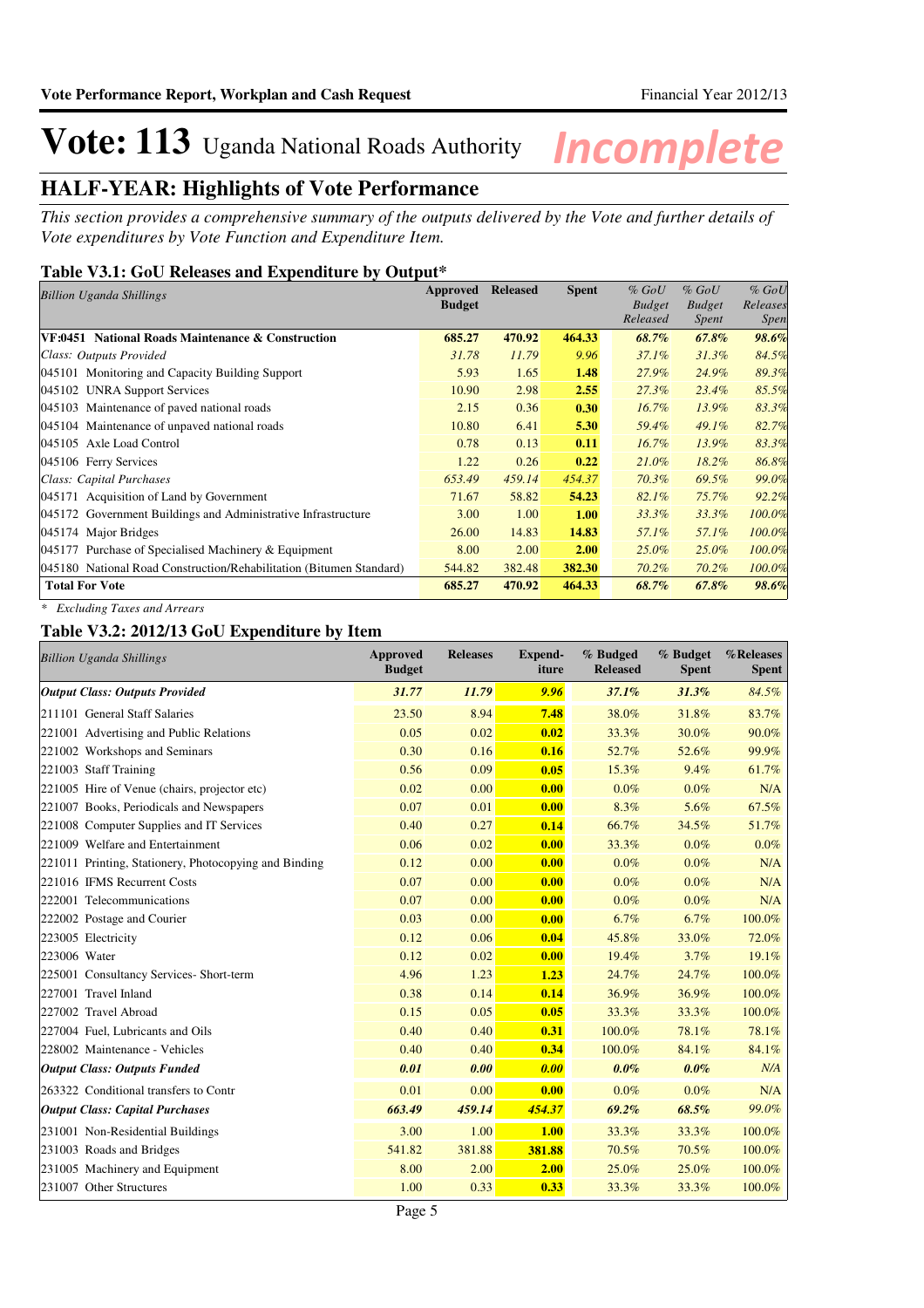# Vote: 113 Uganda National Roads Authority *Incomplete*

## HALF-YEAR: Highlights of Vote Performance

*This section provides a comprehensive summary of the outputs delivered by the Vote and further details of Vote expenditures by Vote Function and Expenditure Item.*

### Table V3.1: GoU Releases and Expenditure by Output*

| *Billion Uganda Shillings* | Approved Budget | Released | Spent | *% GoU Budget Released* | *% GoU Budget Spent* | *% GoU Releases Spen* |
|---|---|---|---|---|---|---|
| **VF:0451 National Roads Maintenance & Construction** | **685.27** | **470.92** | **464.33** | ***68.7%*** | ***67.8%*** | ***98.6%*** |
| *Class: Outputs Provided* | *31.78* | *11.79* | *9.96* | *37.1%* | *31.3%* | *84.5%* |
| 045101 Monitoring and Capacity Building Support | 5.93 | 1.65 | **1.48** | *27.9%* | *24.9%* | *89.3%* |
| 045102 UNRA Support Services | 10.90 | 2.98 | **2.55** | *27.3%* | *23.4%* | *85.5%* |
| 045103 Maintenance of paved national roads | 2.15 | 0.36 | **0.30** | *16.7%* | *13.9%* | *83.3%* |
| 045104 Maintenance of unpaved national roads | 10.80 | 6.41 | **5.30** | *59.4%* | *49.1%* | *82.7%* |
| 045105 Axle Load Control | 0.78 | 0.13 | **0.11** | *16.7%* | *13.9%* | *83.3%* |
| 045106 Ferry Services | 1.22 | 0.26 | **0.22** | *21.0%* | *18.2%* | *86.8%* |
| *Class: Capital Purchases* | *653.49* | *459.14* | *454.37* | *70.3%* | *69.5%* | *99.0%* |
| 045171 Acquisition of Land by Government | 71.67 | 58.82 | **54.23** | *82.1%* | *75.7%* | *92.2%* |
| 045172 Government Buildings and Administrative Infrastructure | 3.00 | 1.00 | **1.00** | *33.3%* | *33.3%* | *100.0%* |
| 045174 Major Bridges | 26.00 | 14.83 | **14.83** | *57.1%* | *57.1%* | *100.0%* |
| 045177 Purchase of Specialised Machinery & Equipment | 8.00 | 2.00 | **2.00** | *25.0%* | *25.0%* | *100.0%* |
| 045180 National Road Construction/Rehabilitation (Bitumen Standard) | 544.82 | 382.48 | **382.30** | *70.2%* | *70.2%* | *100.0%* |
| **Total For Vote** | **685.27** | **470.92** | **464.33** | ***68.7%*** | ***67.8%*** | ***98.6%*** |

*\* Excluding Taxes and Arrears*

### Table V3.2: 2012/13 GoU Expenditure by Item

| *Billion Uganda Shillings* | Approved Budget | Releases | Expend-iture | % Budgeted Released | % Budget Spent | %Releases Spent |
|---|---|---|---|---|---|---|
| ***Output Class: Outputs Provided*** | ***31.77*** | ***11.79*** | ***9.96*** | ***37.1%*** | ***31.3%*** | *84.5%* |
| 211101 General Staff Salaries | 23.50 | 8.94 | **7.48** | 38.0% | 31.8% | 83.7% |
| 221001 Advertising and Public Relations | 0.05 | 0.02 | **0.02** | 33.3% | 30.0% | 90.0% |
| 221002 Workshops and Seminars | 0.30 | 0.16 | **0.16** | 52.7% | 52.6% | 99.9% |
| 221003 Staff Training | 0.56 | 0.09 | **0.05** | 15.3% | 9.4% | 61.7% |
| 221005 Hire of Venue (chairs, projector etc) | 0.02 | 0.00 | **0.00** | 0.0% | 0.0% | N/A |
| 221007 Books, Periodicals and Newspapers | 0.07 | 0.01 | **0.00** | 8.3% | 5.6% | 67.5% |
| 221008 Computer Supplies and IT Services | 0.40 | 0.27 | **0.14** | 66.7% | 34.5% | 51.7% |
| 221009 Welfare and Entertainment | 0.06 | 0.02 | **0.00** | 33.3% | 0.0% | 0.0% |
| 221011 Printing, Stationery, Photocopying and Binding | 0.12 | 0.00 | **0.00** | 0.0% | 0.0% | N/A |
| 221016 IFMS Recurrent Costs | 0.07 | 0.00 | **0.00** | 0.0% | 0.0% | N/A |
| 222001 Telecommunications | 0.07 | 0.00 | **0.00** | 0.0% | 0.0% | N/A |
| 222002 Postage and Courier | 0.03 | 0.00 | **0.00** | 6.7% | 6.7% | 100.0% |
| 223005 Electricity | 0.12 | 0.06 | **0.04** | 45.8% | 33.0% | 72.0% |
| 223006 Water | 0.12 | 0.02 | **0.00** | 19.4% | 3.7% | 19.1% |
| 225001 Consultancy Services- Short-term | 4.96 | 1.23 | **1.23** | 24.7% | 24.7% | 100.0% |
| 227001 Travel Inland | 0.38 | 0.14 | **0.14** | 36.9% | 36.9% | 100.0% |
| 227002 Travel Abroad | 0.15 | 0.05 | **0.05** | 33.3% | 33.3% | 100.0% |
| 227004 Fuel, Lubricants and Oils | 0.40 | 0.40 | **0.31** | 100.0% | 78.1% | 78.1% |
| 228002 Maintenance - Vehicles | 0.40 | 0.40 | **0.34** | 100.0% | 84.1% | 84.1% |
| ***Output Class: Outputs Funded*** | ***0.01*** | ***0.00*** | ***0.00*** | ***0.0%*** | ***0.0%*** | *N/A* |
| 263322 Conditional transfers to Contr | 0.01 | 0.00 | **0.00** | 0.0% | 0.0% | N/A |
| ***Output Class: Capital Purchases*** | ***663.49*** | ***459.14*** | ***454.37*** | ***69.2%*** | ***68.5%*** | *99.0%* |
| 231001 Non-Residential Buildings | 3.00 | 1.00 | **1.00** | 33.3% | 33.3% | 100.0% |
| 231003 Roads and Bridges | 541.82 | 381.88 | **381.88** | 70.5% | 70.5% | 100.0% |
| 231005 Machinery and Equipment | 8.00 | 2.00 | **2.00** | 25.0% | 25.0% | 100.0% |
| 231007 Other Structures | 1.00 | 0.33 | **0.33** | 33.3% | 33.3% | 100.0% |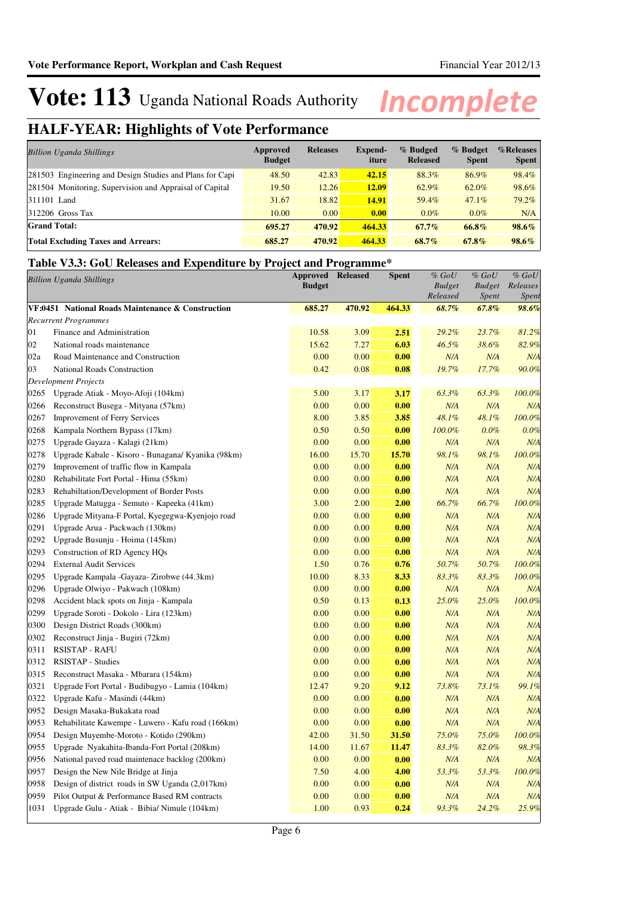# Vote: 113 Uganda National Roads Authority

*Incomplete*

## HALF-YEAR: Highlights of Vote Performance

| *Billion Uganda Shillings* | Approved Budget | Releases | Expend-iture | % Budged Released | % Budget Spent | %Releases Spent |
|---|---|---|---|---|---|---|
| 281503 Engineering and Design Studies and Plans for Capi | 48.50 | 42.83 | **42.15** | 88.3% | 86.9% | 98.4% |
| 281504 Monitoring, Supervision and Appraisal of Capital | 19.50 | 12.26 | **12.09** | 62.9% | 62.0% | 98.6% |
| 311101 Land | 31.67 | 18.82 | **14.91** | 59.4% | 47.1% | 79.2% |
| 312206 Gross Tax | 10.00 | 0.00 | **0.00** | 0.0% | 0.0% | N/A |
| **Grand Total:** | **695.27** | **470.92** | **464.33** | **67.7%** | **66.8%** | **98.6%** |
| **Total Excluding Taxes and Arrears:** | **685.27** | **470.92** | **464.33** | **68.7%** | **67.8%** | **98.6%** |

### Table V3.3: GoU Releases and Expenditure by Project and Programme*

| *Billion Uganda Shillings* | | Approved Budget | Released | Spent | *% GoU Budget Released* | *% GoU Budget Spent* | *% GoU Releases Spent* |
|---|---|---|---|---|---|---|---|
| **VF:0451 National Roads Maintenance & Construction** | | **685.27** | **470.92** | **464.33** | ***68.7%*** | ***67.8%*** | ***98.6%*** |
| *Recurrent Programmes* | | | | | | | |
| 01 | Finance and Administration | 10.58 | 3.09 | **2.51** | *29.2%* | *23.7%* | *81.2%* |
| 02 | National roads maintenance | 15.62 | 7.27 | **6.03** | *46.5%* | *38.6%* | *82.9%* |
| 02a | Road Maintenance and Construction | 0.00 | 0.00 | **0.00** | *N/A* | *N/A* | *N/A* |
| 03 | National Roads Construction | 0.42 | 0.08 | **0.08** | *19.7%* | *17.7%* | *90.0%* |
| *Development Projects* | | | | | | | |
| 0265 | Upgrade Atiak - Moyo-Afoji (104km) | 5.00 | 3.17 | **3.17** | *63.3%* | *63.3%* | *100.0%* |
| 0266 | Reconstruct Busega - Mityana (57km) | 0.00 | 0.00 | **0.00** | *N/A* | *N/A* | *N/A* |
| 0267 | Improvement of Ferry Services | 8.00 | 3.85 | **3.85** | *48.1%* | *48.1%* | *100.0%* |
| 0268 | Kampala Northern Bypass (17km) | 0.50 | 0.50 | **0.00** | *100.0%* | *0.0%* | *0.0%* |
| 0275 | Upgrade Gayaza - Kalagi (21km) | 0.00 | 0.00 | **0.00** | *N/A* | *N/A* | *N/A* |
| 0278 | Upgrade Kabale - Kisoro - Bunagana/ Kyanika (98km) | 16.00 | 15.70 | **15.70** | *98.1%* | *98.1%* | *100.0%* |
| 0279 | Improvement of traffic flow in Kampala | 0.00 | 0.00 | **0.00** | *N/A* | *N/A* | *N/A* |
| 0280 | Rehabilitate Fort Portal - Hima (55km) | 0.00 | 0.00 | **0.00** | *N/A* | *N/A* | *N/A* |
| 0283 | Rehabiltation/Development of Border Posts | 0.00 | 0.00 | **0.00** | *N/A* | *N/A* | *N/A* |
| 0285 | Upgrade Matugga - Semuto - Kapeeka (41km) | 3.00 | 2.00 | **2.00** | *66.7%* | *66.7%* | *100.0%* |
| 0286 | Upgrade Mityana-F Portal, Kyegegwa-Kyenjojo road | 0.00 | 0.00 | **0.00** | *N/A* | *N/A* | *N/A* |
| 0291 | Upgrade Arua - Packwach (130km) | 0.00 | 0.00 | **0.00** | *N/A* | *N/A* | *N/A* |
| 0292 | Upgrade Busunju - Hoima (145km) | 0.00 | 0.00 | **0.00** | *N/A* | *N/A* | *N/A* |
| 0293 | Construction of RD Agency HQs | 0.00 | 0.00 | **0.00** | *N/A* | *N/A* | *N/A* |
| 0294 | External Audit Services | 1.50 | 0.76 | **0.76** | *50.7%* | *50.7%* | *100.0%* |
| 0295 | Upgrade Kampala -Gayaza- Zirobwe (44.3km) | 10.00 | 8.33 | **8.33** | *83.3%* | *83.3%* | *100.0%* |
| 0296 | Upgrade Olwiyo - Pakwach (108km) | 0.00 | 0.00 | **0.00** | *N/A* | *N/A* | *N/A* |
| 0298 | Accident black spots on Jinja - Kampala | 0.50 | 0.13 | **0.13** | *25.0%* | *25.0%* | *100.0%* |
| 0299 | Upgrade Soroti - Dokolo - Lira (123km) | 0.00 | 0.00 | **0.00** | *N/A* | *N/A* | *N/A* |
| 0300 | Design District Roads (300km) | 0.00 | 0.00 | **0.00** | *N/A* | *N/A* | *N/A* |
| 0302 | Reconstruct Jinja - Bugiri (72km) | 0.00 | 0.00 | **0.00** | *N/A* | *N/A* | *N/A* |
| 0311 | RSISTAP - RAFU | 0.00 | 0.00 | **0.00** | *N/A* | *N/A* | *N/A* |
| 0312 | RSISTAP - Studies | 0.00 | 0.00 | **0.00** | *N/A* | *N/A* | *N/A* |
| 0315 | Reconstruct Masaka - Mbarara (154km) | 0.00 | 0.00 | **0.00** | *N/A* | *N/A* | *N/A* |
| 0321 | Upgrade Fort Portal - Budibugyo - Lamia (104km) | 12.47 | 9.20 | **9.12** | *73.8%* | *73.1%* | *99.1%* |
| 0322 | Upgrade Kafu - Masindi (44km) | 0.00 | 0.00 | **0.00** | *N/A* | *N/A* | *N/A* |
| 0952 | Design Masaka-Bukakata road | 0.00 | 0.00 | **0.00** | *N/A* | *N/A* | *N/A* |
| 0953 | Rehabilitate Kawempe - Luwero - Kafu road (166km) | 0.00 | 0.00 | **0.00** | *N/A* | *N/A* | *N/A* |
| 0954 | Design Muyembe-Moroto - Kotido (290km) | 42.00 | 31.50 | **31.50** | *75.0%* | *75.0%* | *100.0%* |
| 0955 | Upgrade Nyakahita-Ibanda-Fort Portal (208km) | 14.00 | 11.67 | **11.47** | *83.3%* | *82.0%* | *98.3%* |
| 0956 | National paved road maintenace backlog (200km) | 0.00 | 0.00 | **0.00** | *N/A* | *N/A* | *N/A* |
| 0957 | Design the New Nile Bridge at Jinja | 7.50 | 4.00 | **4.00** | *53.3%* | *53.3%* | *100.0%* |
| 0958 | Design of district roads in SW Uganda (2,017km) | 0.00 | 0.00 | **0.00** | *N/A* | *N/A* | *N/A* |
| 0959 | Pilot Output & Performance Based RM contracts | 0.00 | 0.00 | **0.00** | *N/A* | *N/A* | *N/A* |
| 1031 | Upgrade Gulu - Atiak - Bibia/ Nimule (104km) | 1.00 | 0.93 | **0.24** | *93.3%* | *24.2%* | *25.9%* |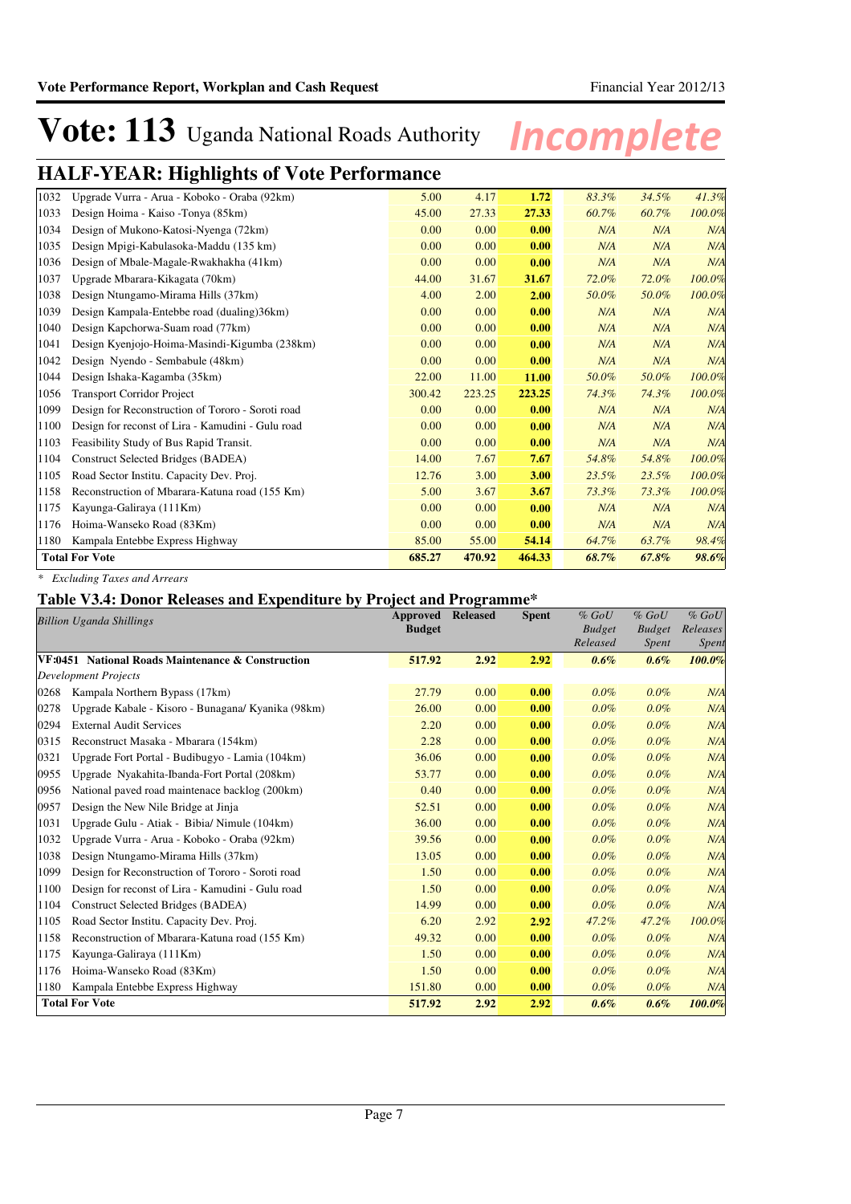# Vote: 113 Uganda National Roads Authority *Incomplete*

## HALF-YEAR: Highlights of Vote Performance

| | | | | | | | |
|---|---|---|---|---|---|---|---|
| 1032 | Upgrade Vurra - Arua - Koboko - Oraba (92km) | 5.00 | 4.17 | **1.72** | *83.3%* | *34.5%* | *41.3%* |
| 1033 | Design Hoima - Kaiso -Tonya (85km) | 45.00 | 27.33 | **27.33** | *60.7%* | *60.7%* | *100.0%* |
| 1034 | Design of Mukono-Katosi-Nyenga (72km) | 0.00 | 0.00 | **0.00** | *N/A* | *N/A* | *N/A* |
| 1035 | Design Mpigi-Kabulasoka-Maddu (135 km) | 0.00 | 0.00 | **0.00** | *N/A* | *N/A* | *N/A* |
| 1036 | Design of Mbale-Magale-Rwakhakha (41km) | 0.00 | 0.00 | **0.00** | *N/A* | *N/A* | *N/A* |
| 1037 | Upgrade Mbarara-Kikagata (70km) | 44.00 | 31.67 | **31.67** | *72.0%* | *72.0%* | *100.0%* |
| 1038 | Design Ntungamo-Mirama Hills (37km) | 4.00 | 2.00 | **2.00** | *50.0%* | *50.0%* | *100.0%* |
| 1039 | Design Kampala-Entebbe road (dualing)36km) | 0.00 | 0.00 | **0.00** | *N/A* | *N/A* | *N/A* |
| 1040 | Design Kapchorwa-Suam road (77km) | 0.00 | 0.00 | **0.00** | *N/A* | *N/A* | *N/A* |
| 1041 | Design Kyenjojo-Hoima-Masindi-Kigumba (238km) | 0.00 | 0.00 | **0.00** | *N/A* | *N/A* | *N/A* |
| 1042 | Design Nyendo - Sembabule (48km) | 0.00 | 0.00 | **0.00** | *N/A* | *N/A* | *N/A* |
| 1044 | Design Ishaka-Kagamba (35km) | 22.00 | 11.00 | **11.00** | *50.0%* | *50.0%* | *100.0%* |
| 1056 | Transport Corridor Project | 300.42 | 223.25 | **223.25** | *74.3%* | *74.3%* | *100.0%* |
| 1099 | Design for Reconstruction of Tororo - Soroti road | 0.00 | 0.00 | **0.00** | *N/A* | *N/A* | *N/A* |
| 1100 | Design for reconst of Lira - Kamudini - Gulu road | 0.00 | 0.00 | **0.00** | *N/A* | *N/A* | *N/A* |
| 1103 | Feasibility Study of Bus Rapid Transit. | 0.00 | 0.00 | **0.00** | *N/A* | *N/A* | *N/A* |
| 1104 | Construct Selected Bridges (BADEA) | 14.00 | 7.67 | **7.67** | *54.8%* | *54.8%* | *100.0%* |
| 1105 | Road Sector Institu. Capacity Dev. Proj. | 12.76 | 3.00 | **3.00** | *23.5%* | *23.5%* | *100.0%* |
| 1158 | Reconstruction of Mbarara-Katuna road (155 Km) | 5.00 | 3.67 | **3.67** | *73.3%* | *73.3%* | *100.0%* |
| 1175 | Kayunga-Galiraya (111Km) | 0.00 | 0.00 | **0.00** | *N/A* | *N/A* | *N/A* |
| 1176 | Hoima-Wanseko Road (83Km) | 0.00 | 0.00 | **0.00** | *N/A* | *N/A* | *N/A* |
| 1180 | Kampala Entebbe Express Highway | 85.00 | 55.00 | **54.14** | *64.7%* | *63.7%* | *98.4%* |
| **Total For Vote** | | **685.27** | **470.92** | **464.33** | ***68.7%*** | ***67.8%*** | ***98.6%*** |

*\* Excluding Taxes and Arrears*

### Table V3.4: Donor Releases and Expenditure by Project and Programme*

| *Billion Uganda Shillings* | | Approved Budget | Released | Spent | *% GoU Budget Released* | *% GoU Budget Spent* | *% GoU Releases Spent* |
|---|---|---|---|---|---|---|---|
| **VF:0451 National Roads Maintenance & Construction** | | **517.92** | **2.92** | **2.92** | ***0.6%*** | ***0.6%*** | ***100.0%*** |
| *Development Projects* | | | | | | | |
| 0268 | Kampala Northern Bypass (17km) | 27.79 | 0.00 | **0.00** | *0.0%* | *0.0%* | *N/A* |
| 0278 | Upgrade Kabale - Kisoro - Bunagana/ Kyanika (98km) | 26.00 | 0.00 | **0.00** | *0.0%* | *0.0%* | *N/A* |
| 0294 | External Audit Services | 2.20 | 0.00 | **0.00** | *0.0%* | *0.0%* | *N/A* |
| 0315 | Reconstruct Masaka - Mbarara (154km) | 2.28 | 0.00 | **0.00** | *0.0%* | *0.0%* | *N/A* |
| 0321 | Upgrade Fort Portal - Budibugyo - Lamia (104km) | 36.06 | 0.00 | **0.00** | *0.0%* | *0.0%* | *N/A* |
| 0955 | Upgrade Nyakahita-Ibanda-Fort Portal (208km) | 53.77 | 0.00 | **0.00** | *0.0%* | *0.0%* | *N/A* |
| 0956 | National paved road maintenace backlog (200km) | 0.40 | 0.00 | **0.00** | *0.0%* | *0.0%* | *N/A* |
| 0957 | Design the New Nile Bridge at Jinja | 52.51 | 0.00 | **0.00** | *0.0%* | *0.0%* | *N/A* |
| 1031 | Upgrade Gulu - Atiak - Bibia/ Nimule (104km) | 36.00 | 0.00 | **0.00** | *0.0%* | *0.0%* | *N/A* |
| 1032 | Upgrade Vurra - Arua - Koboko - Oraba (92km) | 39.56 | 0.00 | **0.00** | *0.0%* | *0.0%* | *N/A* |
| 1038 | Design Ntungamo-Mirama Hills (37km) | 13.05 | 0.00 | **0.00** | *0.0%* | *0.0%* | *N/A* |
| 1099 | Design for Reconstruction of Tororo - Soroti road | 1.50 | 0.00 | **0.00** | *0.0%* | *0.0%* | *N/A* |
| 1100 | Design for reconst of Lira - Kamudini - Gulu road | 1.50 | 0.00 | **0.00** | *0.0%* | *0.0%* | *N/A* |
| 1104 | Construct Selected Bridges (BADEA) | 14.99 | 0.00 | **0.00** | *0.0%* | *0.0%* | *N/A* |
| 1105 | Road Sector Institu. Capacity Dev. Proj. | 6.20 | 2.92 | **2.92** | *47.2%* | *47.2%* | *100.0%* |
| 1158 | Reconstruction of Mbarara-Katuna road (155 Km) | 49.32 | 0.00 | **0.00** | *0.0%* | *0.0%* | *N/A* |
| 1175 | Kayunga-Galiraya (111Km) | 1.50 | 0.00 | **0.00** | *0.0%* | *0.0%* | *N/A* |
| 1176 | Hoima-Wanseko Road (83Km) | 1.50 | 0.00 | **0.00** | *0.0%* | *0.0%* | *N/A* |
| 1180 | Kampala Entebbe Express Highway | 151.80 | 0.00 | **0.00** | *0.0%* | *0.0%* | *N/A* |
| **Total For Vote** | | **517.92** | **2.92** | **2.92** | ***0.6%*** | ***0.6%*** | ***100.0%*** |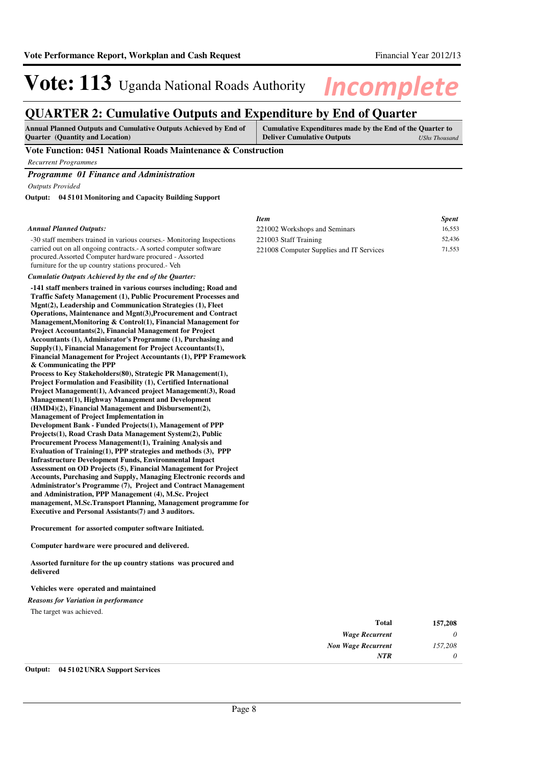# Vote: 113 Uganda National Roads Authority *Incomplete*

## QUARTER 2: Cumulative Outputs and Expenditure by End of Quarter

| **Annual Planned Outputs and Cumulative Outputs Achieved by End of Quarter (Quantity and Location)** | **Cumulative Expenditures made by the End of the Quarter to Deliver Cumulative Outputs** *UShs Thousand* |
|---|---|

### Vote Function: 0451 National Roads Maintenance & Construction

*Recurrent Programmes*

### *Programme 01 Finance and Administration*

*Outputs Provided*

**Output: 04 51 01 Monitoring and Capacity Building Support**

*Annual Planned Outputs:*

-30 staff members trained in various courses.- Monitoring Inspections carried out on all ongoing contracts.- A sorted computer software procured.Assorted Computer hardware procured - Assorted furniture for the up country stations procured.- Veh

*Cumulatie Outputs Achieved by the end of the Quarter:*

**-141 staff menbers trained in various courses including; Road and Traffic Safety Management (1), Public Procurement Processes and Mgnt(2), Leadership and Communication Strategies (1), Fleet Operations, Maintenance and Mgnt(3),Procurement and Contract Management,Monitoring & Control(1), Financial Management for Project Accountants(2), Financial Management for Project Accountants (1), Adminisrator's Programme (1), Purchasing and Supply(1), Financial Management for Project Accountants(1), Financial Management for Project Accountants (1), PPP Framework & Communicating the PPP**
**Process to Key Stakeholders(80), Strategic PR Management(1), Project Formulation and Feasibility (1), Certified International Project Management(1), Advanced project Management(3), Road Management(1), Highway Management and Development (HMD4)(2), Financial Management and Disbursement(2), Management of Project Implementation in**
**Development Bank - Funded Projects(1), Management of PPP Projects(1), Road Crash Data Management System(2), Public Procurement Process Management(1), Training Analysis and Evaluation of Training(1), PPP strategies and methods (3), PPP Infrastructure Development Funds, Environmental Impact Assessment on OD Projects (5), Financial Management for Project Accounts, Purchasing and Supply, Managing Electronic records and Administrator's Programme (7), Project and Contract Management and Administration, PPP Management (4), M.Sc. Project management, M.Sc.Transport Planning, Management programme for Executive and Personal Assistants(7) and 3 auditors.**

**Procurement for assorted computer software Initiated.**

**Computer hardware were procured and delivered.**

**Assorted furniture for the up country stations was procured and delivered**

**Vehicles were operated and maintained**

*Reasons for Variation in performance*

The target was achieved.

| *Item* | *Spent* |
|---|---|
| 221002 Workshops and Seminars | 16,553 |
| 221003 Staff Training | 52,436 |
| 221008 Computer Supplies and IT Services | 71,553 |

| | |
|---|---|
| **Total** | **157,208** |
| ***Wage Recurrent*** | *0* |
| ***Non Wage Recurrent*** | *157,208* |
| ***NTR*** | *0* |

**Output: 04 51 02 UNRA Support Services**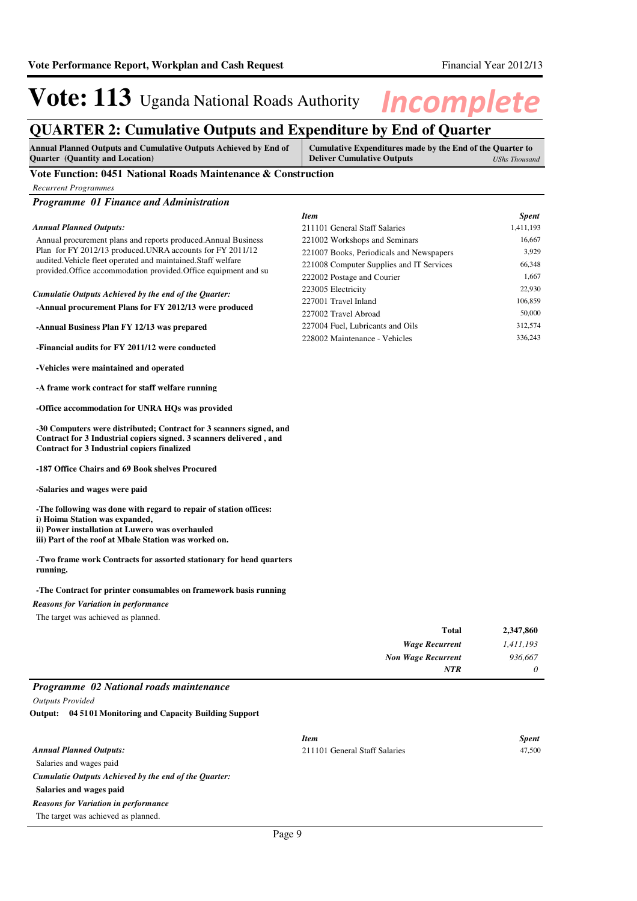# Vote: 113 Uganda National Roads Authority

*Incomplete*

## QUARTER 2: Cumulative Outputs and Expenditure by End of Quarter

| Annual Planned Outputs and Cumulative Outputs Achieved by End of Quarter (Quantity and Location) | Cumulative Expenditures made by the End of the Quarter to Deliver Cumulative Outputs *UShs Thousand* |
|---|---|

### Vote Function: 0451 National Roads Maintenance & Construction

*Recurrent Programmes*

#### *Programme 01 Finance and Administration*

***Annual Planned Outputs:***

Annual procurement plans and reports produced.Annual Business Plan for FY 2012/13 produced.UNRA accounts for FY 2011/12 audited.Vehicle fleet operated and maintained.Staff welfare provided.Office accommodation provided.Office equipment and su

***Cumulatie Outputs Achieved by the end of the Quarter:***

**-Annual procurement Plans for FY 2012/13 were produced**

**-Annual Business Plan FY 12/13 was prepared**

**-Financial audits for FY 2011/12 were conducted**

**-Vehicles were maintained and operated**

**-A frame work contract for staff welfare running**

**-Office accommodation for UNRA HQs was provided**

**-30 Computers were distributed; Contract for 3 scanners signed, and Contract for 3 Industrial copiers signed. 3 scanners delivered , and Contract for 3 Industrial copiers finalized**

**-187 Office Chairs and 69 Book shelves Procured**

**-Salaries and wages were paid**

**-The following was done with regard to repair of station offices:**
**i) Hoima Station was expanded,**
**ii) Power installation at Luwero was overhauled**
**iii) Part of the roof at Mbale Station was worked on.**

**-Two frame work Contracts for assorted stationary for head quarters running.**

**-The Contract for printer consumables on framework basis running**

***Reasons for Variation in performance***

The target was achieved as planned.

| *Item* | *Spent* |
|---|---|
| 211101 General Staff Salaries | 1,411,193 |
| 221002 Workshops and Seminars | 16,667 |
| 221007 Books, Periodicals and Newspapers | 3,929 |
| 221008 Computer Supplies and IT Services | 66,348 |
| 222002 Postage and Courier | 1,667 |
| 223005 Electricity | 22,930 |
| 227001 Travel Inland | 106,859 |
| 227002 Travel Abroad | 50,000 |
| 227004 Fuel, Lubricants and Oils | 312,574 |
| 228002 Maintenance - Vehicles | 336,243 |

| | |
|---|---|
| **Total** | **2,347,860** |
| ***Wage Recurrent*** | *1,411,193* |
| ***Non Wage Recurrent*** | *936,667* |
| ***NTR*** | *0* |

#### *Programme 02 National roads maintenance*

*Outputs Provided*

**Output: 04 51 01 Monitoring and Capacity Building Support**

***Annual Planned Outputs:***

Salaries and wages paid

***Cumulatie Outputs Achieved by the end of the Quarter:***

**Salaries and wages paid**

***Reasons for Variation in performance***

The target was achieved as planned.

| *Item* | *Spent* |
|---|---|
| 211101 General Staff Salaries | 47,500 |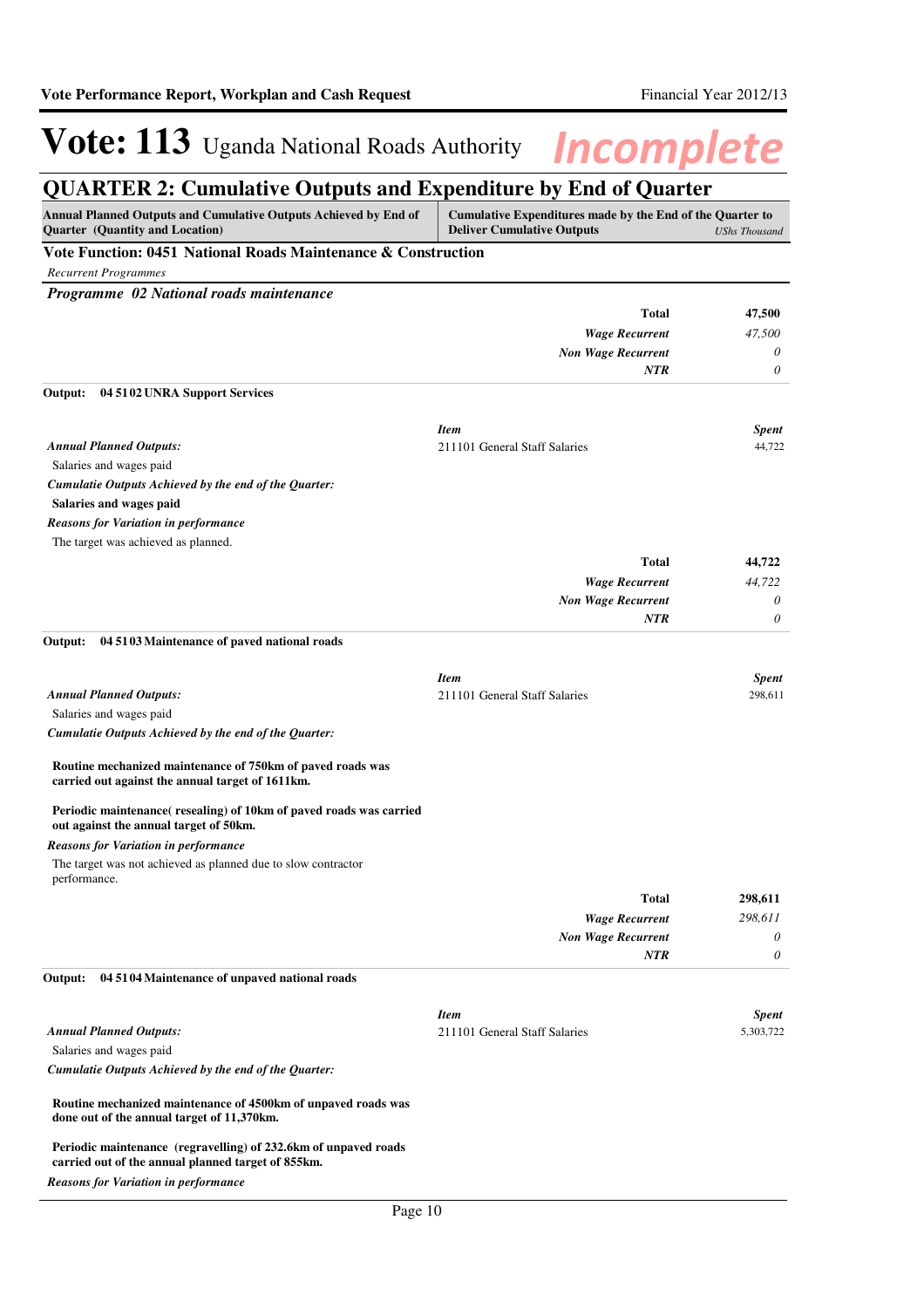# Vote: 113 Uganda National Roads Authority *Incomplete*

## QUARTER 2: Cumulative Outputs and Expenditure by End of Quarter

| Annual Planned Outputs and Cumulative Outputs Achieved by End of Quarter (Quantity and Location) | Cumulative Expenditures made by the End of the Quarter to Deliver Cumulative Outputs *UShs Thousand* |
|---|---|

### Vote Function: 0451 National Roads Maintenance & Construction

*Recurrent Programmes*

#### *Programme 02 National roads maintenance*

| | |
|---|---|
| **Total** | **47,500** |
| ***Wage Recurrent*** | *47,500* |
| ***Non Wage Recurrent*** | *0* |
| ***NTR*** | *0* |

**Output: 04 51 02 UNRA Support Services**

| ***Item*** | ***Spent*** |
|---|---|
| 211101 General Staff Salaries | 44,722 |

***Annual Planned Outputs:***

Salaries and wages paid

***Cumulatie Outputs Achieved by the end of the Quarter:***

**Salaries and wages paid**

***Reasons for Variation in performance***

The target was achieved as planned.

| | |
|---|---|
| **Total** | **44,722** |
| ***Wage Recurrent*** | *44,722* |
| ***Non Wage Recurrent*** | *0* |
| ***NTR*** | *0* |

**Output: 04 51 03 Maintenance of paved national roads**

| ***Item*** | ***Spent*** |
|---|---|
| 211101 General Staff Salaries | 298,611 |

***Annual Planned Outputs:***

Salaries and wages paid

***Cumulatie Outputs Achieved by the end of the Quarter:***

**Routine mechanized maintenance of 750km of paved roads was carried out against the annual target of 1611km.**

**Periodic maintenance( resealing) of 10km of paved roads was carried out against the annual target of 50km.**

***Reasons for Variation in performance***

The target was not achieved as planned due to slow contractor performance.

| | |
|---|---|
| **Total** | **298,611** |
| ***Wage Recurrent*** | *298,611* |
| ***Non Wage Recurrent*** | *0* |
| ***NTR*** | *0* |

**Output: 04 51 04 Maintenance of unpaved national roads**

| ***Item*** | ***Spent*** |
|---|---|
| 211101 General Staff Salaries | 5,303,722 |

***Annual Planned Outputs:***

Salaries and wages paid

***Cumulatie Outputs Achieved by the end of the Quarter:***

**Routine mechanized maintenance of 4500km of unpaved roads was done out of the annual target of 11,370km.**

**Periodic maintenance (regravelling) of 232.6km of unpaved roads carried out of the annual planned target of 855km.**

***Reasons for Variation in performance***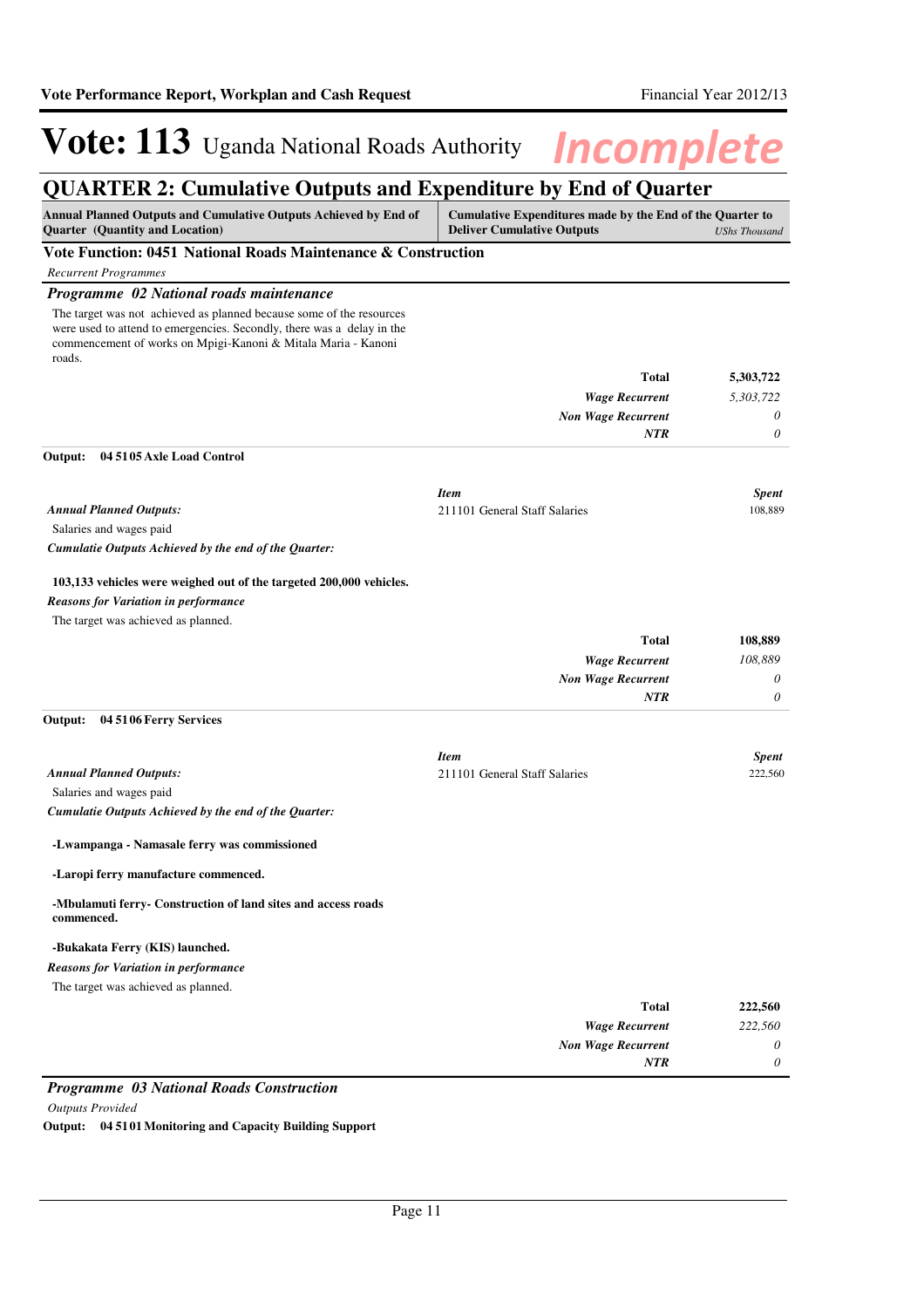# Vote: 113 Uganda National Roads Authority *Incomplete*

## QUARTER 2: Cumulative Outputs and Expenditure by End of Quarter

| Annual Planned Outputs and Cumulative Outputs Achieved by End of Quarter (Quantity and Location) | Cumulative Expenditures made by the End of the Quarter to Deliver Cumulative Outputs *UShs Thousand* |
|---|---|

### Vote Function: 0451 National Roads Maintenance & Construction

*Recurrent Programmes*

#### *Programme 02 National roads maintenance*

The target was not achieved as planned because some of the resources were used to attend to emergencies. Secondly, there was a delay in the commencement of works on Mpigi-Kanoni & Mitala Maria - Kanoni roads.

| | |
|---|---|
| **Total** | **5,303,722** |
| *Wage Recurrent* | *5,303,722* |
| *Non Wage Recurrent* | *0* |
| *NTR* | *0* |

**Output: 04 5105 Axle Load Control**

| *Item* | *Spent* |
|---|---|
| 211101 General Staff Salaries | 108,889 |

***Annual Planned Outputs:***

Salaries and wages paid

***Cumulatie Outputs Achieved by the end of the Quarter:***

**103,133 vehicles were weighed out of the targeted 200,000 vehicles.**

***Reasons for Variation in performance***

The target was achieved as planned.

| | |
|---|---|
| **Total** | **108,889** |
| *Wage Recurrent* | *108,889* |
| *Non Wage Recurrent* | *0* |
| *NTR* | *0* |

**Output: 04 5106 Ferry Services**

| *Item* | *Spent* |
|---|---|
| 211101 General Staff Salaries | 222,560 |

***Annual Planned Outputs:***

Salaries and wages paid

***Cumulatie Outputs Achieved by the end of the Quarter:***

**-Lwampanga - Namasale ferry was commissioned**

**-Laropi ferry manufacture commenced.**

**-Mbulamuti ferry- Construction of land sites and access roads commenced.**

**-Bukakata Ferry (KIS) launched.**

***Reasons for Variation in performance***

The target was achieved as planned.

| | |
|---|---|
| **Total** | **222,560** |
| *Wage Recurrent* | *222,560* |
| *Non Wage Recurrent* | *0* |
| *NTR* | *0* |

#### *Programme 03 National Roads Construction*

*Outputs Provided*

**Output: 04 5101 Monitoring and Capacity Building Support**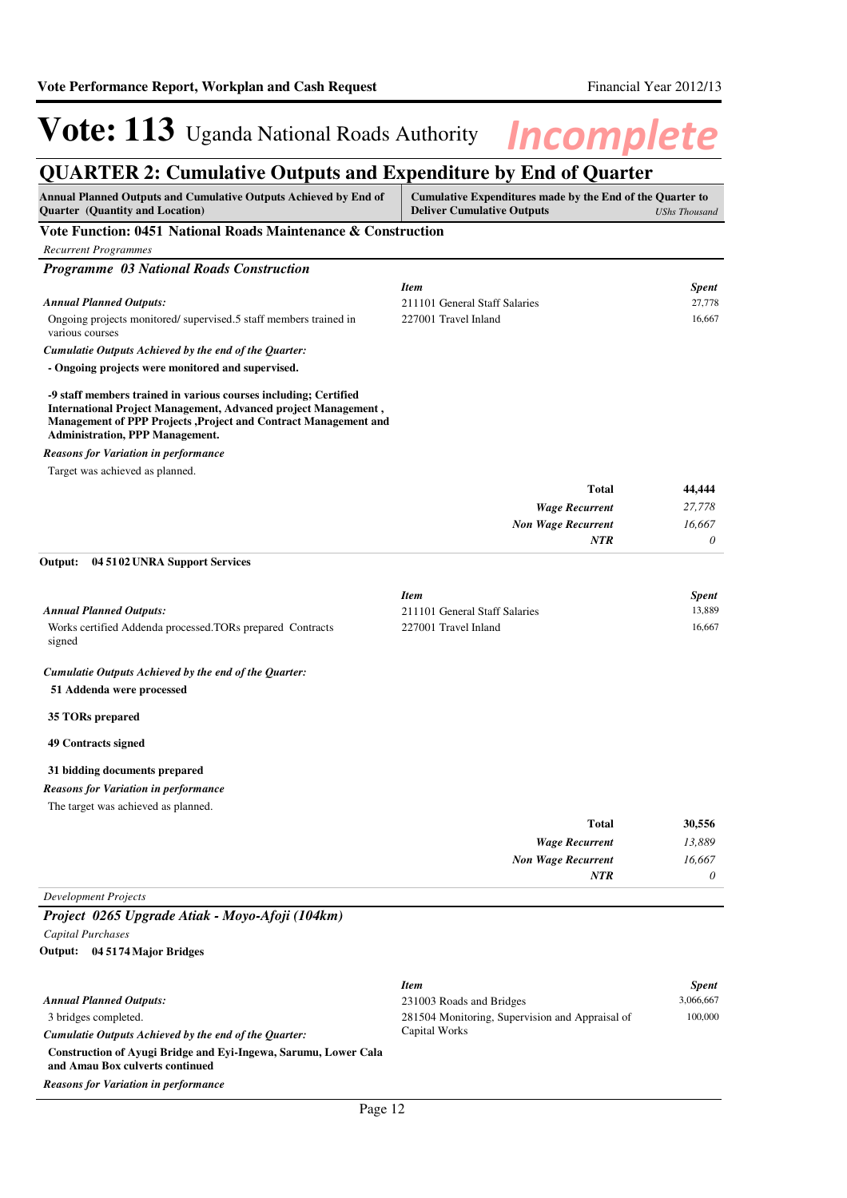# Vote: 113 Uganda National Roads Authority *Incomplete*

## QUARTER 2: Cumulative Outputs and Expenditure by End of Quarter

| Annual Planned Outputs and Cumulative Outputs Achieved by End of Quarter (Quantity and Location) | Cumulative Expenditures made by the End of the Quarter to Deliver Cumulative Outputs *UShs Thousand* |
|---|---|

### Vote Function: 0451 National Roads Maintenance & Construction

*Recurrent Programmes*

### *Programme 03 National Roads Construction*

***Annual Planned Outputs:***

Ongoing projects monitored/ supervised.5 staff members trained in various courses

***Cumulatie Outputs Achieved by the end of the Quarter:***

**- Ongoing projects were monitored and supervised.**

**-9 staff members trained in various courses including; Certified International Project Management, Advanced project Management , Management of PPP Projects ,Project and Contract Management and Administration, PPP Management.**

***Reasons for Variation in performance***

Target was achieved as planned.

| *Item* | *Spent* |
|---|---|
| 211101 General Staff Salaries | 27,778 |
| 227001 Travel Inland | 16,667 |
| **Total** | **44,444** |
| ***Wage Recurrent*** | *27,778* |
| ***Non Wage Recurrent*** | *16,667* |
| ***NTR*** | *0* |

**Output: 04 5102 UNRA Support Services**

***Annual Planned Outputs:***

Works certified Addenda processed.TORs prepared Contracts signed

***Cumulatie Outputs Achieved by the end of the Quarter:***

**51 Addenda were processed**

**35 TORs prepared**

**49 Contracts signed**

**31 bidding documents prepared**

***Reasons for Variation in performance***

The target was achieved as planned.

| *Item* | *Spent* |
|---|---|
| 211101 General Staff Salaries | 13,889 |
| 227001 Travel Inland | 16,667 |
| **Total** | **30,556** |
| ***Wage Recurrent*** | *13,889* |
| ***Non Wage Recurrent*** | *16,667* |
| ***NTR*** | *0* |

*Development Projects*

### *Project 0265 Upgrade Atiak - Moyo-Afoji (104km)*

*Capital Purchases*

**Output: 04 5174 Major Bridges**

***Annual Planned Outputs:***

3 bridges completed.

***Cumulatie Outputs Achieved by the end of the Quarter:***

**Construction of Ayugi Bridge and Eyi-Ingewa, Sarumu, Lower Cala and Amau Box culverts continued**

***Reasons for Variation in performance***

| *Item* | *Spent* |
|---|---|
| 231003 Roads and Bridges | 3,066,667 |
| 281504 Monitoring, Supervision and Appraisal of Capital Works | 100,000 |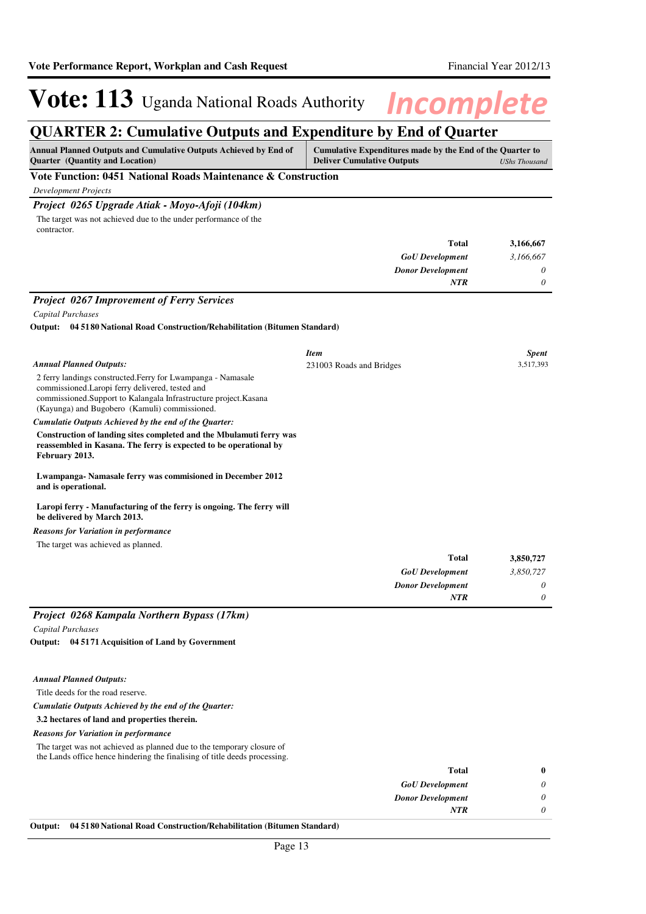# Vote: 113 Uganda National Roads Authority *Incomplete*

## QUARTER 2: Cumulative Outputs and Expenditure by End of Quarter

| Annual Planned Outputs and Cumulative Outputs Achieved by End of Quarter (Quantity and Location) | Cumulative Expenditures made by the End of the Quarter to Deliver Cumulative Outputs *UShs Thousand* |
|---|---|

### Vote Function: 0451 National Roads Maintenance & Construction

*Development Projects*

#### *Project 0265 Upgrade Atiak - Moyo-Afoji (104km)*

The target was not achieved due to the under performance of the contractor.

| | |
|---|---|
| **Total** | **3,166,667** |
| ***GoU Development*** | *3,166,667* |
| ***Donor Development*** | *0* |
| ***NTR*** | *0* |

#### *Project 0267 Improvement of Ferry Services*

*Capital Purchases*

**Output: 04 5180 National Road Construction/Rehabilitation (Bitumen Standard)**

| *Item* | *Spent* |
|---|---|
| 231003 Roads and Bridges | 3,517,393 |

***Annual Planned Outputs:***

2 ferry landings constructed.Ferry for Lwampanga - Namasale commissioned.Laropi ferry delivered, tested and commissioned.Support to Kalangala Infrastructure project.Kasana (Kayunga) and Bugobero (Kamuli) commissioned.

***Cumulatie Outputs Achieved by the end of the Quarter:***

**Construction of landing sites completed and the Mbulamuti ferry was reassembled in Kasana. The ferry is expected to be operational by February 2013.**

**Lwampanga- Namasale ferry was commisioned in December 2012 and is operational.**

**Laropi ferry - Manufacturing of the ferry is ongoing. The ferry will be delivered by March 2013.**

***Reasons for Variation in performance***

The target was achieved as planned.

| | |
|---|---|
| **Total** | **3,850,727** |
| ***GoU Development*** | *3,850,727* |
| ***Donor Development*** | *0* |
| ***NTR*** | *0* |

#### *Project 0268 Kampala Northern Bypass (17km)*

*Capital Purchases*

**Output: 04 5171 Acquisition of Land by Government**

***Annual Planned Outputs:***

Title deeds for the road reserve.

***Cumulatie Outputs Achieved by the end of the Quarter:***

**3.2 hectares of land and properties therein.**

***Reasons for Variation in performance***

The target was not achieved as planned due to the temporary closure of the Lands office hence hindering the finalising of title deeds processing.

| | |
|---|---|
| **Total** | **0** |
| ***GoU Development*** | *0* |
| ***Donor Development*** | *0* |
| ***NTR*** | *0* |

**Output: 04 5180 National Road Construction/Rehabilitation (Bitumen Standard)**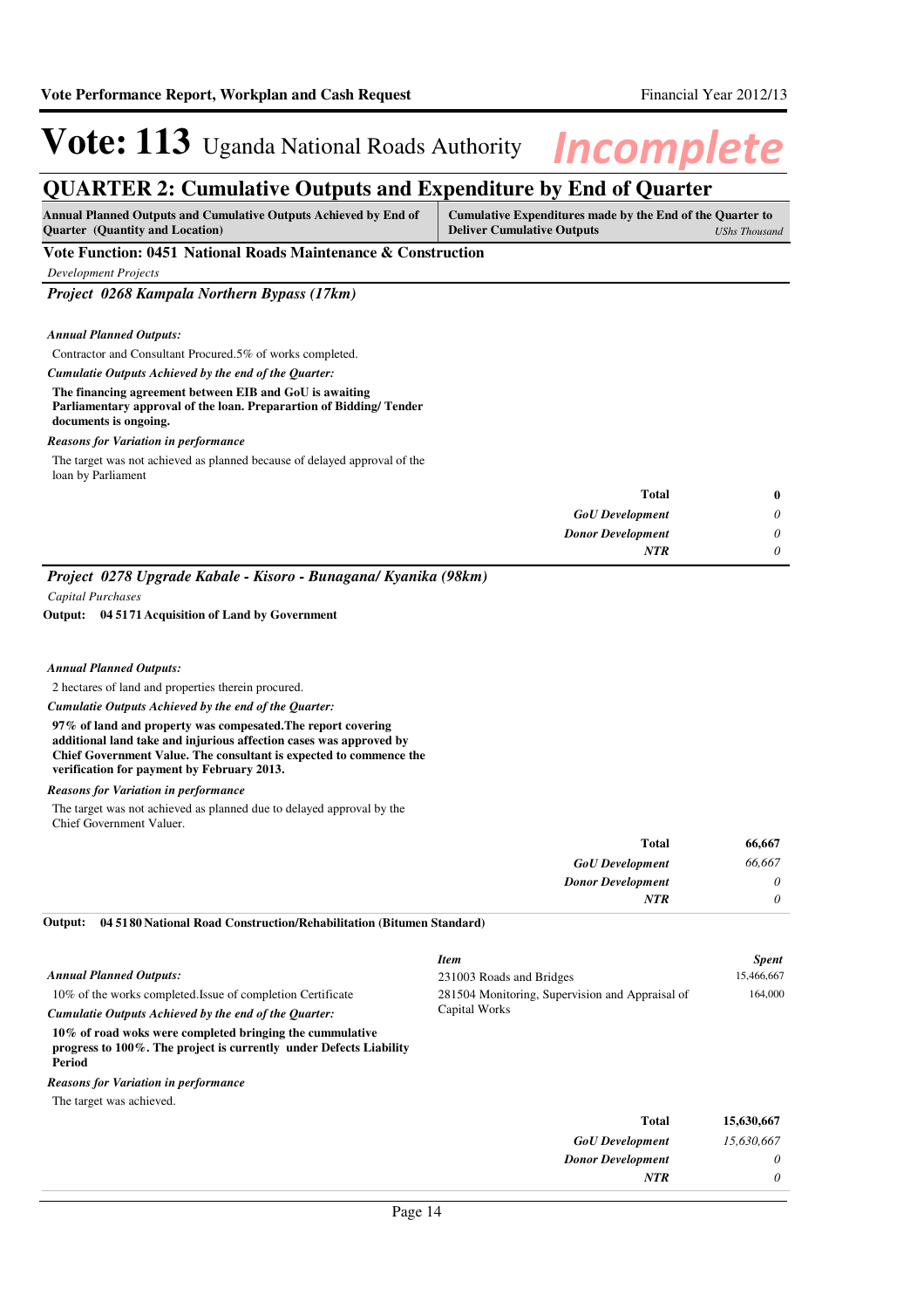# Vote: 113 Uganda National Roads Authority *Incomplete*

## QUARTER 2: Cumulative Outputs and Expenditure by End of Quarter

| Annual Planned Outputs and Cumulative Outputs Achieved by End of Quarter (Quantity and Location) | Cumulative Expenditures made by the End of the Quarter to Deliver Cumulative Outputs *UShs Thousand* |
|---|---|

### Vote Function: 0451 National Roads Maintenance & Construction

*Development Projects*

#### *Project 0268 Kampala Northern Bypass (17km)*

*Annual Planned Outputs:*

Contractor and Consultant Procured.5% of works completed.

*Cumulatie Outputs Achieved by the end of the Quarter:*

**The financing agreement between EIB and GoU is awaiting Parliamentary approval of the loan. Preparartion of Bidding/ Tender documents is ongoing.**

*Reasons for Variation in performance*

The target was not achieved as planned because of delayed approval of the loan by Parliament

| | |
|---|---|
| **Total** | **0** |
| ***GoU Development*** | *0* |
| ***Donor Development*** | *0* |
| ***NTR*** | *0* |

#### *Project 0278 Upgrade Kabale - Kisoro - Bunagana/ Kyanika (98km)*

*Capital Purchases*

**Output: 04 5171 Acquisition of Land by Government**

*Annual Planned Outputs:*

2 hectares of land and properties therein procured.

*Cumulatie Outputs Achieved by the end of the Quarter:*

**97% of land and property was compesated.The report covering additional land take and injurious affection cases was approved by Chief Government Value. The consultant is expected to commence the verification for payment by February 2013.**

*Reasons for Variation in performance*

The target was not achieved as planned due to delayed approval by the Chief Government Valuer.

| | |
|---|---|
| **Total** | **66,667** |
| ***GoU Development*** | *66,667* |
| ***Donor Development*** | *0* |
| ***NTR*** | *0* |

**Output: 04 5180 National Road Construction/Rehabilitation (Bitumen Standard)**

*Annual Planned Outputs:*

10% of the works completed.Issue of completion Certificate

*Cumulatie Outputs Achieved by the end of the Quarter:*

**10% of road woks were completed bringing the cummulative progress to 100%. The project is currently under Defects Liability Period**

*Reasons for Variation in performance*

The target was achieved.

| *Item* | *Spent* |
|---|---|
| 231003 Roads and Bridges | 15,466,667 |
| 281504 Monitoring, Supervision and Appraisal of Capital Works | 164,000 |

| | |
|---|---|
| **Total** | **15,630,667** |
| ***GoU Development*** | *15,630,667* |
| ***Donor Development*** | *0* |
| ***NTR*** | *0* |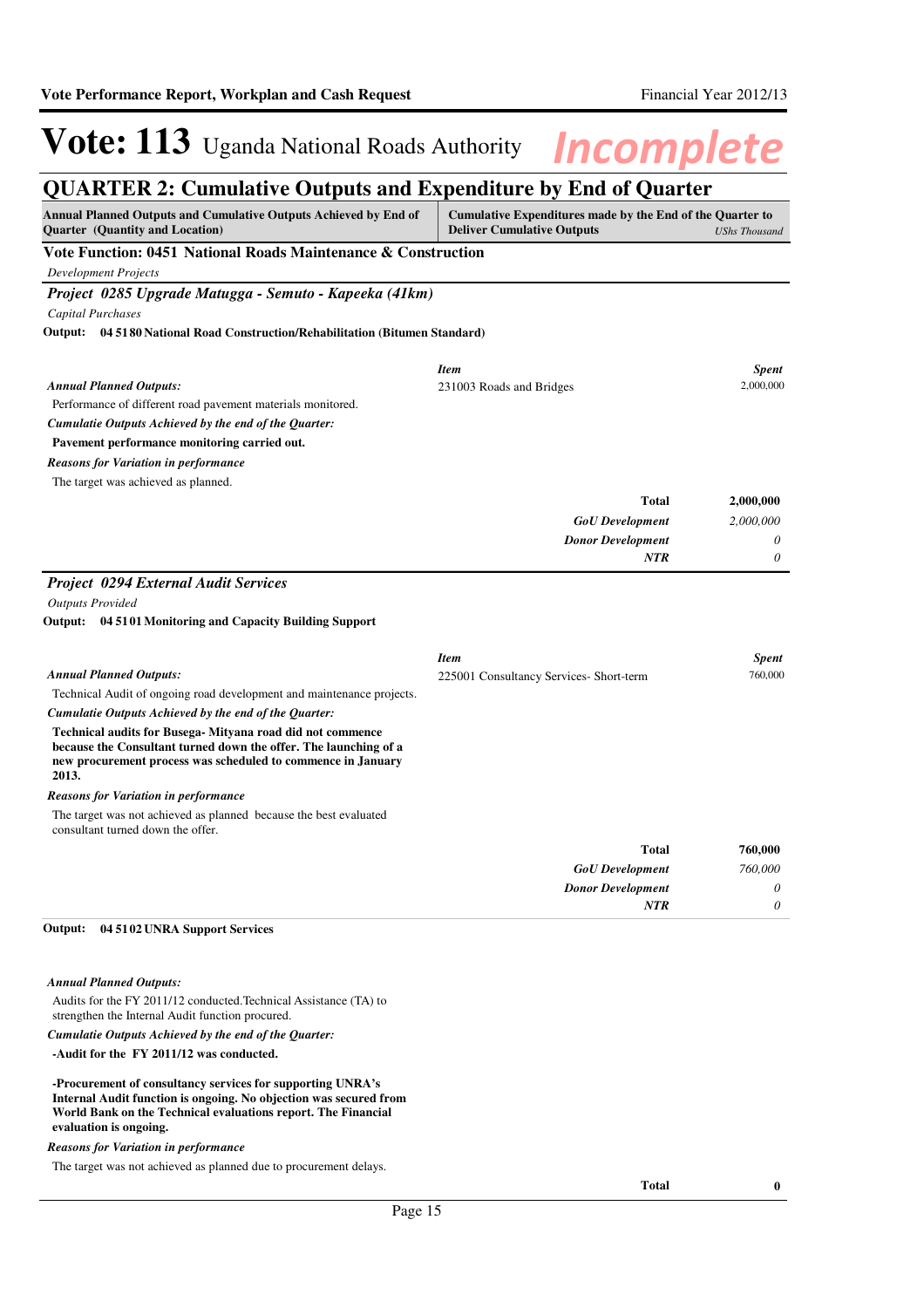# Vote: 113 Uganda National Roads Authority *Incomplete*

## QUARTER 2: Cumulative Outputs and Expenditure by End of Quarter

| Annual Planned Outputs and Cumulative Outputs Achieved by End of Quarter (Quantity and Location) | Cumulative Expenditures made by the End of the Quarter to Deliver Cumulative Outputs *UShs Thousand* |
|---|---|

### Vote Function: 0451 National Roads Maintenance & Construction

*Development Projects*

### *Project 0285 Upgrade Matugga - Semuto - Kapeeka (41km)*

*Capital Purchases*

**Output: 04 5180 National Road Construction/Rehabilitation (Bitumen Standard)**

***Annual Planned Outputs:***

Performance of different road pavement materials monitored.

***Cumulatie Outputs Achieved by the end of the Quarter:***

**Pavement performance monitoring carried out.**

***Reasons for Variation in performance***

The target was achieved as planned.

| *Item* | *Spent* |
|---|---|
| 231003 Roads and Bridges | 2,000,000 |
| **Total** | **2,000,000** |
| ***GoU Development*** | *2,000,000* |
| ***Donor Development*** | *0* |
| ***NTR*** | *0* |

### *Project 0294 External Audit Services*

*Outputs Provided*

**Output: 04 5101 Monitoring and Capacity Building Support**

***Annual Planned Outputs:***

Technical Audit of ongoing road development and maintenance projects.

***Cumulative Outputs Achieved by the end of the Quarter:***

**Technical audits for Busega- Mityana road did not commence because the Consultant turned down the offer. The launching of a new procurement process was scheduled to commence in January 2013.**

***Reasons for Variation in performance***

The target was not achieved as planned because the best evaluated consultant turned down the offer.

| *Item* | *Spent* |
|---|---|
| 225001 Consultancy Services- Short-term | 760,000 |
| **Total** | **760,000** |
| ***GoU Development*** | *760,000* |
| ***Donor Development*** | *0* |
| ***NTR*** | *0* |

**Output: 04 5102 UNRA Support Services**

***Annual Planned Outputs:***

Audits for the FY 2011/12 conducted.Technical Assistance (TA) to strengthen the Internal Audit function procured.

***Cumulative Outputs Achieved by the end of the Quarter:***

**-Audit for the FY 2011/12 was conducted.**

**-Procurement of consultancy services for supporting UNRA's Internal Audit function is ongoing. No objection was secured from World Bank on the Technical evaluations report. The Financial evaluation is ongoing.**

***Reasons for Variation in performance***

The target was not achieved as planned due to procurement delays.

| | |
|---|---|
| **Total** | **0** |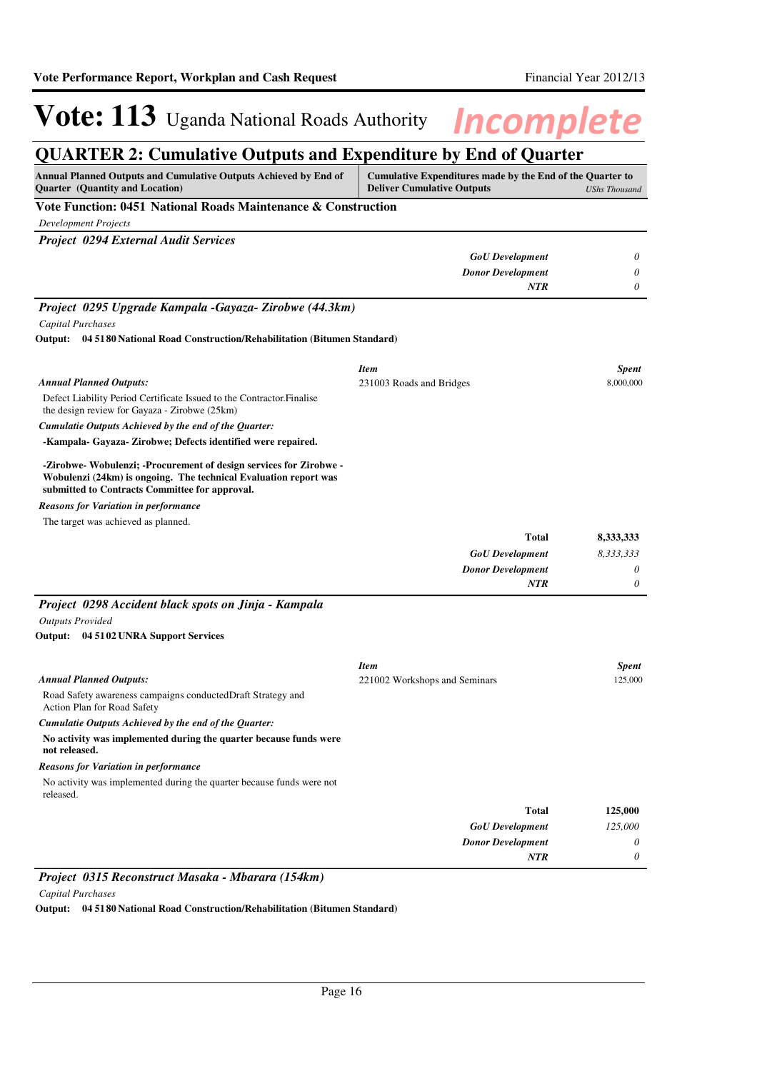# Vote: 113 Uganda National Roads Authority *Incomplete*

## QUARTER 2: Cumulative Outputs and Expenditure by End of Quarter

| Annual Planned Outputs and Cumulative Outputs Achieved by End of Quarter (Quantity and Location) | Cumulative Expenditures made by the End of the Quarter to Deliver Cumulative Outputs | *UShs Thousand* |
|---|---|---|

### Vote Function: 0451 National Roads Maintenance & Construction

*Development Projects*

#### *Project 0294 External Audit Services*

| | |
|---|---|
| ***GoU Development*** | *0* |
| ***Donor Development*** | *0* |
| ***NTR*** | *0* |

#### *Project 0295 Upgrade Kampala -Gayaza- Zirobwe (44.3km)*

*Capital Purchases*

**Output: 04 5180 National Road Construction/Rehabilitation (Bitumen Standard)**

| ***Item*** | ***Spent*** |
|---|---|
| 231003 Roads and Bridges | 8,000,000 |

***Annual Planned Outputs:***

Defect Liability Period Certificate Issued to the Contractor.Finalise the design review for Gayaza - Zirobwe (25km)

***Cumulatie Outputs Achieved by the end of the Quarter:***

**-Kampala- Gayaza- Zirobwe; Defects identified were repaired.**

**-Zirobwe- Wobulenzi; -Procurement of design services for Zirobwe - Wobulenzi (24km) is ongoing. The technical Evaluation report was submitted to Contracts Committee for approval.**

***Reasons for Variation in performance***

The target was achieved as planned.

| | |
|---|---|
| **Total** | **8,333,333** |
| ***GoU Development*** | *8,333,333* |
| ***Donor Development*** | *0* |
| ***NTR*** | *0* |

#### *Project 0298 Accident black spots on Jinja - Kampala*

*Outputs Provided*

**Output: 04 5102 UNRA Support Services**

| ***Item*** | ***Spent*** |
|---|---|
| 221002 Workshops and Seminars | 125,000 |

***Annual Planned Outputs:***

Road Safety awareness campaigns conductedDraft Strategy and Action Plan for Road Safety

***Cumulatie Outputs Achieved by the end of the Quarter:***

**No activity was implemented during the quarter because funds were not released.**

***Reasons for Variation in performance***

No activity was implemented during the quarter because funds were not released.

| | |
|---|---|
| **Total** | **125,000** |
| ***GoU Development*** | *125,000* |
| ***Donor Development*** | *0* |
| ***NTR*** | *0* |

#### *Project 0315 Reconstruct Masaka - Mbarara (154km)*

*Capital Purchases*

**Output: 04 5180 National Road Construction/Rehabilitation (Bitumen Standard)**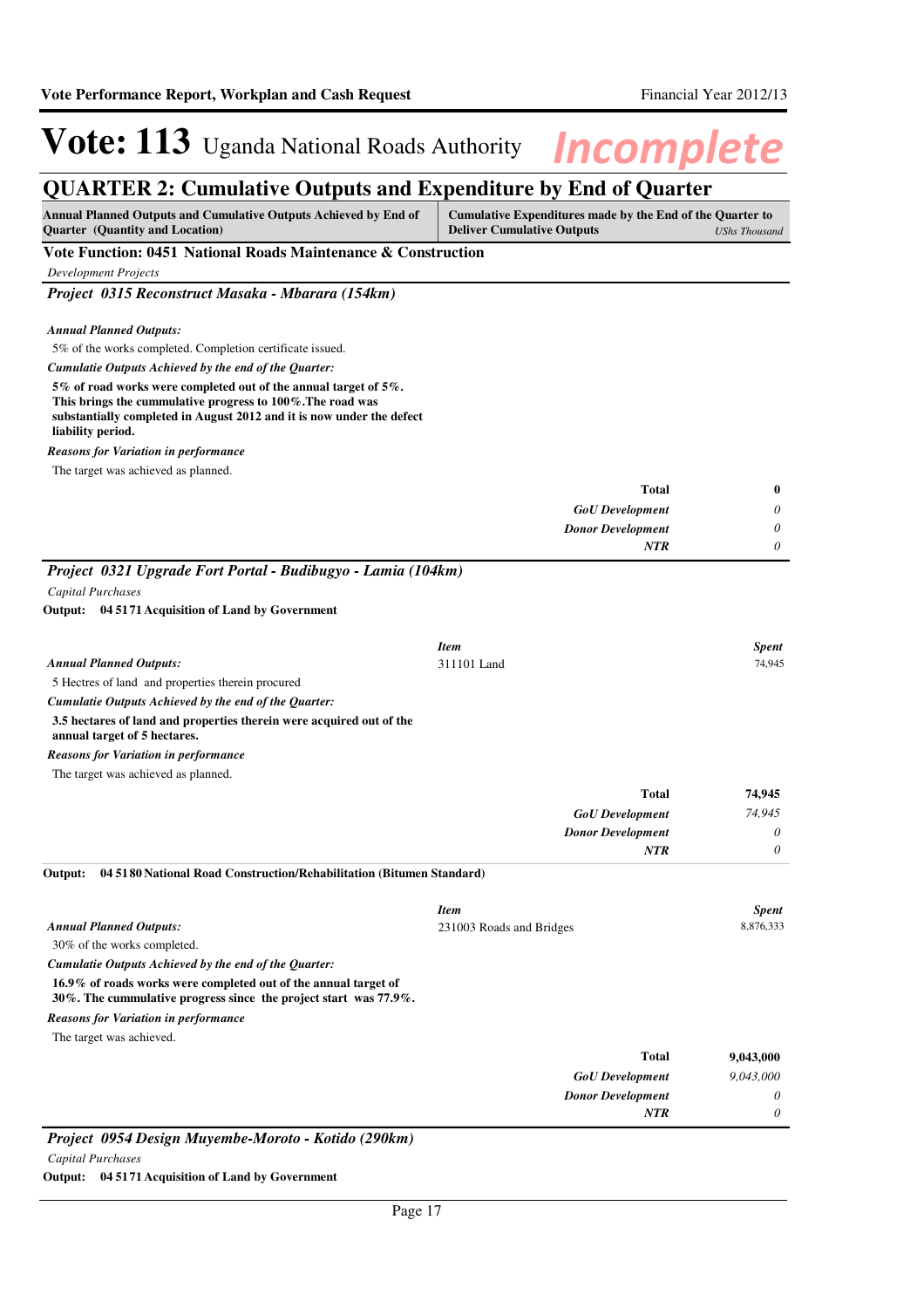# Vote: 113 Uganda National Roads Authority

*Incomplete*

## QUARTER 2: Cumulative Outputs and Expenditure by End of Quarter

| Annual Planned Outputs and Cumulative Outputs Achieved by End of Quarter (Quantity and Location) | Cumulative Expenditures made by the End of the Quarter to Deliver Cumulative Outputs *UShs Thousand* |
|---|---|

### Vote Function: 0451 National Roads Maintenance & Construction

*Development Projects*

#### *Project 0315 Reconstruct Masaka - Mbarara (154km)*

***Annual Planned Outputs:***

5% of the works completed. Completion certificate issued.

***Cumulatie Outputs Achieved by the end of the Quarter:***

**5% of road works were completed out of the annual target of 5%. This brings the cummulative progress to 100%.The road was substantially completed in August 2012 and it is now under the defect liability period.**

***Reasons for Variation in performance***

The target was achieved as planned.

| | |
|---|---|
| **Total** | **0** |
| ***GoU Development*** | *0* |
| ***Donor Development*** | *0* |
| ***NTR*** | *0* |

#### *Project 0321 Upgrade Fort Portal - Budibugyo - Lamia (104km)*

*Capital Purchases*

**Output: 04 5171 Acquisition of Land by Government**

| *Item* | *Spent* |
|---|---|
| 311101 Land | 74,945 |

***Annual Planned Outputs:***

5 Hectres of land and properties therein procured

***Cumulatie Outputs Achieved by the end of the Quarter:***

**3.5 hectares of land and properties therein were acquired out of the annual target of 5 hectares.**

***Reasons for Variation in performance***

The target was achieved as planned.

| | |
|---|---|
| **Total** | **74,945** |
| ***GoU Development*** | *74,945* |
| ***Donor Development*** | *0* |
| ***NTR*** | *0* |

**Output: 04 5180 National Road Construction/Rehabilitation (Bitumen Standard)**

| *Item* | *Spent* |
|---|---|
| 231003 Roads and Bridges | 8,876,333 |

***Annual Planned Outputs:***

30% of the works completed.

***Cumulatie Outputs Achieved by the end of the Quarter:***

**16.9% of roads works were completed out of the annual target of 30%. The cummulative progress since the project start was 77.9%.**

***Reasons for Variation in performance***

The target was achieved.

| | |
|---|---|
| **Total** | **9,043,000** |
| ***GoU Development*** | *9,043,000* |
| ***Donor Development*** | *0* |
| ***NTR*** | *0* |

#### *Project 0954 Design Muyembe-Moroto - Kotido (290km)*

*Capital Purchases*

**Output: 04 5171 Acquisition of Land by Government**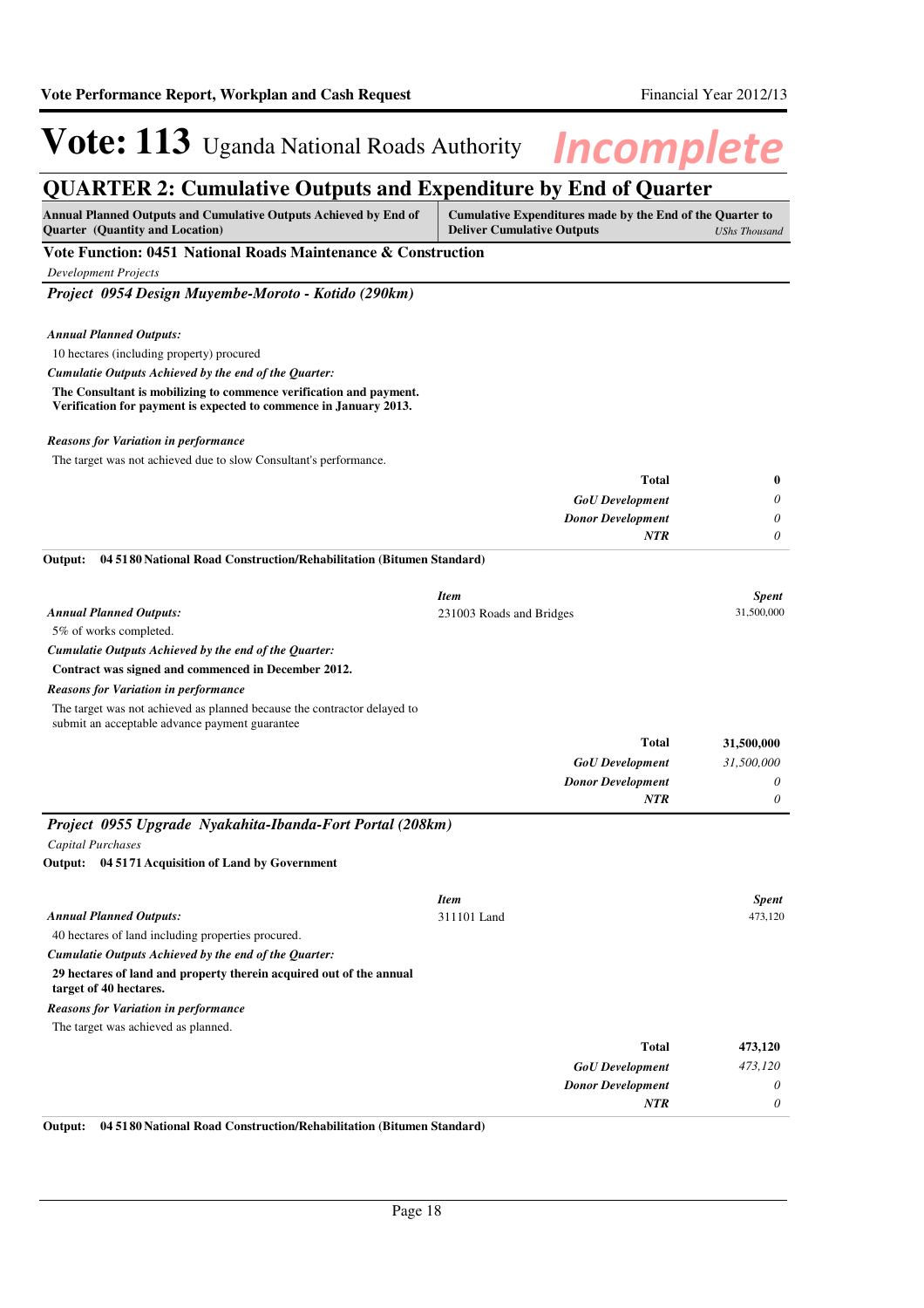# Vote: 113 Uganda National Roads Authority *Incomplete*

## QUARTER 2: Cumulative Outputs and Expenditure by End of Quarter

| Annual Planned Outputs and Cumulative Outputs Achieved by End of Quarter (Quantity and Location) | Cumulative Expenditures made by the End of the Quarter to Deliver Cumulative Outputs *UShs Thousand* |
|---|---|

### Vote Function: 0451 National Roads Maintenance & Construction

*Development Projects*

### *Project 0954 Design Muyembe-Moroto - Kotido (290km)*

***Annual Planned Outputs:***

10 hectares (including property) procured

***Cumulatie Outputs Achieved by the end of the Quarter:***

**The Consultant is mobilizing to commence verification and payment. Verification for payment is expected to commence in January 2013.**

***Reasons for Variation in performance***

The target was not achieved due to slow Consultant's performance.

| | |
|---|---|
| **Total** | **0** |
| ***GoU Development*** | *0* |
| ***Donor Development*** | *0* |
| ***NTR*** | *0* |

**Output: 04 5180 National Road Construction/Rehabilitation (Bitumen Standard)**

***Annual Planned Outputs:***

5% of works completed.

***Cumulatie Outputs Achieved by the end of the Quarter:***

**Contract was signed and commenced in December 2012.**

***Reasons for Variation in performance***

The target was not achieved as planned because the contractor delayed to submit an acceptable advance payment guarantee

| *Item* | *Spent* |
|---|---|
| 231003 Roads and Bridges | 31,500,000 |
| **Total** | **31,500,000** |
| ***GoU Development*** | *31,500,000* |
| ***Donor Development*** | *0* |
| ***NTR*** | *0* |

### *Project 0955 Upgrade Nyakahita-Ibanda-Fort Portal (208km)*

*Capital Purchases*

**Output: 04 5171 Acquisition of Land by Government**

***Annual Planned Outputs:***

40 hectares of land including properties procured.

***Cumulatie Outputs Achieved by the end of the Quarter:***

**29 hectares of land and property therein acquired out of the annual target of 40 hectares.**

***Reasons for Variation in performance***

The target was achieved as planned.

| *Item* | *Spent* |
|---|---|
| 311101 Land | 473,120 |
| **Total** | **473,120** |
| ***GoU Development*** | *473,120* |
| ***Donor Development*** | *0* |
| ***NTR*** | *0* |

**Output: 04 5180 National Road Construction/Rehabilitation (Bitumen Standard)**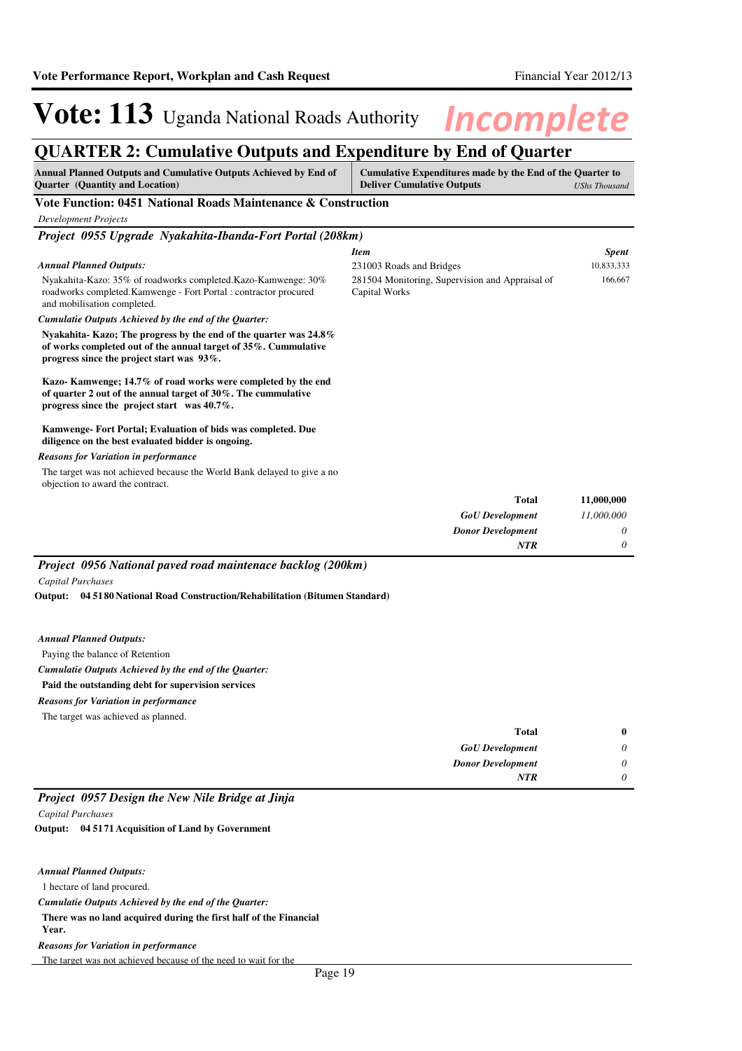# Vote: 113 Uganda National Roads Authority

*Incomplete*

## QUARTER 2: Cumulative Outputs and Expenditure by End of Quarter

| Annual Planned Outputs and Cumulative Outputs Achieved by End of Quarter (Quantity and Location) | Cumulative Expenditures made by the End of the Quarter to Deliver Cumulative Outputs | *UShs Thousand* |
|---|---|---|

### Vote Function: 0451 National Roads Maintenance & Construction

*Development Projects*

### *Project 0955 Upgrade Nyakahita-Ibanda-Fort Portal (208km)*

***Annual Planned Outputs:***

Nyakahita-Kazo: 35% of roadworks completed.Kazo-Kamwenge: 30% roadworks completed.Kamwenge - Fort Portal : contractor procured and mobilisation completed.

***Cumulatie Outputs Achieved by the end of the Quarter:***

**Nyakahita- Kazo; The progress by the end of the quarter was 24.8% of works completed out of the annual target of 35%. Cummulative progress since the project start was 93%.**

**Kazo- Kamwenge; 14.7% of road works were completed by the end of quarter 2 out of the annual target of 30%. The cummulative progress since the project start was 40.7%.**

**Kamwenge- Fort Portal; Evaluation of bids was completed. Due diligence on the best evaluated bidder is ongoing.**

***Reasons for Variation in performance***

The target was not achieved because the World Bank delayed to give a no objection to award the contract.

| *Item* | *Spent* |
|---|---|
| 231003 Roads and Bridges | 10,833,333 |
| 281504 Monitoring, Supervision and Appraisal of Capital Works | 166,667 |
| **Total** | **11,000,000** |
| ***GoU Development*** | *11,000,000* |
| ***Donor Development*** | *0* |
| ***NTR*** | *0* |

### *Project 0956 National paved road maintenace backlog (200km)*

*Capital Purchases*

**Output: 04 5180 National Road Construction/Rehabilitation (Bitumen Standard)**

***Annual Planned Outputs:***

Paying the balance of Retention

***Cumulatie Outputs Achieved by the end of the Quarter:***

**Paid the outstanding debt for supervision services**

***Reasons for Variation in performance***

The target was achieved as planned.

| | |
|---|---|
| **Total** | **0** |
| ***GoU Development*** | *0* |
| ***Donor Development*** | *0* |
| ***NTR*** | *0* |

### *Project 0957 Design the New Nile Bridge at Jinja*

*Capital Purchases*

**Output: 04 5171 Acquisition of Land by Government**

***Annual Planned Outputs:***

1 hectare of land procured.

***Cumulatie Outputs Achieved by the end of the Quarter:***

**There was no land acquired during the first half of the Financial Year.**

***Reasons for Variation in performance***

The target was not achieved because of the need to wait for the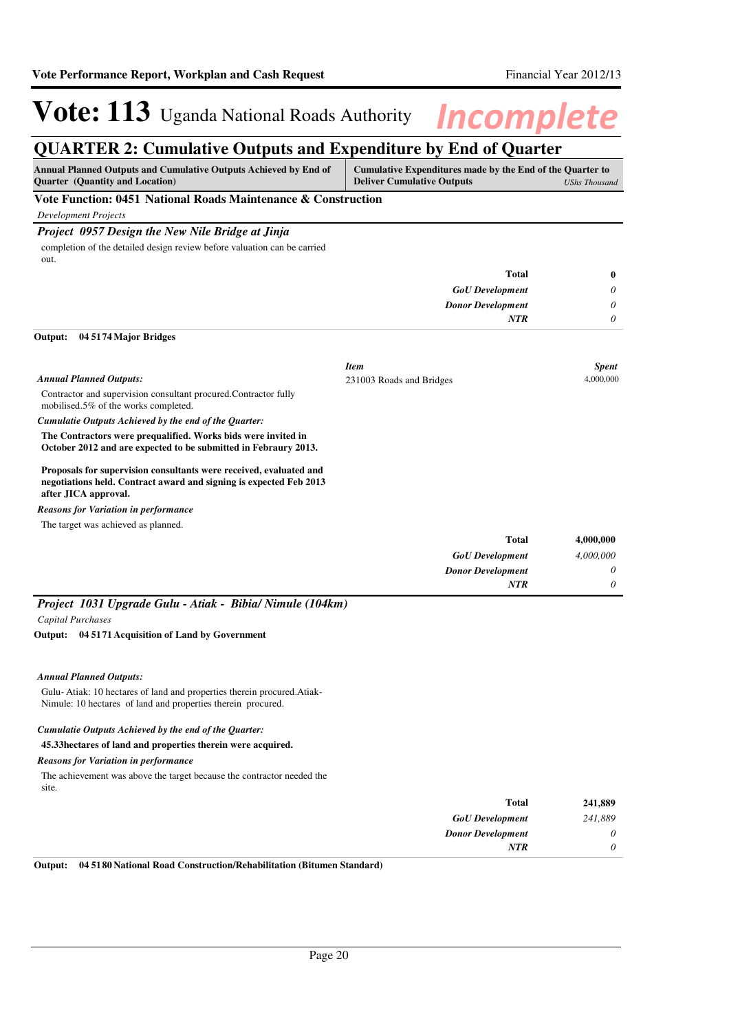# Vote: 113 Uganda National Roads Authority

## QUARTER 2: Cumulative Outputs and Expenditure by End of Quarter

| Annual Planned Outputs and Cumulative Outputs Achieved by End of Quarter (Quantity and Location) | Cumulative Expenditures made by the End of the Quarter to Deliver Cumulative Outputs *UShs Thousand* |
|---|---|

### Vote Function: 0451 National Roads Maintenance & Construction

*Development Projects*

### *Project 0957 Design the New Nile Bridge at Jinja*

completion of the detailed design review before valuation can be carried out.

| | |
|---|---|
| **Total** | **0** |
| ***GoU Development*** | *0* |
| ***Donor Development*** | *0* |
| ***NTR*** | *0* |

**Output: 04 5174 Major Bridges**

| *Item* | *Spent* |
|---|---|
| 231003 Roads and Bridges | 4,000,000 |

***Annual Planned Outputs:***

Contractor and supervision consultant procured.Contractor fully mobilised.5% of the works completed.

***Cumulatie Outputs Achieved by the end of the Quarter:***

**The Contractors were prequalified. Works bids were invited in October 2012 and are expected to be submitted in Febraury 2013.**

**Proposals for supervision consultants were received, evaluated and negotiations held. Contract award and signing is expected Feb 2013 after JICA approval.**

***Reasons for Variation in performance***

The target was achieved as planned.

| | |
|---|---|
| **Total** | **4,000,000** |
| ***GoU Development*** | *4,000,000* |
| ***Donor Development*** | *0* |
| ***NTR*** | *0* |

### *Project 1031 Upgrade Gulu - Atiak - Bibia/ Nimule (104km)*

*Capital Purchases*

**Output: 04 5171 Acquisition of Land by Government**

***Annual Planned Outputs:***

Gulu- Atiak: 10 hectares of land and properties therein procured.Atiak-Nimule: 10 hectares of land and properties therein procured.

***Cumulatie Outputs Achieved by the end of the Quarter:***

**45.33hectares of land and properties therein were acquired.**

***Reasons for Variation in performance***

The achievement was above the target because the contractor needed the site.

| | |
|---|---|
| **Total** | **241,889** |
| ***GoU Development*** | *241,889* |
| ***Donor Development*** | *0* |
| ***NTR*** | *0* |

**Output: 04 5180 National Road Construction/Rehabilitation (Bitumen Standard)**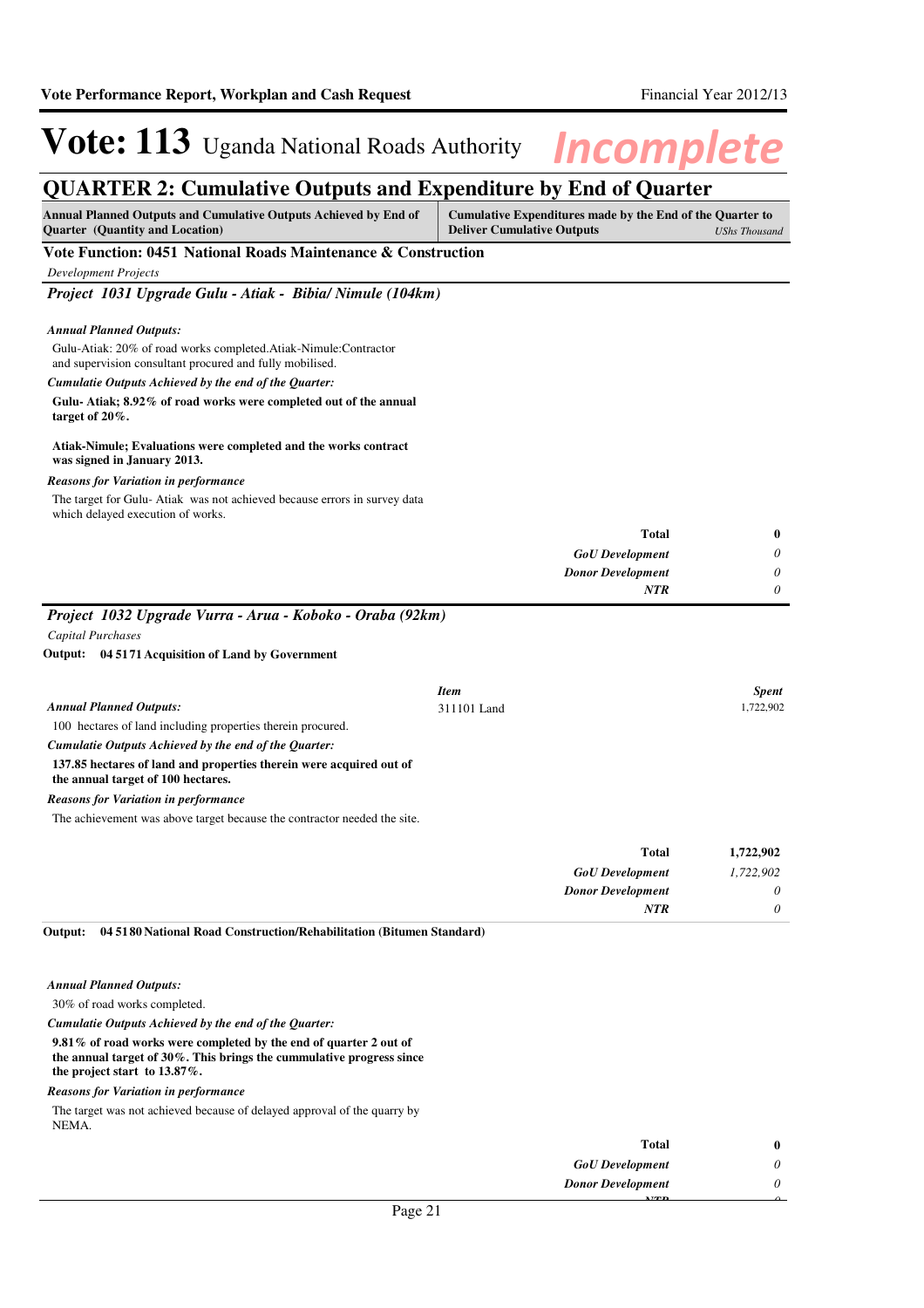# Vote: 113 Uganda National Roads Authority *Incomplete*

## QUARTER 2: Cumulative Outputs and Expenditure by End of Quarter

| Annual Planned Outputs and Cumulative Outputs Achieved by End of Quarter (Quantity and Location) | Cumulative Expenditures made by the End of the Quarter to Deliver Cumulative Outputs *UShs Thousand* |
|---|---|

### Vote Function: 0451 National Roads Maintenance & Construction

*Development Projects*

#### *Project 1031 Upgrade Gulu - Atiak - Bibia/ Nimule (104km)*

***Annual Planned Outputs:***

Gulu-Atiak: 20% of road works completed.Atiak-Nimule:Contractor and supervision consultant procured and fully mobilised.

***Cumulatie Outputs Achieved by the end of the Quarter:***

**Gulu- Atiak; 8.92% of road works were completed out of the annual target of 20%.**

**Atiak-Nimule; Evaluations were completed and the works contract was signed in January 2013.**

***Reasons for Variation in performance***

The target for Gulu- Atiak was not achieved because errors in survey data which delayed execution of works.

| | |
|---|---|
| **Total** | **0** |
| ***GoU Development*** | *0* |
| ***Donor Development*** | *0* |
| ***NTR*** | *0* |

#### *Project 1032 Upgrade Vurra - Arua - Koboko - Oraba (92km)*

*Capital Purchases*

**Output: 04 5171 Acquisition of Land by Government**

| *Item* | *Spent* |
|---|---|
| 311101 Land | 1,722,902 |

***Annual Planned Outputs:***

100 hectares of land including properties therein procured.

***Cumulatie Outputs Achieved by the end of the Quarter:***

**137.85 hectares of land and properties therein were acquired out of the annual target of 100 hectares.**

***Reasons for Variation in performance***

The achievement was above target because the contractor needed the site.

| | |
|---|---|
| **Total** | **1,722,902** |
| ***GoU Development*** | *1,722,902* |
| ***Donor Development*** | *0* |
| ***NTR*** | *0* |

**Output: 04 5180 National Road Construction/Rehabilitation (Bitumen Standard)**

***Annual Planned Outputs:***

30% of road works completed.

***Cumulatie Outputs Achieved by the end of the Quarter:***

**9.81% of road works were completed by the end of quarter 2 out of the annual target of 30%. This brings the cummulative progress since the project start to 13.87%.**

***Reasons for Variation in performance***

The target was not achieved because of delayed approval of the quarry by NEMA.

| | |
|---|---|
| **Total** | **0** |
| ***GoU Development*** | *0* |
| ***Donor Development*** | *0* |
| ***NTR*** | *0* |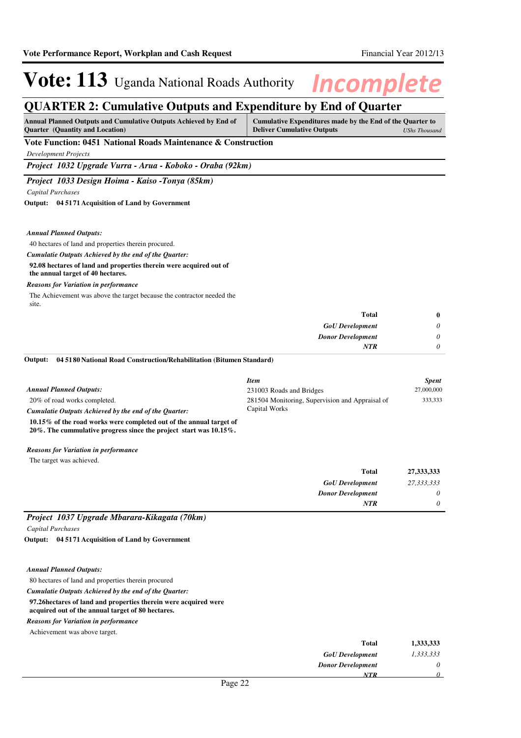# Vote: 113 Uganda National Roads Authority *Incomplete*

## QUARTER 2: Cumulative Outputs and Expenditure by End of Quarter

| Annual Planned Outputs and Cumulative Outputs Achieved by End of Quarter (Quantity and Location) | Cumulative Expenditures made by the End of the Quarter to Deliver Cumulative Outputs *UShs Thousand* |
|---|---|

### Vote Function: 0451 National Roads Maintenance & Construction

*Development Projects*

#### *Project 1032 Upgrade Vurra - Arua - Koboko - Oraba (92km)*

#### *Project 1033 Design Hoima - Kaiso -Tonya (85km)*

*Capital Purchases*

**Output: 04 5171 Acquisition of Land by Government**

***Annual Planned Outputs:***

40 hectares of land and properties therein procured.

***Cumulatie Outputs Achieved by the end of the Quarter:***

**92.08 hectares of land and properties therein were acquired out of the annual target of 40 hectares.**

***Reasons for Variation in performance***

The Achievement was above the target because the contractor needed the site.

| | |
|---|---|
| **Total** | **0** |
| ***GoU Development*** | *0* |
| ***Donor Development*** | *0* |
| ***NTR*** | *0* |

**Output: 04 5180 National Road Construction/Rehabilitation (Bitumen Standard)**

***Annual Planned Outputs:***

20% of road works completed.

***Cumulatie Outputs Achieved by the end of the Quarter:***

**10.15% of the road works were completed out of the annual target of 20%. The cummulative progress since the project start was 10.15%.**

***Reasons for Variation in performance***

The target was achieved.

| *Item* | *Spent* |
|---|---|
| 231003 Roads and Bridges | 27,000,000 |
| 281504 Monitoring, Supervision and Appraisal of Capital Works | 333,333 |
| **Total** | **27,333,333** |
| ***GoU Development*** | *27,333,333* |
| ***Donor Development*** | *0* |
| ***NTR*** | *0* |

#### *Project 1037 Upgrade Mbarara-Kikagata (70km)*

*Capital Purchases*

**Output: 04 5171 Acquisition of Land by Government**

***Annual Planned Outputs:***

80 hectares of land and properties therein procured

***Cumulatie Outputs Achieved by the end of the Quarter:***

**97.26hectares of land and properties therein were acquired were acquired out of the annual target of 80 hectares.**

***Reasons for Variation in performance***

Achievement was above target.

| | |
|---|---|
| **Total** | **1,333,333** |
| ***GoU Development*** | *1,333,333* |
| ***Donor Development*** | *0* |
| ***NTR*** | *0* |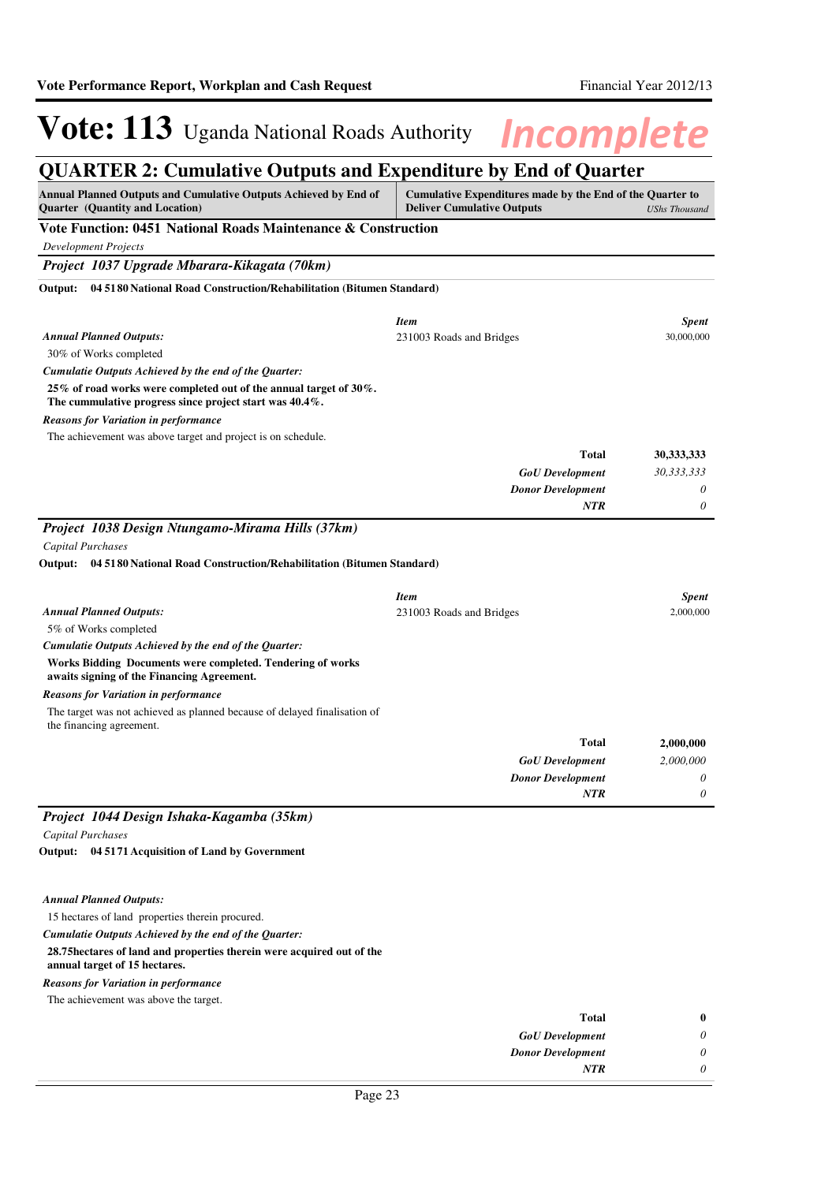# Vote: 113 Uganda National Roads Authority *Incomplete*

## QUARTER 2: Cumulative Outputs and Expenditure by End of Quarter

| Annual Planned Outputs and Cumulative Outputs Achieved by End of Quarter (Quantity and Location) | Cumulative Expenditures made by the End of the Quarter to Deliver Cumulative Outputs *UShs Thousand* |
|---|---|

### Vote Function: 0451 National Roads Maintenance & Construction

*Development Projects*

### *Project 1037 Upgrade Mbarara-Kikagata (70km)*

**Output: 04 5180 National Road Construction/Rehabilitation (Bitumen Standard)**

***Annual Planned Outputs:***

30% of Works completed

***Cumulatie Outputs Achieved by the end of the Quarter:***

**25% of road works were completed out of the annual target of 30%. The cummulative progress since project start was 40.4%.**

***Reasons for Variation in performance***

The achievement was above target and project is on schedule.

| *Item* | *Spent* |
|---|---|
| 231003 Roads and Bridges | 30,000,000 |
| **Total** | **30,333,333** |
| ***GoU Development*** | *30,333,333* |
| ***Donor Development*** | *0* |
| ***NTR*** | *0* |

### *Project 1038 Design Ntungamo-Mirama Hills (37km)*

*Capital Purchases*

**Output: 04 5180 National Road Construction/Rehabilitation (Bitumen Standard)**

***Annual Planned Outputs:***

5% of Works completed

***Cumulatie Outputs Achieved by the end of the Quarter:***

**Works Bidding Documents were completed. Tendering of works awaits signing of the Financing Agreement.**

***Reasons for Variation in performance***

The target was not achieved as planned because of delayed finalisation of the financing agreement.

| *Item* | *Spent* |
|---|---|
| 231003 Roads and Bridges | 2,000,000 |
| **Total** | **2,000,000** |
| ***GoU Development*** | *2,000,000* |
| ***Donor Development*** | *0* |
| ***NTR*** | *0* |

### *Project 1044 Design Ishaka-Kagamba (35km)*

*Capital Purchases*

**Output: 04 5171 Acquisition of Land by Government**

***Annual Planned Outputs:***

15 hectares of land properties therein procured.

***Cumulatie Outputs Achieved by the end of the Quarter:***

**28.75hectares of land and properties therein were acquired out of the annual target of 15 hectares.**

***Reasons for Variation in performance***

The achievement was above the target.

| | |
|---|---|
| **Total** | **0** |
| ***GoU Development*** | *0* |
| ***Donor Development*** | *0* |
| ***NTR*** | *0* |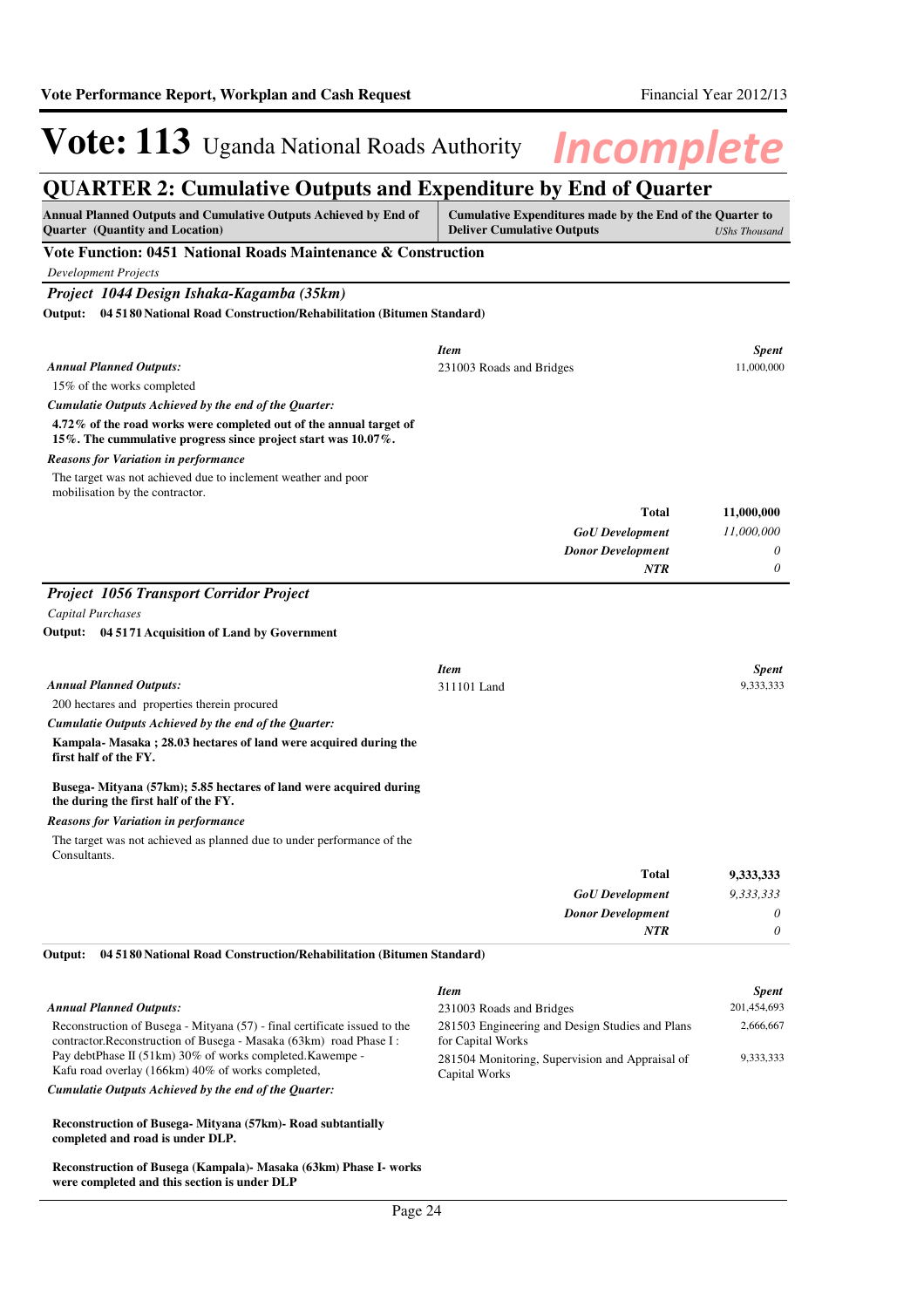# Vote: 113 Uganda National Roads Authority *Incomplete*

## QUARTER 2: Cumulative Outputs and Expenditure by End of Quarter

| Annual Planned Outputs and Cumulative Outputs Achieved by End of Quarter (Quantity and Location) | Cumulative Expenditures made by the End of the Quarter to Deliver Cumulative Outputs *UShs Thousand* |
|---|---|

### Vote Function: 0451 National Roads Maintenance & Construction

*Development Projects*

#### *Project 1044 Design Ishaka-Kagamba (35km)*

**Output: 04 5180 National Road Construction/Rehabilitation (Bitumen Standard)**

***Annual Planned Outputs:***

15% of the works completed

***Cumulatie Outputs Achieved by the end of the Quarter:***

**4.72% of the road works were completed out of the annual target of 15%. The cummulative progress since project start was 10.07%.**

***Reasons for Variation in performance***

The target was not achieved due to inclement weather and poor mobilisation by the contractor.

| *Item* | *Spent* |
|---|---|
| 231003 Roads and Bridges | 11,000,000 |
| **Total** | **11,000,000** |
| ***GoU Development*** | *11,000,000* |
| ***Donor Development*** | *0* |
| ***NTR*** | *0* |

#### *Project 1056 Transport Corridor Project*

*Capital Purchases*

**Output: 04 5171 Acquisition of Land by Government**

***Annual Planned Outputs:***

200 hectares and properties therein procured

***Cumulatie Outputs Achieved by the end of the Quarter:***

**Kampala- Masaka ; 28.03 hectares of land were acquired during the first half of the FY.**

**Busega- Mityana (57km); 5.85 hectares of land were acquired during the during the first half of the FY.**

***Reasons for Variation in performance***

The target was not achieved as planned due to under performance of the Consultants.

| *Item* | *Spent* |
|---|---|
| 311101 Land | 9,333,333 |
| **Total** | **9,333,333** |
| ***GoU Development*** | *9,333,333* |
| ***Donor Development*** | *0* |
| ***NTR*** | *0* |

**Output: 04 5180 National Road Construction/Rehabilitation (Bitumen Standard)**

***Annual Planned Outputs:***

Reconstruction of Busega - Mityana (57) - final certificate issued to the contractor.Reconstruction of Busega - Masaka (63km) road Phase I : Pay debtPhase II (51km) 30% of works completed.Kawempe - Kafu road overlay (166km) 40% of works completed,

***Cumulatie Outputs Achieved by the end of the Quarter:***

**Reconstruction of Busega- Mityana (57km)- Road subtantially completed and road is under DLP.**

**Reconstruction of Busega (Kampala)- Masaka (63km) Phase I- works were completed and this section is under DLP**

| *Item* | *Spent* |
|---|---|
| 231003 Roads and Bridges | 201,454,693 |
| 281503 Engineering and Design Studies and Plans for Capital Works | 2,666,667 |
| 281504 Monitoring, Supervision and Appraisal of Capital Works | 9,333,333 |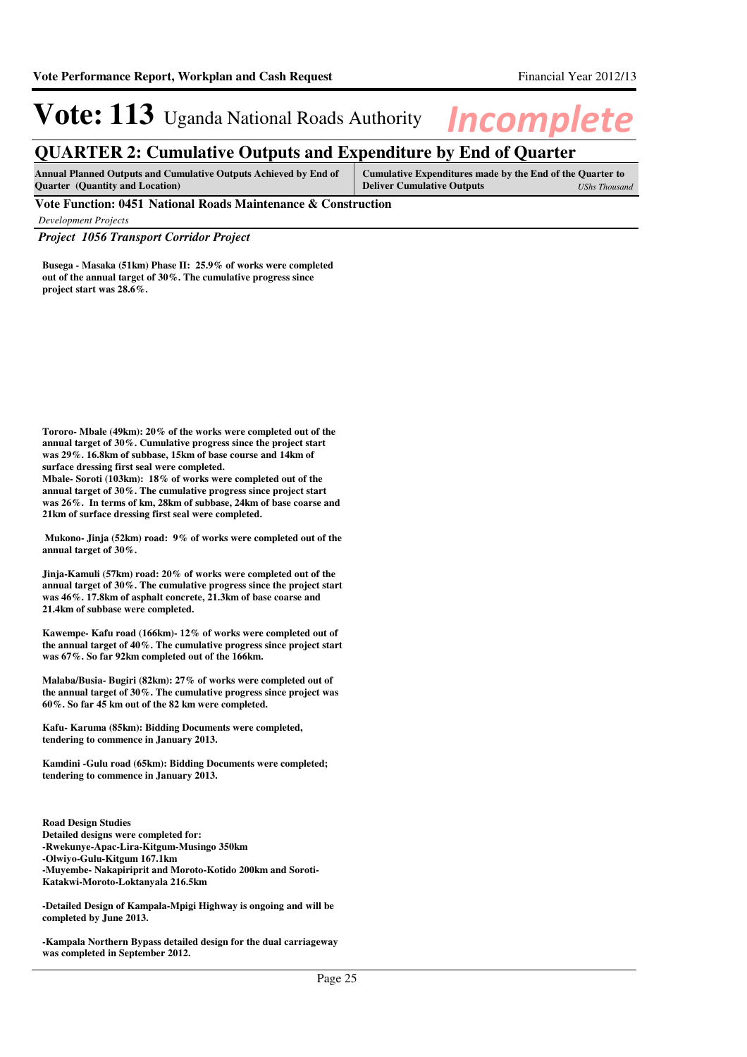# Vote: 113 Uganda National Roads Authority

*Incomplete*

## QUARTER 2: Cumulative Outputs and Expenditure by End of Quarter

| Annual Planned Outputs and Cumulative Outputs Achieved by End of Quarter (Quantity and Location) | Cumulative Expenditures made by the End of the Quarter to Deliver Cumulative Outputs *UShs Thousand* |
|---|---|

**Vote Function: 0451 National Roads Maintenance & Construction**

*Development Projects*

***Project 1056 Transport Corridor Project***

**Busega - Masaka (51km) Phase II: 25.9% of works were completed out of the annual target of 30%. The cumulative progress since project start was 28.6%.**

**Tororo- Mbale (49km): 20% of the works were completed out of the annual target of 30%. Cumulative progress since the project start was 29%. 16.8km of subbase, 15km of base course and 14km of surface dressing first seal were completed.**
**Mbale- Soroti (103km): 18% of works were completed out of the annual target of 30%. The cumulative progress since project start was 26%. In terms of km, 28km of subbase, 24km of base coarse and 21km of surface dressing first seal were completed.**

**Mukono- Jinja (52km) road: 9% of works were completed out of the annual target of 30%.**

**Jinja-Kamuli (57km) road: 20% of works were completed out of the annual target of 30%. The cumulative progress since the project start was 46%. 17.8km of asphalt concrete, 21.3km of base coarse and 21.4km of subbase were completed.**

**Kawempe- Kafu road (166km)- 12% of works were completed out of the annual target of 40%. The cumulative progress since project start was 67%. So far 92km completed out of the 166km.**

**Malaba/Busia- Bugiri (82km): 27% of works were completed out of the annual target of 30%. The cumulative progress since project was 60%. So far 45 km out of the 82 km were completed.**

**Kafu- Karuma (85km): Bidding Documents were completed, tendering to commence in January 2013.**

**Kamdini -Gulu road (65km): Bidding Documents were completed; tendering to commence in January 2013.**

**Road Design Studies**
**Detailed designs were completed for:**
**-Rwekunye-Apac-Lira-Kitgum-Musingo 350km**
**-Olwiyo-Gulu-Kitgum 167.1km**
**-Muyembe- Nakapiriprit and Moroto-Kotido 200km and Soroti-Katakwi-Moroto-Loktanyala 216.5km**

**-Detailed Design of Kampala-Mpigi Highway is ongoing and will be completed by June 2013.**

**-Kampala Northern Bypass detailed design for the dual carriageway was completed in September 2012.**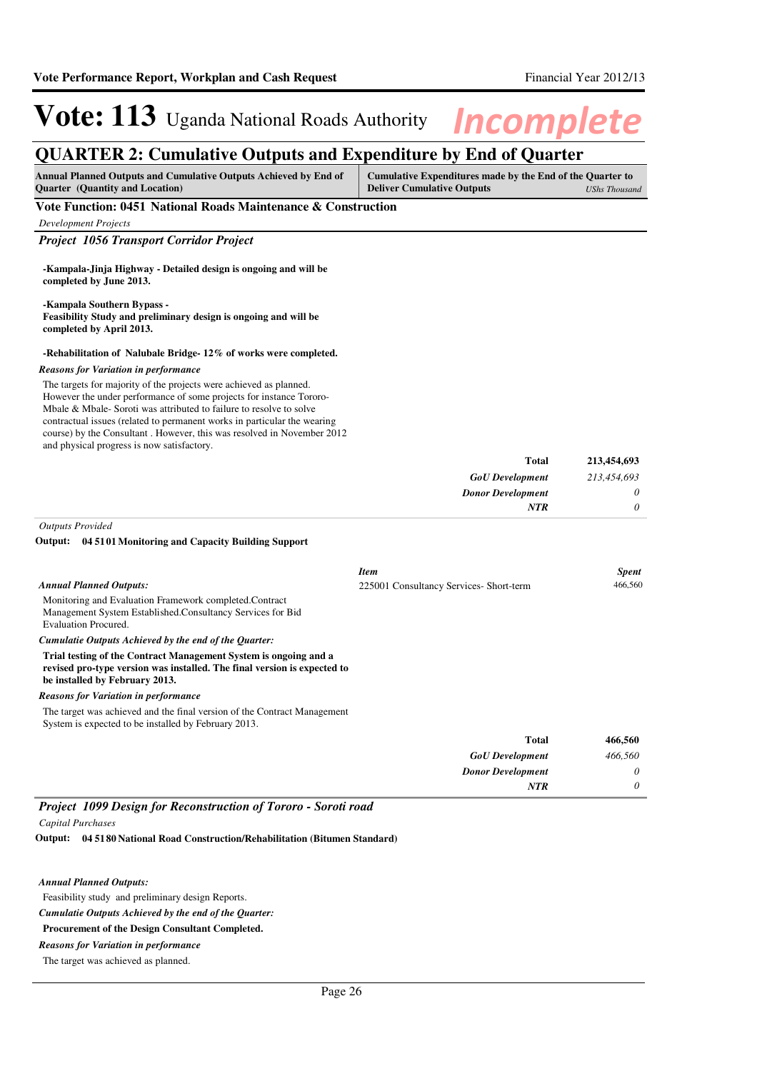# Vote: 113 Uganda National Roads Authority

*Incomplete*

## QUARTER 2: Cumulative Outputs and Expenditure by End of Quarter

| Annual Planned Outputs and Cumulative Outputs Achieved by End of Quarter (Quantity and Location) | Cumulative Expenditures made by the End of the Quarter to Deliver Cumulative Outputs *UShs Thousand* |
|---|---|

### Vote Function: 0451 National Roads Maintenance & Construction

*Development Projects*

#### *Project 1056 Transport Corridor Project*

**-Kampala-Jinja Highway - Detailed design is ongoing and will be completed by June 2013.**

**-Kampala Southern Bypass -**
**Feasibility Study and preliminary design is ongoing and will be completed by April 2013.**

**-Rehabilitation of Nalubale Bridge- 12% of works were completed.**

***Reasons for Variation in performance***

The targets for majority of the projects were achieved as planned. However the under performance of some projects for instance Tororo-Mbale & Mbale- Soroti was attributed to failure to resolve to solve contractual issues (related to permanent works in particular the wearing course) by the Consultant . However, this was resolved in November 2012 and physical progress is now satisfactory.

| | |
|---|---:|
| **Total** | **213,454,693** |
| ***GoU Development*** | *213,454,693* |
| ***Donor Development*** | *0* |
| ***NTR*** | *0* |

*Outputs Provided*

**Output: 04 51 01 Monitoring and Capacity Building Support**

***Annual Planned Outputs:***

Monitoring and Evaluation Framework completed.Contract Management System Established.Consultancy Services for Bid Evaluation Procured.

| *Item* | *Spent* |
|---|---:|
| 225001 Consultancy Services- Short-term | 466,560 |

***Cumulatie Outputs Achieved by the end of the Quarter:***

**Trial testing of the Contract Management System is ongoing and a revised pro-type version was installed. The final version is expected to be installed by February 2013.**

***Reasons for Variation in performance***

The target was achieved and the final version of the Contract Management System is expected to be installed by February 2013.

| | |
|---|---:|
| **Total** | **466,560** |
| ***GoU Development*** | *466,560* |
| ***Donor Development*** | *0* |
| ***NTR*** | *0* |

#### *Project 1099 Design for Reconstruction of Tororo - Soroti road*

*Capital Purchases*

**Output: 04 51 80 National Road Construction/Rehabilitation (Bitumen Standard)**

***Annual Planned Outputs:***

Feasibility study and preliminary design Reports.

***Cumulatie Outputs Achieved by the end of the Quarter:***

**Procurement of the Design Consultant Completed.**

***Reasons for Variation in performance***

The target was achieved as planned.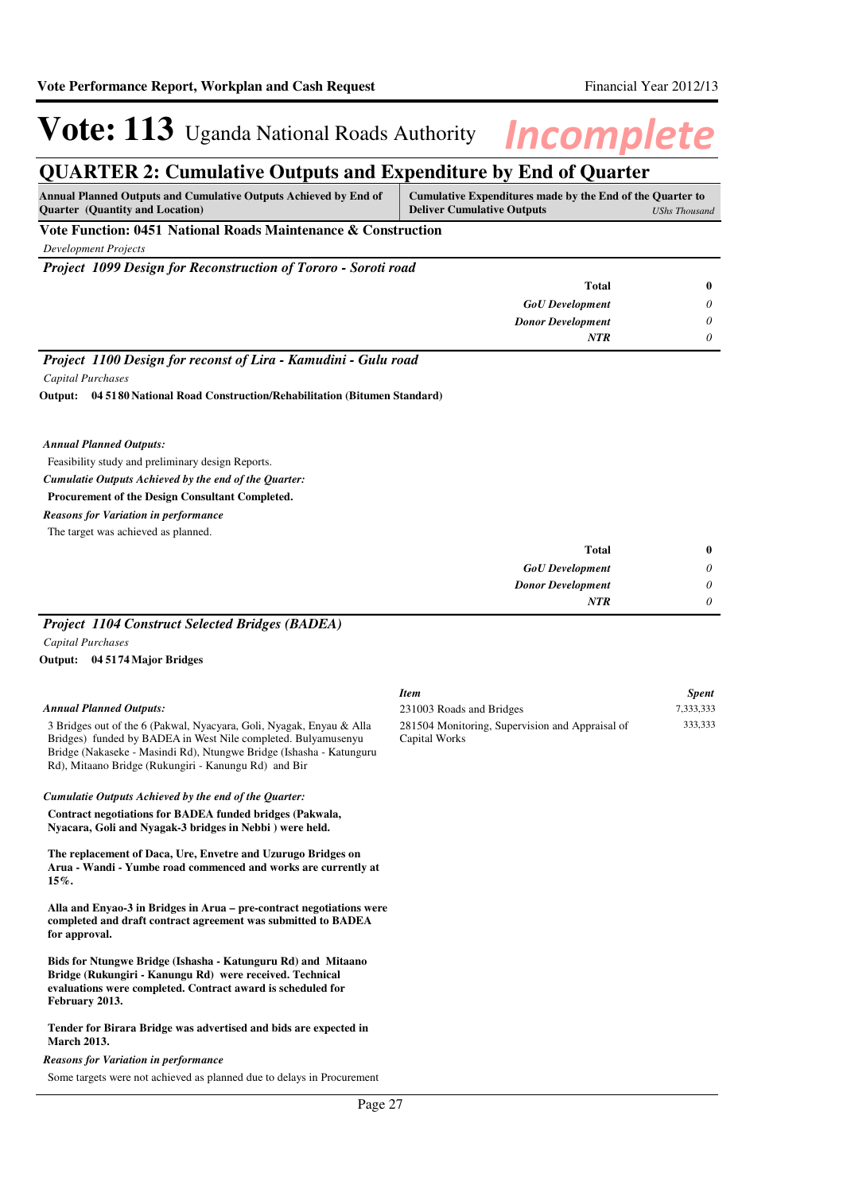# Vote: 113 Uganda National Roads Authority *Incomplete*

## QUARTER 2: Cumulative Outputs and Expenditure by End of Quarter

| Annual Planned Outputs and Cumulative Outputs Achieved by End of Quarter (Quantity and Location) | Cumulative Expenditures made by the End of the Quarter to Deliver Cumulative Outputs *UShs Thousand* |
|---|---|

**Vote Function: 0451 National Roads Maintenance & Construction**

*Development Projects*

***Project 1099 Design for Reconstruction of Tororo - Soroti road***

| | |
|---|---|
| **Total** | **0** |
| ***GoU Development*** | *0* |
| ***Donor Development*** | *0* |
| ***NTR*** | *0* |

***Project 1100 Design for reconst of Lira - Kamudini - Gulu road***

*Capital Purchases*

**Output: 04 5180 National Road Construction/Rehabilitation (Bitumen Standard)**

***Annual Planned Outputs:***

Feasibility study and preliminary design Reports.

***Cumulatie Outputs Achieved by the end of the Quarter:***

**Procurement of the Design Consultant Completed.**

***Reasons for Variation in performance***

The target was achieved as planned.

| | |
|---|---|
| **Total** | **0** |
| ***GoU Development*** | *0* |
| ***Donor Development*** | *0* |
| ***NTR*** | *0* |

***Project 1104 Construct Selected Bridges (BADEA)***

*Capital Purchases*

**Output: 04 5174 Major Bridges**

***Annual Planned Outputs:***

3 Bridges out of the 6 (Pakwal, Nyacyara, Goli, Nyagak, Enyau & Alla Bridges) funded by BADEA in West Nile completed. Bulyamusenyu Bridge (Nakaseke - Masindi Rd), Ntungwe Bridge (Ishasha - Katunguru Rd), Mitaano Bridge (Rukungiri - Kanungu Rd) and Bir

| *Item* | *Spent* |
|---|---|
| 231003 Roads and Bridges | 7,333,333 |
| 281504 Monitoring, Supervision and Appraisal of Capital Works | 333,333 |

***Cumulatie Outputs Achieved by the end of the Quarter:***

**Contract negotiations for BADEA funded bridges (Pakwala, Nyacara, Goli and Nyagak-3 bridges in Nebbi ) were held.**

**The replacement of Daca, Ure, Envetre and Uzurugo Bridges on Arua - Wandi - Yumbe road commenced and works are currently at 15%.**

**Alla and Enyao-3 in Bridges in Arua – pre-contract negotiations were completed and draft contract agreement was submitted to BADEA for approval.**

**Bids for Ntungwe Bridge (Ishasha - Katunguru Rd) and Mitaano Bridge (Rukungiri - Kanungu Rd) were received. Technical evaluations were completed. Contract award is scheduled for February 2013.**

**Tender for Birara Bridge was advertised and bids are expected in March 2013.**

***Reasons for Variation in performance***

Some targets were not achieved as planned due to delays in Procurement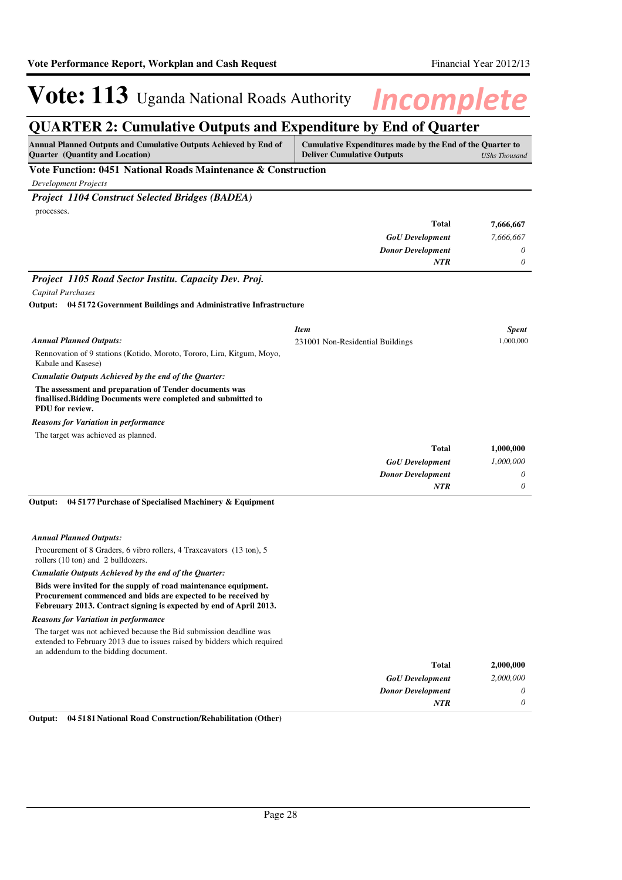# Vote: 113 Uganda National Roads Authority *Incomplete*

## QUARTER 2: Cumulative Outputs and Expenditure by End of Quarter

| Annual Planned Outputs and Cumulative Outputs Achieved by End of Quarter (Quantity and Location) | Cumulative Expenditures made by the End of the Quarter to Deliver Cumulative Outputs *UShs Thousand* |
|---|---|

### Vote Function: 0451 National Roads Maintenance & Construction

*Development Projects*

#### *Project 1104 Construct Selected Bridges (BADEA)*

processes.

| | |
|---|---|
| **Total** | **7,666,667** |
| ***GoU Development*** | *7,666,667* |
| ***Donor Development*** | *0* |
| ***NTR*** | *0* |

#### *Project 1105 Road Sector Institu. Capacity Dev. Proj.*

*Capital Purchases*

**Output: 04 5172 Government Buildings and Administrative Infrastructure**

| *Item* | *Spent* |
|---|---|
| 231001 Non-Residential Buildings | 1,000,000 |

***Annual Planned Outputs:***

Rennovation of 9 stations (Kotido, Moroto, Tororo, Lira, Kitgum, Moyo, Kabale and Kasese)

***Cumulatie Outputs Achieved by the end of the Quarter:***

**The assessment and preparation of Tender documents was finallised.Bidding Documents were completed and submitted to PDU for review.**

***Reasons for Variation in performance***

The target was achieved as planned.

| | |
|---|---|
| **Total** | **1,000,000** |
| ***GoU Development*** | *1,000,000* |
| ***Donor Development*** | *0* |
| ***NTR*** | *0* |

**Output: 04 5177 Purchase of Specialised Machinery & Equipment**

***Annual Planned Outputs:***

Procurement of 8 Graders, 6 vibro rollers, 4 Traxcavators (13 ton), 5 rollers (10 ton) and 2 bulldozers.

***Cumulatie Outputs Achieved by the end of the Quarter:***

**Bids were invited for the supply of road maintenance equipment. Procurement commenced and bids are expected to be received by Febreuary 2013. Contract signing is expected by end of April 2013.**

***Reasons for Variation in performance***

The target was not achieved because the Bid submission deadline was extended to February 2013 due to issues raised by bidders which required an addendum to the bidding document.

| | |
|---|---|
| **Total** | **2,000,000** |
| ***GoU Development*** | *2,000,000* |
| ***Donor Development*** | *0* |
| ***NTR*** | *0* |

**Output: 04 5181 National Road Construction/Rehabilitation (Other)**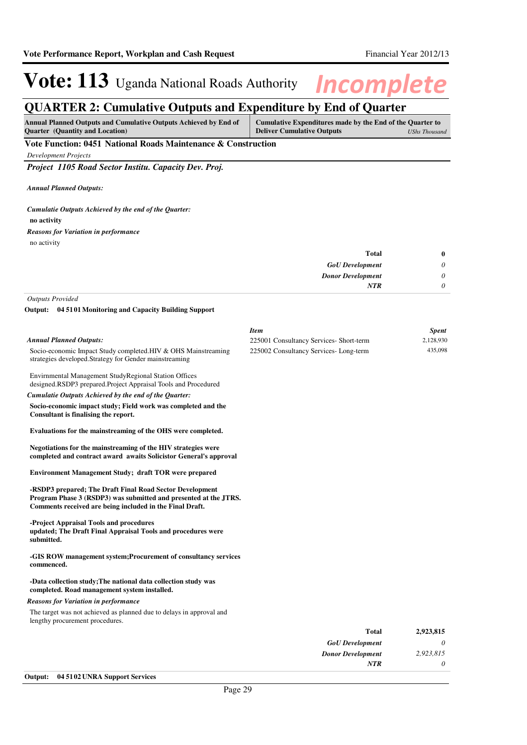# Vote: 113 Uganda National Roads Authority *Incomplete*

## QUARTER 2: Cumulative Outputs and Expenditure by End of Quarter

| Annual Planned Outputs and Cumulative Outputs Achieved by End of Quarter (Quantity and Location) | Cumulative Expenditures made by the End of the Quarter to Deliver Cumulative Outputs *UShs Thousand* |
|---|---|

### Vote Function: 0451 National Roads Maintenance & Construction

*Development Projects*

#### *Project 1105 Road Sector Institu. Capacity Dev. Proj.*

***Annual Planned Outputs:***

***Cumulatie Outputs Achieved by the end of the Quarter:***

**no activity**

***Reasons for Variation in performance***

no activity

| | |
|---|---|
| **Total** | **0** |
| ***GoU Development*** | *0* |
| ***Donor Development*** | *0* |
| ***NTR*** | *0* |

*Outputs Provided*

**Output: 04 51 01 Monitoring and Capacity Building Support**

***Annual Planned Outputs:***

Socio-economic Impact Study completed.HIV & OHS Mainstreaming strategies developed.Strategy for Gender mainstreaming

Envirnmental Management StudyRegional Station Offices designed.RSDP3 prepared.Project Appraisal Tools and Procedured

| *Item* | *Spent* |
|---|---|
| 225001 Consultancy Services- Short-term | 2,128,930 |
| 225002 Consultancy Services- Long-term | 435,098 |

***Cumulatie Outputs Achieved by the end of the Quarter:***

**Socio-economic impact study; Field work was completed and the Consultant is finalising the report.**

**Evaluations for the mainstreaming of the OHS were completed.**

**Negotiations for the mainstreaming of the HIV strategies were completed and contract award awaits Solicistor General's approval**

**Environment Management Study; draft TOR were prepared**

**-RSDP3 prepared; The Draft Final Road Sector Development Program Phase 3 (RSDP3) was submitted and presented at the JTRS. Comments received are being included in the Final Draft.**

**-Project Appraisal Tools and procedures updated; The Draft Final Appraisal Tools and procedures were submitted.**

**-GIS ROW management system;Procurement of consultancy services commenced.**

**-Data collection study;The national data collection study was completed. Road management system installed.**

***Reasons for Variation in performance***

The target was not achieved as planned due to delays in approval and lengthy procurement procedures.

| | |
|---|---|
| **Total** | **2,923,815** |
| ***GoU Development*** | *0* |
| ***Donor Development*** | *2,923,815* |
| ***NTR*** | *0* |

**Output: 04 51 02 UNRA Support Services**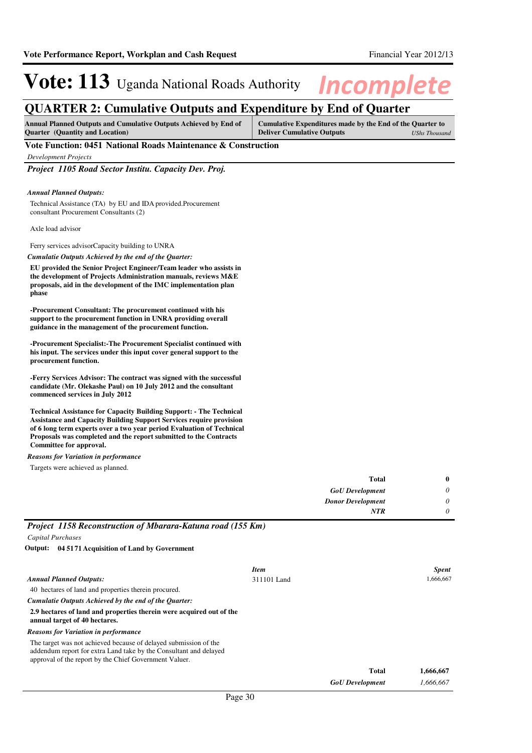# Vote: 113 Uganda National Roads Authority *Incomplete*

## QUARTER 2: Cumulative Outputs and Expenditure by End of Quarter

| Annual Planned Outputs and Cumulative Outputs Achieved by End of Quarter (Quantity and Location) | Cumulative Expenditures made by the End of the Quarter to Deliver Cumulative Outputs *UShs Thousand* |
|---|---|

**Vote Function: 0451 National Roads Maintenance & Construction**

*Development Projects*

### *Project 1105 Road Sector Institu. Capacity Dev. Proj.*

***Annual Planned Outputs:***

Technical Assistance (TA) by EU and IDA provided.Procurement consultant Procurement Consultants (2)

Axle load advisor

Ferry services advisorCapacity building to UNRA

***Cumulatie Outputs Achieved by the end of the Quarter:***

**EU provided the Senior Project Engineer/Team leader who assists in the development of Projects Administration manuals, reviews M&E proposals, aid in the development of the IMC implementation plan phase**

**-Procurement Consultant: The procurement continued with his support to the procurement function in UNRA providing overall guidance in the management of the procurement function.**

**-Procurement Specialist:-The Procurement Specialist continued with his input. The services under this input cover general support to the procurement function.**

**-Ferry Services Advisor: The contract was signed with the successful candidate (Mr. Olekashe Paul) on 10 July 2012 and the consultant commenced services in July 2012**

**Technical Assistance for Capacity Building Support: - The Technical Assistance and Capacity Building Support Services require provision of 6 long term experts over a two year period Evaluation of Technical Proposals was completed and the report submitted to the Contracts Committee for approval.**

***Reasons for Variation in performance***

Targets were achieved as planned.

| | |
|---|---|
| **Total** | **0** |
| ***GoU Development*** | *0* |
| ***Donor Development*** | *0* |
| ***NTR*** | *0* |

### *Project 1158 Reconstruction of Mbarara-Katuna road (155 Km)*

*Capital Purchases*

**Output: 04 5171 Acquisition of Land by Government**

***Annual Planned Outputs:***

40 hectares of land and properties therein procured.

***Cumulatie Outputs Achieved by the end of the Quarter:***

**2.9 hectares of land and properties therein were acquired out of the annual target of 40 hectares.**

***Reasons for Variation in performance***

The target was not achieved because of delayed submission of the addendum report for extra Land take by the Consultant and delayed approval of the report by the Chief Government Valuer.

| *Item* | *Spent* |
|---|---|
| 311101 Land | 1,666,667 |

| | |
|---|---|
| **Total** | **1,666,667** |
| ***GoU Development*** | *1,666,667* |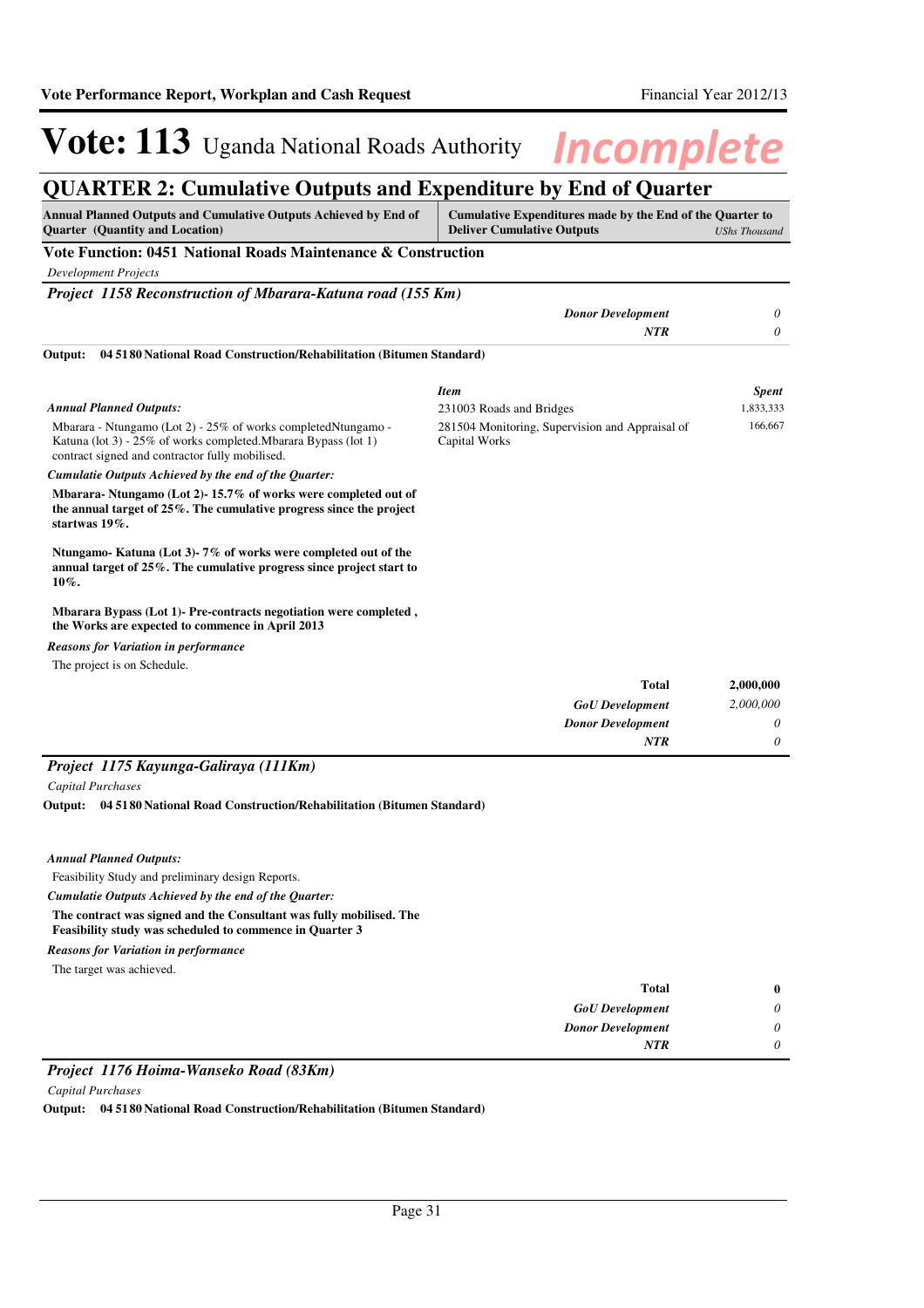# Vote: 113 Uganda National Roads Authority *Incomplete*

## QUARTER 2: Cumulative Outputs and Expenditure by End of Quarter

| Annual Planned Outputs and Cumulative Outputs Achieved by End of Quarter (Quantity and Location) | Cumulative Expenditures made by the End of the Quarter to Deliver Cumulative Outputs | *UShs Thousand* |
|---|---|---|

### Vote Function: 0451 National Roads Maintenance & Construction

*Development Projects*

#### *Project 1158 Reconstruction of Mbarara-Katuna road (155 Km)*

| | |
|---|---|
| ***Donor Development*** | *0* |
| ***NTR*** | *0* |

**Output: 04 5180 National Road Construction/Rehabilitation (Bitumen Standard)**

***Annual Planned Outputs:***

Mbarara - Ntungamo (Lot 2) - 25% of works completedNtungamo - Katuna (lot 3) - 25% of works completed.Mbarara Bypass (lot 1) contract signed and contractor fully mobilised.

***Cumulatie Outputs Achieved by the end of the Quarter:***

**Mbarara- Ntungamo (Lot 2)- 15.7% of works were completed out of the annual target of 25%. The cumulative progress since the project startwas 19%.**

**Ntungamo- Katuna (Lot 3)- 7% of works were completed out of the annual target of 25%. The cumulative progress since project start to 10%.**

**Mbarara Bypass (Lot 1)- Pre-contracts negotiation were completed , the Works are expected to commence in April 2013**

***Reasons for Variation in performance***

The project is on Schedule.

| *Item* | *Spent* |
|---|---|
| 231003 Roads and Bridges | 1,833,333 |
| 281504 Monitoring, Supervision and Appraisal of Capital Works | 166,667 |

| | |
|---|---|
| **Total** | **2,000,000** |
| ***GoU Development*** | *2,000,000* |
| ***Donor Development*** | *0* |
| ***NTR*** | *0* |

#### *Project 1175 Kayunga-Galiraya (111Km)*

*Capital Purchases*

**Output: 04 5180 National Road Construction/Rehabilitation (Bitumen Standard)**

***Annual Planned Outputs:***

Feasibility Study and preliminary design Reports.

***Cumulatie Outputs Achieved by the end of the Quarter:***

**The contract was signed and the Consultant was fully mobilised. The Feasibility study was scheduled to commence in Quarter 3**

***Reasons for Variation in performance***

The target was achieved.

| | |
|---|---|
| **Total** | **0** |
| ***GoU Development*** | *0* |
| ***Donor Development*** | *0* |
| ***NTR*** | *0* |

#### *Project 1176 Hoima-Wanseko Road (83Km)*

*Capital Purchases*

**Output: 04 5180 National Road Construction/Rehabilitation (Bitumen Standard)**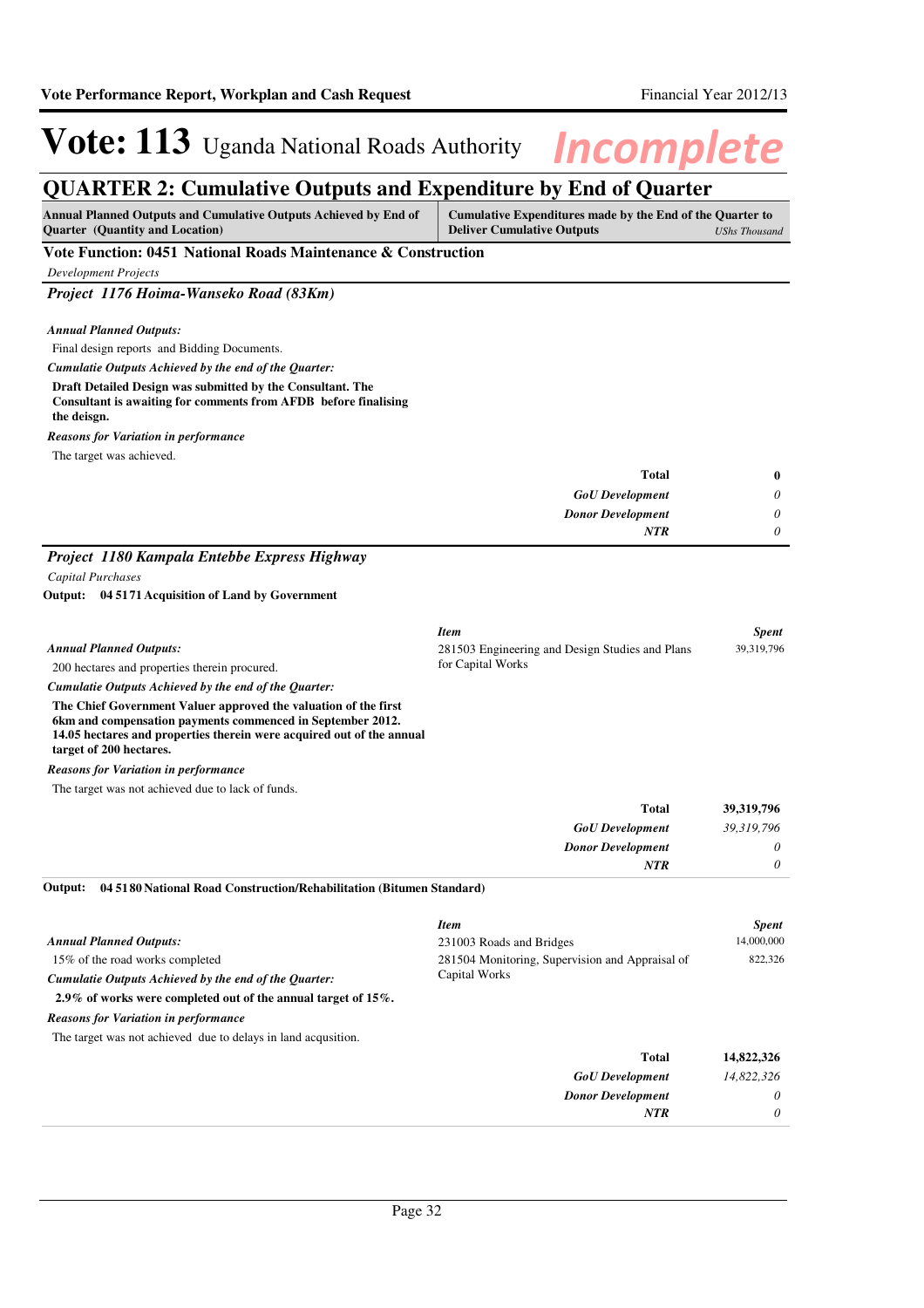# Vote: 113 Uganda National Roads Authority *Incomplete*

## QUARTER 2: Cumulative Outputs and Expenditure by End of Quarter

| Annual Planned Outputs and Cumulative Outputs Achieved by End of Quarter (Quantity and Location) | Cumulative Expenditures made by the End of the Quarter to Deliver Cumulative Outputs *UShs Thousand* |
|---|---|

### Vote Function: 0451 National Roads Maintenance & Construction

*Development Projects*

#### *Project 1176 Hoima-Wanseko Road (83Km)*

***Annual Planned Outputs:***

Final design reports and Bidding Documents.

***Cumulatie Outputs Achieved by the end of the Quarter:***

**Draft Detailed Design was submitted by the Consultant. The Consultant is awaiting for comments from AFDB before finalising the deisgn.**

***Reasons for Variation in performance***

The target was achieved.

| | |
|---|---|
| **Total** | **0** |
| ***GoU Development*** | *0* |
| ***Donor Development*** | *0* |
| ***NTR*** | *0* |

#### *Project 1180 Kampala Entebbe Express Highway*

*Capital Purchases*

**Output: 04 5171 Acquisition of Land by Government**

***Annual Planned Outputs:***

200 hectares and properties therein procured.

***Cumulatie Outputs Achieved by the end of the Quarter:***

**The Chief Government Valuer approved the valuation of the first 6km and compensation payments commenced in September 2012. 14.05 hectares and properties therein were acquired out of the annual target of 200 hectares.**

***Reasons for Variation in performance***

The target was not achieved due to lack of funds.

| *Item* | *Spent* |
|---|---|
| 281503 Engineering and Design Studies and Plans for Capital Works | 39,319,796 |
| **Total** | **39,319,796** |
| ***GoU Development*** | *39,319,796* |
| ***Donor Development*** | *0* |
| ***NTR*** | *0* |

**Output: 04 5180 National Road Construction/Rehabilitation (Bitumen Standard)**

***Annual Planned Outputs:***

15% of the road works completed

***Cumulatie Outputs Achieved by the end of the Quarter:***

**2.9% of works were completed out of the annual target of 15%.**

***Reasons for Variation in performance***

The target was not achieved due to delays in land acqusition.

| *Item* | *Spent* |
|---|---|
| 231003 Roads and Bridges | 14,000,000 |
| 281504 Monitoring, Supervision and Appraisal of Capital Works | 822,326 |
| **Total** | **14,822,326** |
| ***GoU Development*** | *14,822,326* |
| ***Donor Development*** | *0* |
| ***NTR*** | *0* |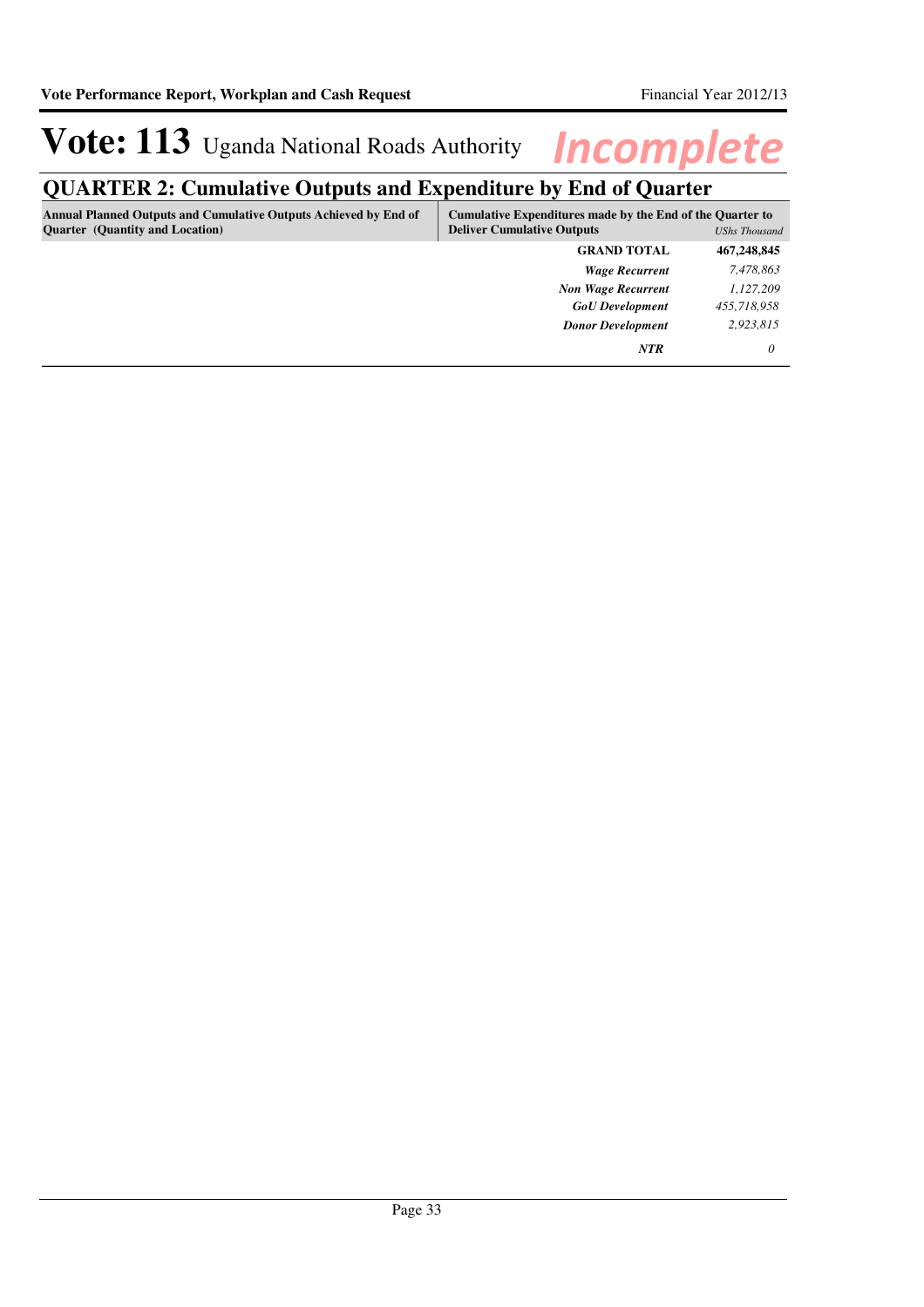# Vote: 113 Uganda National Roads Authority *Incomplete*

## QUARTER 2: Cumulative Outputs and Expenditure by End of Quarter

| Annual Planned Outputs and Cumulative Outputs Achieved by End of Quarter (Quantity and Location) | Cumulative Expenditures made by the End of the Quarter to Deliver Cumulative Outputs | *UShs Thousand* |
|---|---|---|
| | **GRAND TOTAL** | **467,248,845** |
| | ***Wage Recurrent*** | *7,478,863* |
| | ***Non Wage Recurrent*** | *1,127,209* |
| | ***GoU Development*** | *455,718,958* |
| | ***Donor Development*** | *2,923,815* |
| | ***NTR*** | *0* |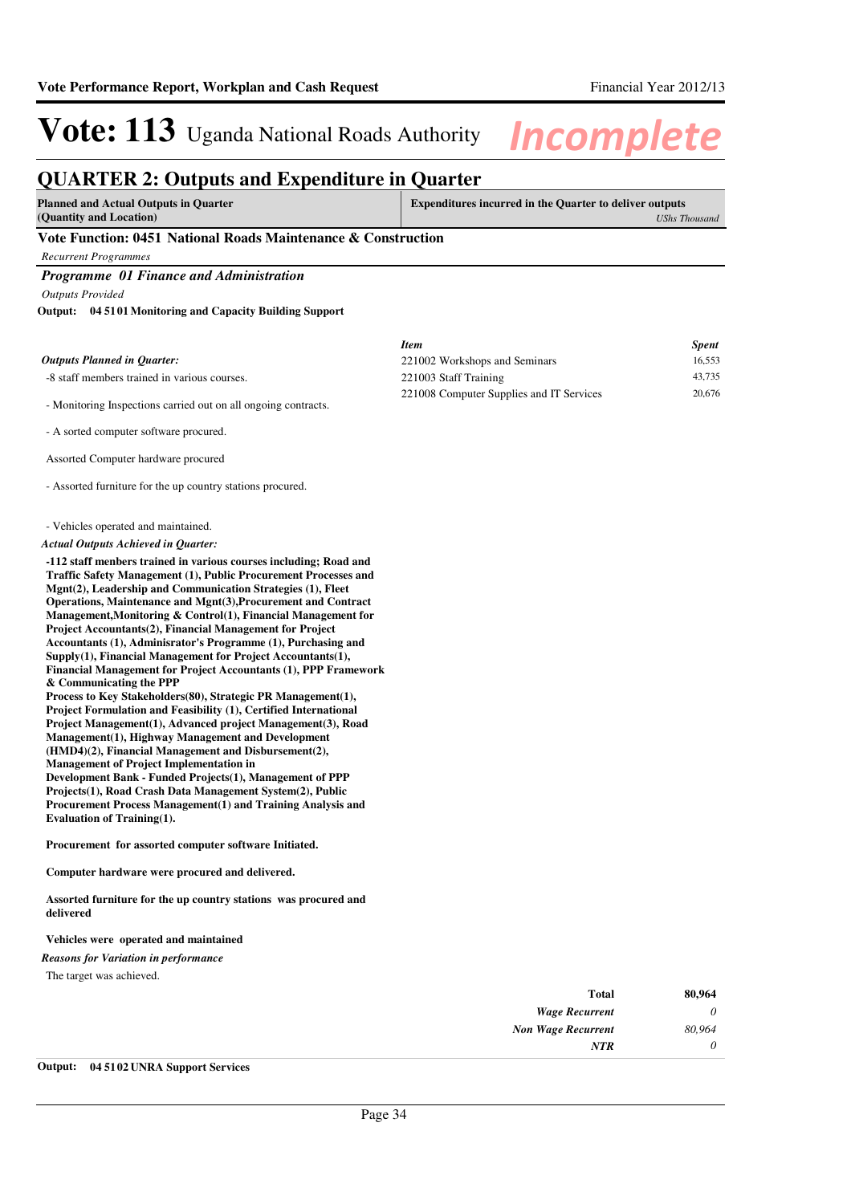# Vote: 113 Uganda National Roads Authority *Incomplete*

## QUARTER 2: Outputs and Expenditure in Quarter

| Planned and Actual Outputs in Quarter (Quantity and Location) | Expenditures incurred in the Quarter to deliver outputs *UShs Thousand* |
|---|---|

### Vote Function: 0451 National Roads Maintenance & Construction

*Recurrent Programmes*

#### *Programme 01 Finance and Administration*

*Outputs Provided*

**Output: 04 51 01 Monitoring and Capacity Building Support**

*Outputs Planned in Quarter:*

-8 staff members trained in various courses.

- Monitoring Inspections carried out on all ongoing contracts.

- A sorted computer software procured.

Assorted Computer hardware procured

- Assorted furniture for the up country stations procured.

- Vehicles operated and maintained.

*Actual Outputs Achieved in Quarter:*

**-112 staff menbers trained in various courses including; Road and Traffic Safety Management (1), Public Procurement Processes and Mgnt(2), Leadership and Communication Strategies (1), Fleet Operations, Maintenance and Mgnt(3),Procurement and Contract Management,Monitoring & Control(1), Financial Management for Project Accountants(2), Financial Management for Project Accountants (1), Adminisrator's Programme (1), Purchasing and Supply(1), Financial Management for Project Accountants(1), Financial Management for Project Accountants (1), PPP Framework & Communicating the PPP Process to Key Stakeholders(80), Strategic PR Management(1), Project Formulation and Feasibility (1), Certified International Project Management(1), Advanced project Management(3), Road Management(1), Highway Management and Development (HMD4)(2), Financial Management and Disbursement(2), Management of Project Implementation in Development Bank - Funded Projects(1), Management of PPP Projects(1), Road Crash Data Management System(2), Public Procurement Process Management(1) and Training Analysis and Evaluation of Training(1).**

**Procurement for assorted computer software Initiated.**

**Computer hardware were procured and delivered.**

**Assorted furniture for the up country stations was procured and delivered**

**Vehicles were operated and maintained**

*Reasons for Variation in performance*

The target was achieved.

| *Item* | *Spent* |
|---|---|
| 221002 Workshops and Seminars | 16,553 |
| 221003 Staff Training | 43,735 |
| 221008 Computer Supplies and IT Services | 20,676 |

| | |
|---|---|
| **Total** | **80,964** |
| ***Wage Recurrent*** | *0* |
| ***Non Wage Recurrent*** | *80,964* |
| ***NTR*** | *0* |

**Output: 04 51 02 UNRA Support Services**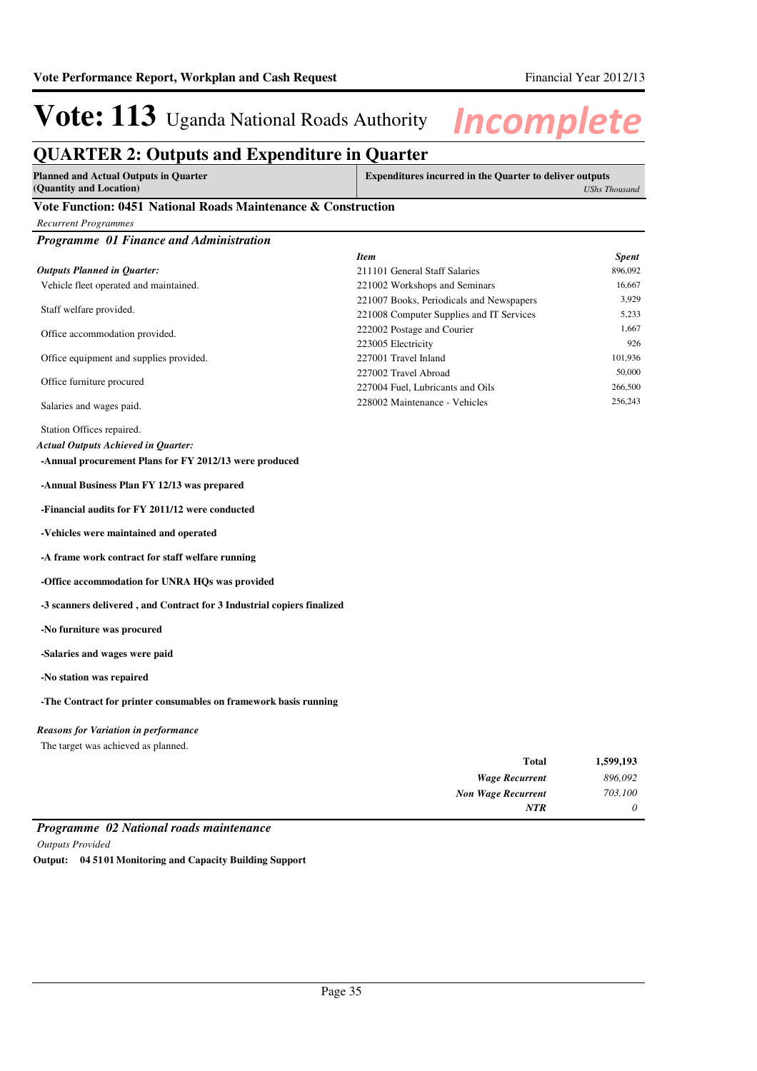# Vote: 113 Uganda National Roads Authority *Incomplete*

## QUARTER 2: Outputs and Expenditure in Quarter

| Planned and Actual Outputs in Quarter (Quantity and Location) | Expenditures incurred in the Quarter to deliver outputs *UShs Thousand* |
|---|---|

### Vote Function: 0451 National Roads Maintenance & Construction

*Recurrent Programmes*

### *Programme 01 Finance and Administration*

*Outputs Planned in Quarter:*

Vehicle fleet operated and maintained.

Staff welfare provided.

Office accommodation provided.

Office equipment and supplies provided.

Office furniture procured

Salaries and wages paid.

Station Offices repaired.

| *Item* | *Spent* |
|---|---|
| 211101 General Staff Salaries | 896,092 |
| 221002 Workshops and Seminars | 16,667 |
| 221007 Books, Periodicals and Newspapers | 3,929 |
| 221008 Computer Supplies and IT Services | 5,233 |
| 222002 Postage and Courier | 1,667 |
| 223005 Electricity | 926 |
| 227001 Travel Inland | 101,936 |
| 227002 Travel Abroad | 50,000 |
| 227004 Fuel, Lubricants and Oils | 266,500 |
| 228002 Maintenance - Vehicles | 256,243 |

*Actual Outputs Achieved in Quarter:*

**-Annual procurement Plans for FY 2012/13 were produced**

**-Annual Business Plan FY 12/13 was prepared**

**-Financial audits for FY 2011/12 were conducted**

**-Vehicles were maintained and operated**

**-A frame work contract for staff welfare running**

**-Office accommodation for UNRA HQs was provided**

**-3 scanners delivered , and Contract for 3 Industrial copiers finalized**

**-No furniture was procured**

**-Salaries and wages were paid**

**-No station was repaired**

**-The Contract for printer consumables on framework basis running**

*Reasons for Variation in performance*

The target was achieved as planned.

| | |
|---|---|
| **Total** | **1,599,193** |
| ***Wage Recurrent*** | *896,092* |
| ***Non Wage Recurrent*** | *703,100* |
| ***NTR*** | *0* |

### *Programme 02 National roads maintenance*

*Outputs Provided*

**Output: 04 51 01 Monitoring and Capacity Building Support**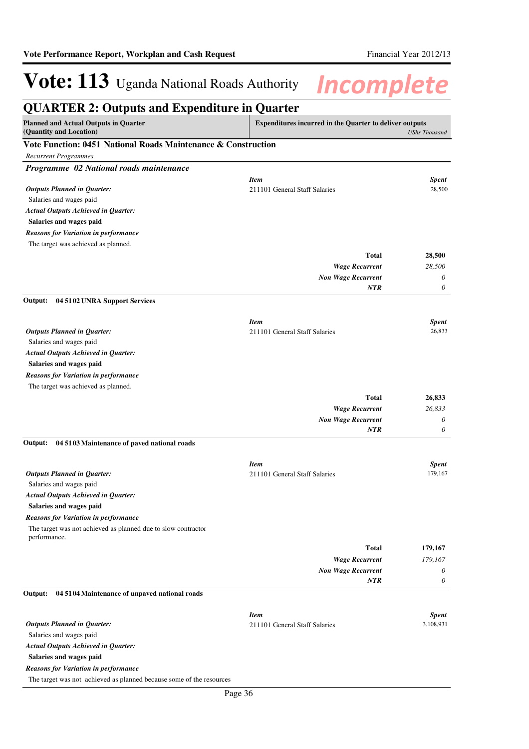# Vote: 113 Uganda National Roads Authority

*Incomplete*

## QUARTER 2: Outputs and Expenditure in Quarter

| Planned and Actual Outputs in Quarter (Quantity and Location) | Expenditures incurred in the Quarter to deliver outputs | *UShs Thousand* |
|---|---|---|

### Vote Function: 0451 National Roads Maintenance & Construction

*Recurrent Programmes*

#### *Programme 02 National roads maintenance*

*Outputs Planned in Quarter:*
Salaries and wages paid

*Actual Outputs Achieved in Quarter:*
**Salaries and wages paid**

*Reasons for Variation in performance*
The target was achieved as planned.

| *Item* | *Spent* |
|---|---|
| 211101 General Staff Salaries | 28,500 |
| **Total** | **28,500** |
| ***Wage Recurrent*** | *28,500* |
| ***Non Wage Recurrent*** | *0* |
| ***NTR*** | *0* |

**Output: 04 51 02 UNRA Support Services**

*Outputs Planned in Quarter:*
Salaries and wages paid

*Actual Outputs Achieved in Quarter:*
**Salaries and wages paid**

*Reasons for Variation in performance*
The target was achieved as planned.

| *Item* | *Spent* |
|---|---|
| 211101 General Staff Salaries | 26,833 |
| **Total** | **26,833** |
| ***Wage Recurrent*** | *26,833* |
| ***Non Wage Recurrent*** | *0* |
| ***NTR*** | *0* |

**Output: 04 51 03 Maintenance of paved national roads**

*Outputs Planned in Quarter:*
Salaries and wages paid

*Actual Outputs Achieved in Quarter:*
**Salaries and wages paid**

*Reasons for Variation in performance*
The target was not achieved as planned due to slow contractor performance.

| *Item* | *Spent* |
|---|---|
| 211101 General Staff Salaries | 179,167 |
| **Total** | **179,167** |
| ***Wage Recurrent*** | *179,167* |
| ***Non Wage Recurrent*** | *0* |
| ***NTR*** | *0* |

**Output: 04 51 04 Maintenance of unpaved national roads**

*Outputs Planned in Quarter:*
Salaries and wages paid

*Actual Outputs Achieved in Quarter:*
**Salaries and wages paid**

*Reasons for Variation in performance*
The target was not achieved as planned because some of the resources

| *Item* | *Spent* |
|---|---|
| 211101 General Staff Salaries | 3,108,931 |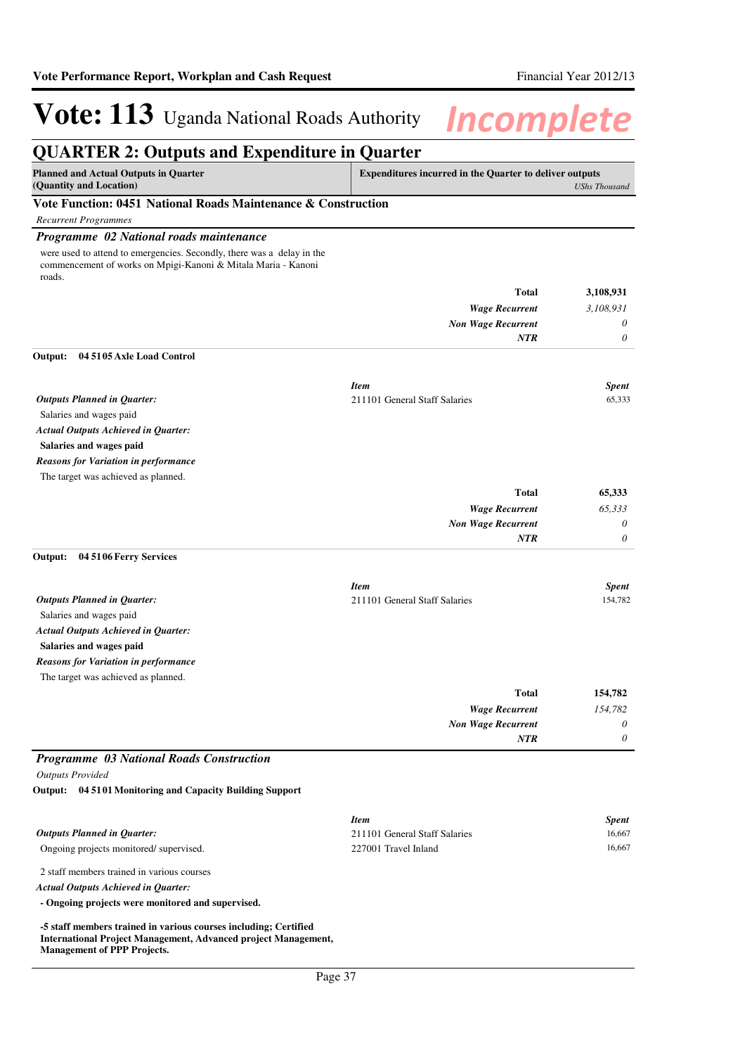# Vote: 113 Uganda National Roads Authority *Incomplete*

## QUARTER 2: Outputs and Expenditure in Quarter

| Planned and Actual Outputs in Quarter (Quantity and Location) | Expenditures incurred in the Quarter to deliver outputs *UShs Thousand* |
|---|---|

### Vote Function: 0451 National Roads Maintenance & Construction

*Recurrent Programmes*

#### *Programme 02 National roads maintenance*

were used to attend to emergencies. Secondly, there was a delay in the commencement of works on Mpigi-Kanoni & Mitala Maria - Kanoni roads.

| | |
|---|---|
| **Total** | **3,108,931** |
| ***Wage Recurrent*** | *3,108,931* |
| ***Non Wage Recurrent*** | *0* |
| ***NTR*** | *0* |

**Output: 04 5105 Axle Load Control**

***Outputs Planned in Quarter:***
Salaries and wages paid

***Actual Outputs Achieved in Quarter:***
**Salaries and wages paid**

***Reasons for Variation in performance***
The target was achieved as planned.

| *Item* | *Spent* |
|---|---|
| 211101 General Staff Salaries | 65,333 |
| **Total** | **65,333** |
| ***Wage Recurrent*** | *65,333* |
| ***Non Wage Recurrent*** | *0* |
| ***NTR*** | *0* |

**Output: 04 5106 Ferry Services**

***Outputs Planned in Quarter:***
Salaries and wages paid

***Actual Outputs Achieved in Quarter:***
**Salaries and wages paid**

***Reasons for Variation in performance***
The target was achieved as planned.

| *Item* | *Spent* |
|---|---|
| 211101 General Staff Salaries | 154,782 |
| **Total** | **154,782** |
| ***Wage Recurrent*** | *154,782* |
| ***Non Wage Recurrent*** | *0* |
| ***NTR*** | *0* |

#### *Programme 03 National Roads Construction*

*Outputs Provided*

**Output: 04 5101 Monitoring and Capacity Building Support**

***Outputs Planned in Quarter:***
Ongoing projects monitored/ supervised.

2 staff members trained in various courses

***Actual Outputs Achieved in Quarter:***
**- Ongoing projects were monitored and supervised.**

**-5 staff members trained in various courses including; Certified International Project Management, Advanced project Management, Management of PPP Projects.**

| *Item* | *Spent* |
|---|---|
| 211101 General Staff Salaries | 16,667 |
| 227001 Travel Inland | 16,667 |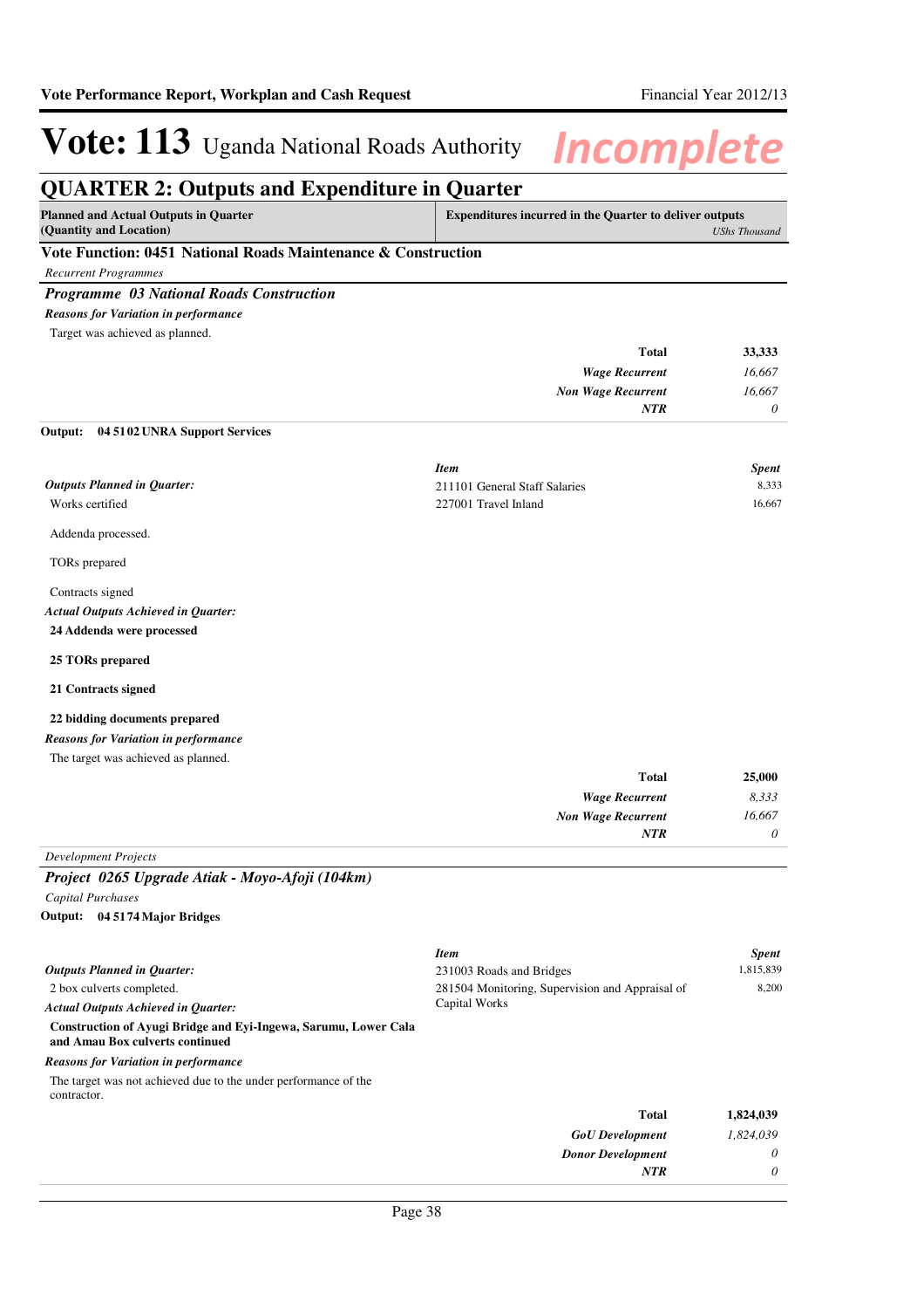# Vote: 113 Uganda National Roads Authority *Incomplete*

## QUARTER 2: Outputs and Expenditure in Quarter

| Planned and Actual Outputs in Quarter (Quantity and Location) | Expenditures incurred in the Quarter to deliver outputs *UShs Thousand* |
|---|---|

### Vote Function: 0451 National Roads Maintenance & Construction

*Recurrent Programmes*

#### *Programme 03 National Roads Construction*

***Reasons for Variation in performance***

Target was achieved as planned.

| | |
|---|---|
| **Total** | **33,333** |
| ***Wage Recurrent*** | *16,667* |
| ***Non Wage Recurrent*** | *16,667* |
| ***NTR*** | *0* |

**Output: 04 51 02 UNRA Support Services**

***Outputs Planned in Quarter:***

Works certified

Addenda processed.

TORs prepared

Contracts signed

***Actual Outputs Achieved in Quarter:***

**24 Addenda were processed**

**25 TORs prepared**

**21 Contracts signed**

**22 bidding documents prepared**

***Reasons for Variation in performance***

The target was achieved as planned.

| *Item* | *Spent* |
|---|---|
| 211101 General Staff Salaries | 8,333 |
| 227001 Travel Inland | 16,667 |

| | |
|---|---|
| **Total** | **25,000** |
| ***Wage Recurrent*** | *8,333* |
| ***Non Wage Recurrent*** | *16,667* |
| ***NTR*** | *0* |

*Development Projects*

#### *Project 0265 Upgrade Atiak - Moyo-Afoji (104km)*

*Capital Purchases*

**Output: 04 51 74 Major Bridges**

***Outputs Planned in Quarter:***

2 box culverts completed.

***Actual Outputs Achieved in Quarter:***

**Construction of Ayugi Bridge and Eyi-Ingewa, Sarumu, Lower Cala and Amau Box culverts continued**

***Reasons for Variation in performance***

The target was not achieved due to the under performance of the contractor.

| *Item* | *Spent* |
|---|---|
| 231003 Roads and Bridges | 1,815,839 |
| 281504 Monitoring, Supervision and Appraisal of Capital Works | 8,200 |

| | |
|---|---|
| **Total** | **1,824,039** |
| ***GoU Development*** | *1,824,039* |
| ***Donor Development*** | *0* |
| ***NTR*** | *0* |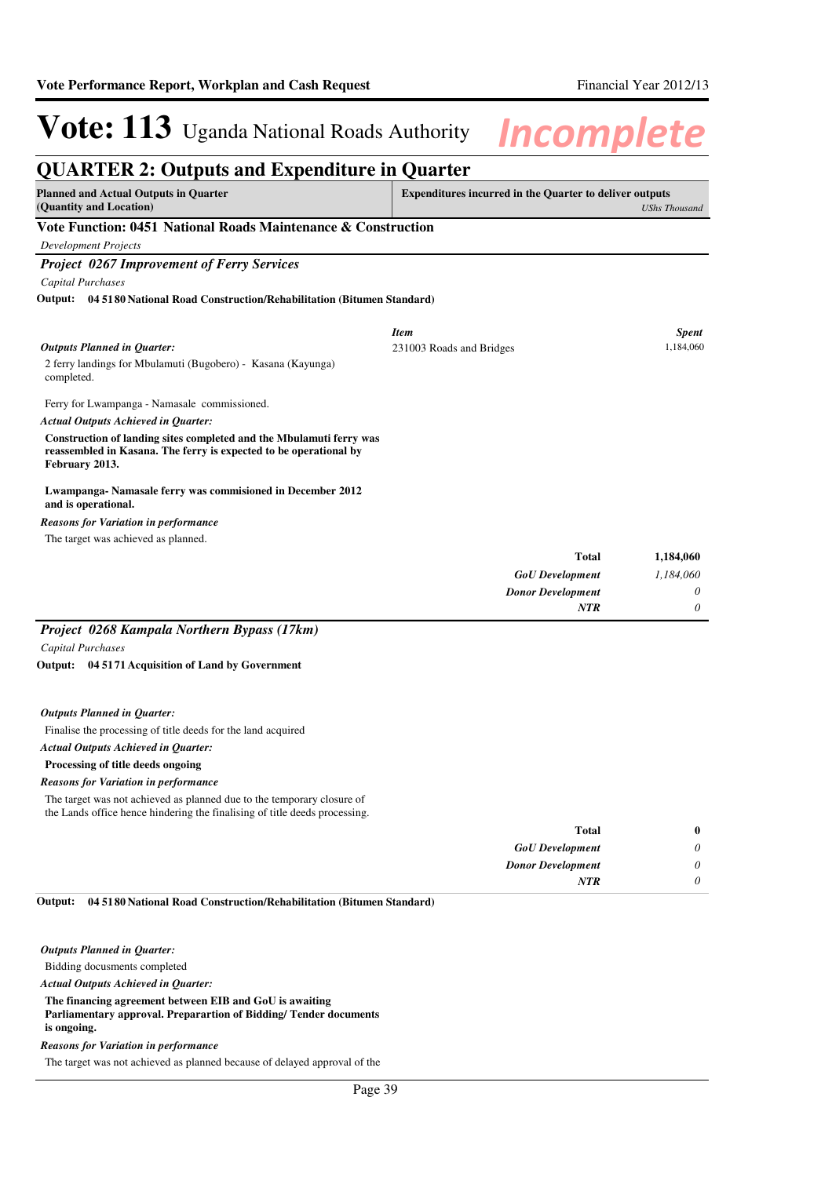# Vote: 113 Uganda National Roads Authority

*Incomplete*

## QUARTER 2: Outputs and Expenditure in Quarter

| Planned and Actual Outputs in Quarter (Quantity and Location) | Expenditures incurred in the Quarter to deliver outputs *UShs Thousand* |
|---|---|

### Vote Function: 0451 National Roads Maintenance & Construction

*Development Projects*

### *Project 0267 Improvement of Ferry Services*

*Capital Purchases*

**Output: 04 51 80 National Road Construction/Rehabilitation (Bitumen Standard)**

| *Item* | *Spent* |
|---|---|
| 231003 Roads and Bridges | 1,184,060 |

***Outputs Planned in Quarter:***

2 ferry landings for Mbulamuti (Bugobero) - Kasana (Kayunga) completed.

Ferry for Lwampanga - Namasale commissioned.

***Actual Outputs Achieved in Quarter:***

**Construction of landing sites completed and the Mbulamuti ferry was reassembled in Kasana. The ferry is expected to be operational by February 2013.**

**Lwampanga- Namasale ferry was commisioned in December 2012 and is operational.**

***Reasons for Variation in performance***

The target was achieved as planned.

| | |
|---|---|
| **Total** | **1,184,060** |
| ***GoU Development*** | *1,184,060* |
| ***Donor Development*** | *0* |
| ***NTR*** | *0* |

### *Project 0268 Kampala Northern Bypass (17km)*

*Capital Purchases*

**Output: 04 51 71 Acquisition of Land by Government**

***Outputs Planned in Quarter:***

Finalise the processing of title deeds for the land acquired

***Actual Outputs Achieved in Quarter:***

**Processing of title deeds ongoing**

***Reasons for Variation in performance***

The target was not achieved as planned due to the temporary closure of the Lands office hence hindering the finalising of title deeds processing.

| | |
|---|---|
| **Total** | **0** |
| ***GoU Development*** | *0* |
| ***Donor Development*** | *0* |
| ***NTR*** | *0* |

**Output: 04 51 80 National Road Construction/Rehabilitation (Bitumen Standard)**

***Outputs Planned in Quarter:***

Bidding docusments completed

***Actual Outputs Achieved in Quarter:***

**The financing agreement between EIB and GoU is awaiting Parliamentary approval. Preparartion of Bidding/ Tender documents is ongoing.**

***Reasons for Variation in performance***

The target was not achieved as planned because of delayed approval of the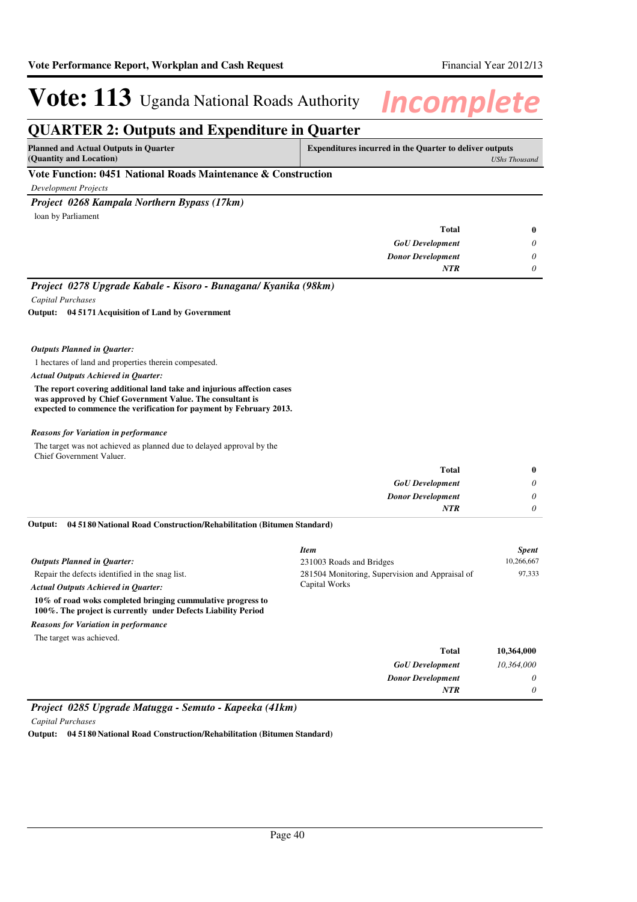# Vote: 113 Uganda National Roads Authority

**Incomplete**

## QUARTER 2: Outputs and Expenditure in Quarter

| Planned and Actual Outputs in Quarter (Quantity and Location) | Expenditures incurred in the Quarter to deliver outputs *UShs Thousand* |
|---|---|

### Vote Function: 0451 National Roads Maintenance & Construction

*Development Projects*

#### *Project 0268 Kampala Northern Bypass (17km)*

loan by Parliament

| | |
|---|---|
| **Total** | **0** |
| ***GoU Development*** | *0* |
| ***Donor Development*** | *0* |
| ***NTR*** | *0* |

#### *Project 0278 Upgrade Kabale - Kisoro - Bunagana/ Kyanika (98km)*

*Capital Purchases*

**Output: 04 5171 Acquisition of Land by Government**

***Outputs Planned in Quarter:***

1 hectares of land and properties therein compesated.

***Actual Outputs Achieved in Quarter:***

**The report covering additional land take and injurious affection cases was approved by Chief Government Value. The consultant is expected to commence the verification for payment by February 2013.**

***Reasons for Variation in performance***

The target was not achieved as planned due to delayed approval by the Chief Government Valuer.

| | |
|---|---|
| **Total** | **0** |
| ***GoU Development*** | *0* |
| ***Donor Development*** | *0* |
| ***NTR*** | *0* |

**Output: 04 5180 National Road Construction/Rehabilitation (Bitumen Standard)**

***Outputs Planned in Quarter:***

Repair the defects identified in the snag list.

***Actual Outputs Achieved in Quarter:***

**10% of road woks completed bringing cummulative progress to 100%. The project is currently under Defects Liability Period**

***Reasons for Variation in performance***

The target was achieved.

| *Item* | *Spent* |
|---|---|
| 231003 Roads and Bridges | 10,266,667 |
| 281504 Monitoring, Supervision and Appraisal of Capital Works | 97,333 |

| | |
|---|---|
| **Total** | **10,364,000** |
| ***GoU Development*** | *10,364,000* |
| ***Donor Development*** | *0* |
| ***NTR*** | *0* |

#### *Project 0285 Upgrade Matugga - Semuto - Kapeeka (41km)*

*Capital Purchases*

**Output: 04 5180 National Road Construction/Rehabilitation (Bitumen Standard)**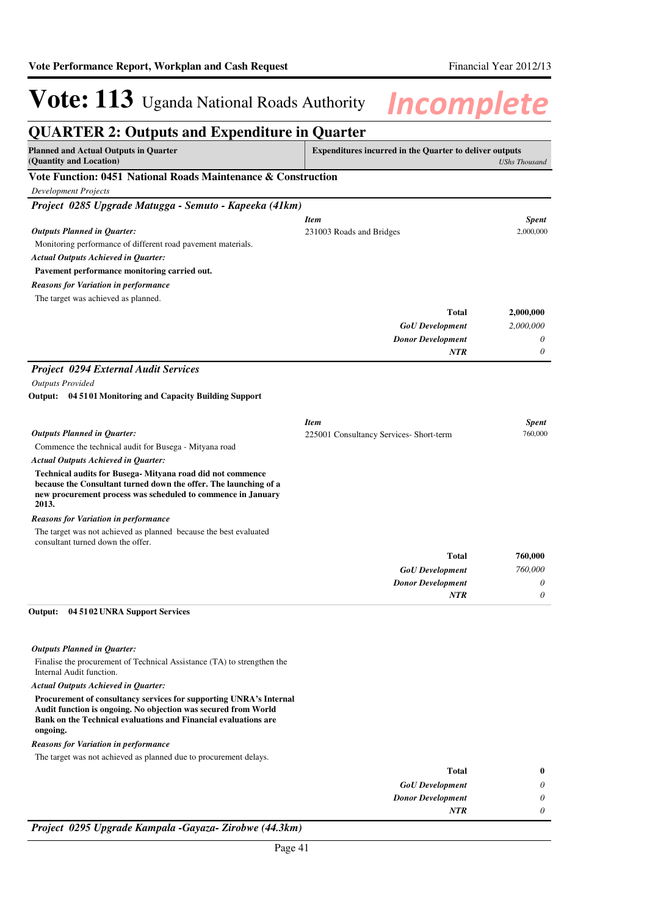# Vote: 113 Uganda National Roads Authority

*Incomplete*

## QUARTER 2: Outputs and Expenditure in Quarter

| Planned and Actual Outputs in Quarter (Quantity and Location) | Expenditures incurred in the Quarter to deliver outputs *UShs Thousand* |
|---|---|

### Vote Function: 0451 National Roads Maintenance & Construction

*Development Projects*

#### *Project 0285 Upgrade Matugga - Semuto - Kapeeka (41km)*

***Outputs Planned in Quarter:***

Monitoring performance of different road pavement materials.

***Actual Outputs Achieved in Quarter:***

**Pavement performance monitoring carried out.**

***Reasons for Variation in performance***

The target was achieved as planned.

| *Item* | *Spent* |
|---|---|
| 231003 Roads and Bridges | 2,000,000 |
| **Total** | **2,000,000** |
| ***GoU Development*** | *2,000,000* |
| ***Donor Development*** | *0* |
| ***NTR*** | *0* |

#### *Project 0294 External Audit Services*

*Outputs Provided*

**Output: 04 51 01 Monitoring and Capacity Building Support**

***Outputs Planned in Quarter:***

Commence the technical audit for Busega - Mityana road

***Actual Outputs Achieved in Quarter:***

**Technical audits for Busega- Mityana road did not commence because the Consultant turned down the offer. The launching of a new procurement process was scheduled to commence in January 2013.**

***Reasons for Variation in performance***

The target was not achieved as planned because the best evaluated consultant turned down the offer.

| *Item* | *Spent* |
|---|---|
| 225001 Consultancy Services- Short-term | 760,000 |
| **Total** | **760,000** |
| ***GoU Development*** | *760,000* |
| ***Donor Development*** | *0* |
| ***NTR*** | *0* |

**Output: 04 51 02 UNRA Support Services**

***Outputs Planned in Quarter:***

Finalise the procurement of Technical Assistance (TA) to strengthen the Internal Audit function.

***Actual Outputs Achieved in Quarter:***

**Procurement of consultancy services for supporting UNRA's Internal Audit function is ongoing. No objection was secured from World Bank on the Technical evaluations and Financial evaluations are ongoing.**

***Reasons for Variation in performance***

The target was not achieved as planned due to procurement delays.

| | |
|---|---|
| **Total** | **0** |
| ***GoU Development*** | *0* |
| ***Donor Development*** | *0* |
| ***NTR*** | *0* |

#### *Project 0295 Upgrade Kampala -Gayaza- Zirobwe (44.3km)*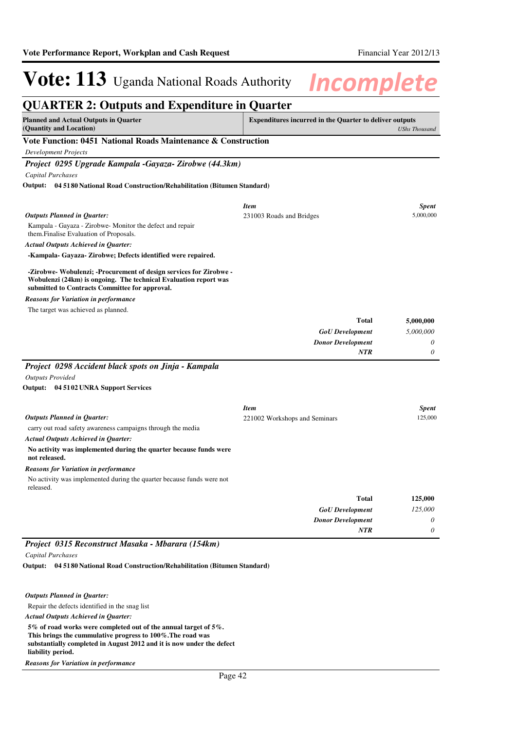# Vote: 113 Uganda National Roads Authority

*Incomplete*

## QUARTER 2: Outputs and Expenditure in Quarter

| Planned and Actual Outputs in Quarter (Quantity and Location) | Expenditures incurred in the Quarter to deliver outputs *UShs Thousand* |
|---|---|

### Vote Function: 0451 National Roads Maintenance & Construction

*Development Projects*

### *Project 0295 Upgrade Kampala -Gayaza- Zirobwe (44.3km)*

*Capital Purchases*

**Output: 04 5180 National Road Construction/Rehabilitation (Bitumen Standard)**

| Item | Spent |
|---|---|
| 231003 Roads and Bridges | 5,000,000 |

***Outputs Planned in Quarter:***

Kampala - Gayaza - Zirobwe- Monitor the defect and repair them.Finalise Evaluation of Proposals.

***Actual Outputs Achieved in Quarter:***

**-Kampala- Gayaza- Zirobwe; Defects identified were repaired.**

**-Zirobwe- Wobulenzi; -Procurement of design services for Zirobwe - Wobulenzi (24km) is ongoing. The technical Evaluation report was submitted to Contracts Committee for approval.**

***Reasons for Variation in performance***

The target was achieved as planned.

| | |
|---|---|
| **Total** | **5,000,000** |
| ***GoU Development*** | *5,000,000* |
| ***Donor Development*** | *0* |
| ***NTR*** | *0* |

### *Project 0298 Accident black spots on Jinja - Kampala*

*Outputs Provided*

**Output: 04 5102 UNRA Support Services**

| Item | Spent |
|---|---|
| 221002 Workshops and Seminars | 125,000 |

***Outputs Planned in Quarter:***

carry out road safety awareness campaigns through the media

***Actual Outputs Achieved in Quarter:***

**No activity was implemented during the quarter because funds were not released.**

***Reasons for Variation in performance***

No activity was implemented during the quarter because funds were not released.

| | |
|---|---|
| **Total** | **125,000** |
| ***GoU Development*** | *125,000* |
| ***Donor Development*** | *0* |
| ***NTR*** | *0* |

### *Project 0315 Reconstruct Masaka - Mbarara (154km)*

*Capital Purchases*

**Output: 04 5180 National Road Construction/Rehabilitation (Bitumen Standard)**

***Outputs Planned in Quarter:***

Repair the defects identified in the snag list

***Actual Outputs Achieved in Quarter:***

**5% of road works were completed out of the annual target of 5%. This brings the cummulative progress to 100%.The road was substantially completed in August 2012 and it is now under the defect liability period.**

***Reasons for Variation in performance***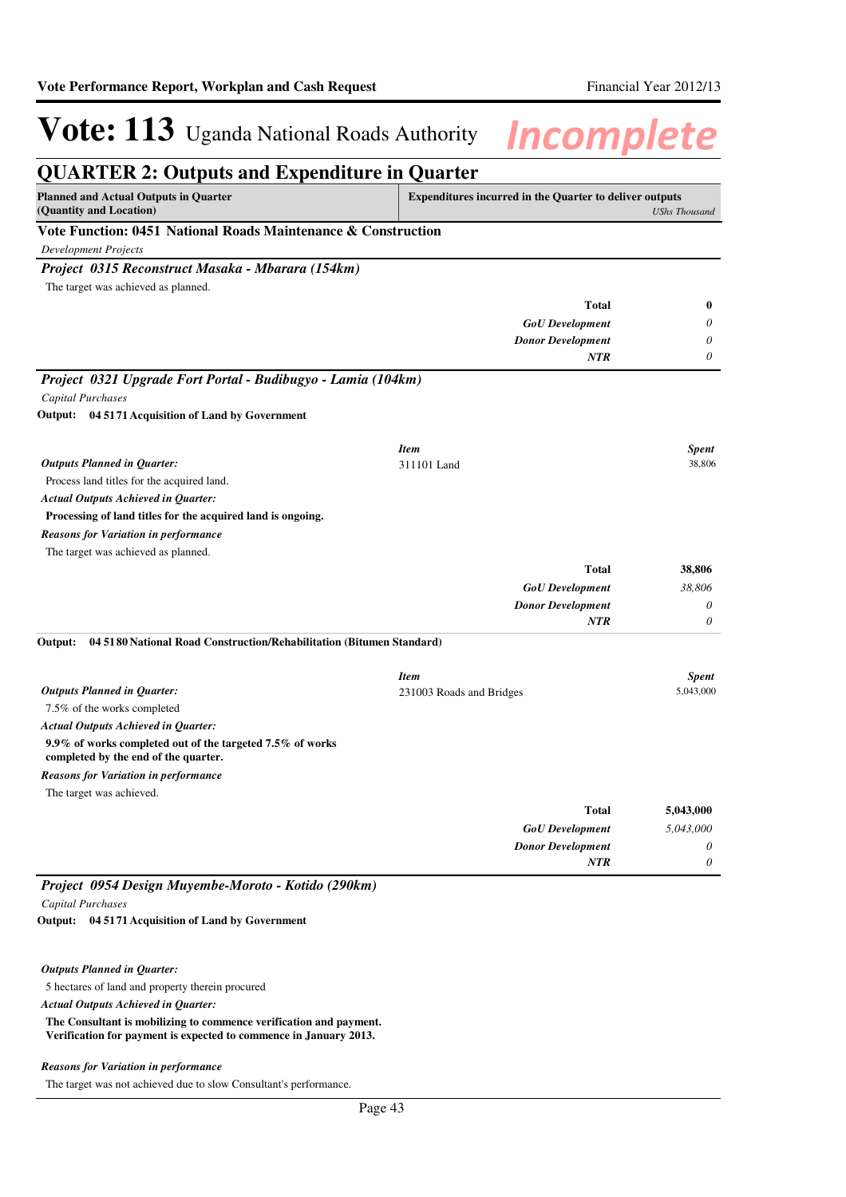# Vote: 113 Uganda National Roads Authority *Incomplete*

## QUARTER 2: Outputs and Expenditure in Quarter

| Planned and Actual Outputs in Quarter (Quantity and Location) | Expenditures incurred in the Quarter to deliver outputs *UShs Thousand* |
|---|---|

### Vote Function: 0451 National Roads Maintenance & Construction

*Development Projects*

#### *Project 0315 Reconstruct Masaka - Mbarara (154km)*

The target was achieved as planned.

| | |
|---|---|
| **Total** | **0** |
| ***GoU Development*** | *0* |
| ***Donor Development*** | *0* |
| ***NTR*** | *0* |

#### *Project 0321 Upgrade Fort Portal - Budibugyo - Lamia (104km)*

*Capital Purchases*

**Output: 04 5171 Acquisition of Land by Government**

| *Item* | *Spent* |
|---|---|
| 311101 Land | 38,806 |

***Outputs Planned in Quarter:***

Process land titles for the acquired land.

***Actual Outputs Achieved in Quarter:***

**Processing of land titles for the acquired land is ongoing.**

***Reasons for Variation in performance***

The target was achieved as planned.

| | |
|---|---|
| **Total** | **38,806** |
| ***GoU Development*** | *38,806* |
| ***Donor Development*** | *0* |
| ***NTR*** | *0* |

**Output: 04 5180 National Road Construction/Rehabilitation (Bitumen Standard)**

| *Item* | *Spent* |
|---|---|
| 231003 Roads and Bridges | 5,043,000 |

***Outputs Planned in Quarter:***

7.5% of the works completed

***Actual Outputs Achieved in Quarter:***

**9.9% of works completed out of the targeted 7.5% of works completed by the end of the quarter.**

***Reasons for Variation in performance***

The target was achieved.

| | |
|---|---|
| **Total** | **5,043,000** |
| ***GoU Development*** | *5,043,000* |
| ***Donor Development*** | *0* |
| ***NTR*** | *0* |

#### *Project 0954 Design Muyembe-Moroto - Kotido (290km)*

*Capital Purchases*

**Output: 04 5171 Acquisition of Land by Government**

***Outputs Planned in Quarter:***

5 hectares of land and property therein procured

***Actual Outputs Achieved in Quarter:***

**The Consultant is mobilizing to commence verification and payment. Verification for payment is expected to commence in January 2013.**

***Reasons for Variation in performance***

The target was not achieved due to slow Consultant's performance.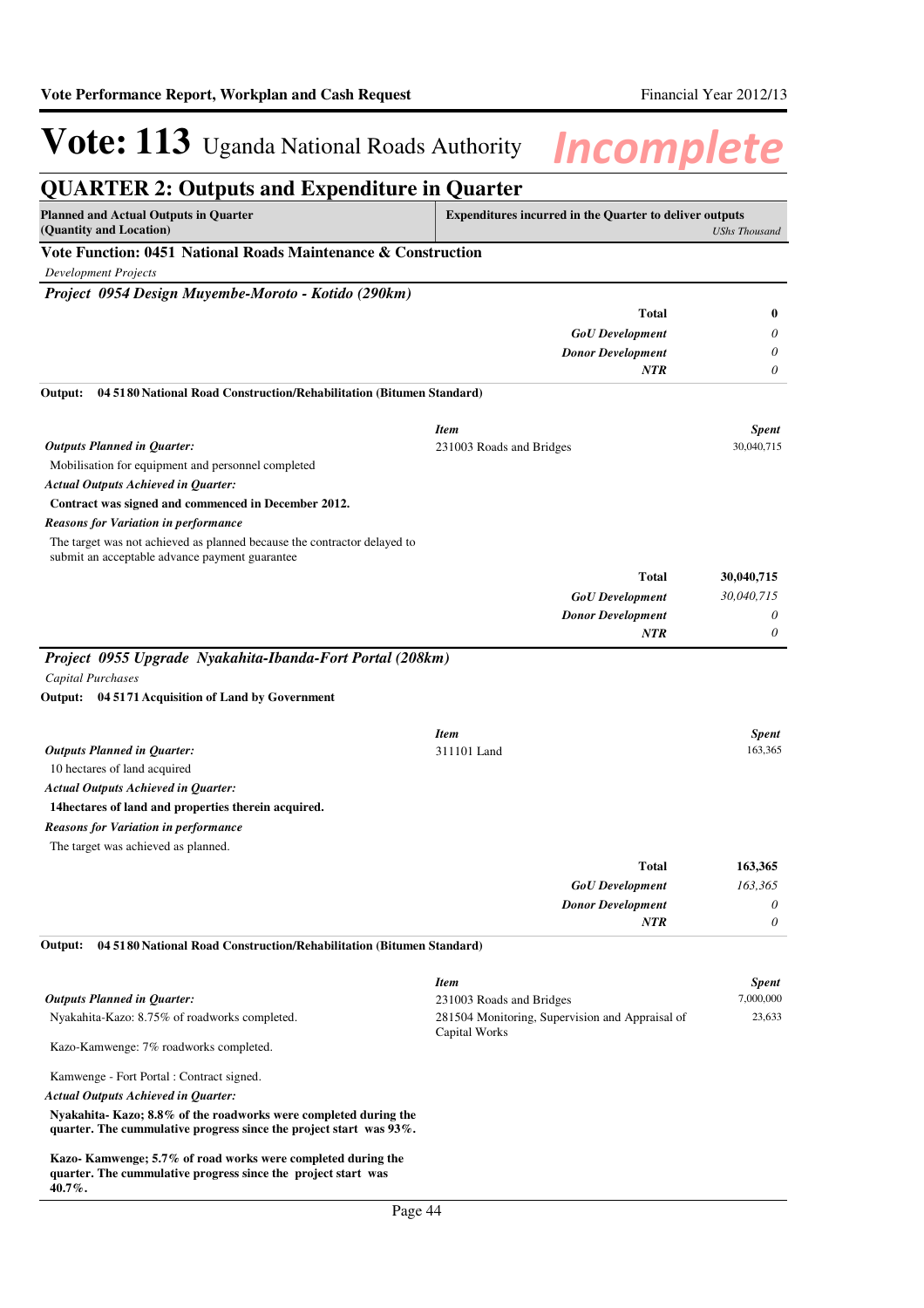# Vote: 113 Uganda National Roads Authority *Incomplete*

## QUARTER 2: Outputs and Expenditure in Quarter

| Planned and Actual Outputs in Quarter (Quantity and Location) | Expenditures incurred in the Quarter to deliver outputs *UShs Thousand* |
|---|---|

### Vote Function: 0451 National Roads Maintenance & Construction

*Development Projects*

### *Project 0954 Design Muyembe-Moroto - Kotido (290km)*

| | |
|---|---|
| **Total** | **0** |
| ***GoU Development*** | *0* |
| ***Donor Development*** | *0* |
| ***NTR*** | *0* |

**Output: 04 5180 National Road Construction/Rehabilitation (Bitumen Standard)**

***Outputs Planned in Quarter:***

Mobilisation for equipment and personnel completed

***Actual Outputs Achieved in Quarter:***

**Contract was signed and commenced in December 2012.**

***Reasons for Variation in performance***

The target was not achieved as planned because the contractor delayed to submit an acceptable advance payment guarantee

| *Item* | *Spent* |
|---|---|
| 231003 Roads and Bridges | 30,040,715 |
| **Total** | **30,040,715** |
| ***GoU Development*** | *30,040,715* |
| ***Donor Development*** | *0* |
| ***NTR*** | *0* |

### *Project 0955 Upgrade Nyakahita-Ibanda-Fort Portal (208km)*

*Capital Purchases*

**Output: 04 5171 Acquisition of Land by Government**

***Outputs Planned in Quarter:***

10 hectares of land acquired

***Actual Outputs Achieved in Quarter:***

**14hectares of land and properties therein acquired.**

***Reasons for Variation in performance***

The target was achieved as planned.

| *Item* | *Spent* |
|---|---|
| 311101 Land | 163,365 |
| **Total** | **163,365** |
| ***GoU Development*** | *163,365* |
| ***Donor Development*** | *0* |
| ***NTR*** | *0* |

**Output: 04 5180 National Road Construction/Rehabilitation (Bitumen Standard)**

***Outputs Planned in Quarter:***

Nyakahita-Kazo: 8.75% of roadworks completed.

Kazo-Kamwenge: 7% roadworks completed.

Kamwenge - Fort Portal : Contract signed.

***Actual Outputs Achieved in Quarter:***

**Nyakahita- Kazo; 8.8% of the roadworks were completed during the quarter. The cummulative progress since the project start was 93%.**

**Kazo- Kamwenge; 5.7% of road works were completed during the quarter. The cummulative progress since the project start was 40.7%.**

| *Item* | *Spent* |
|---|---|
| 231003 Roads and Bridges | 7,000,000 |
| 281504 Monitoring, Supervision and Appraisal of Capital Works | 23,633 |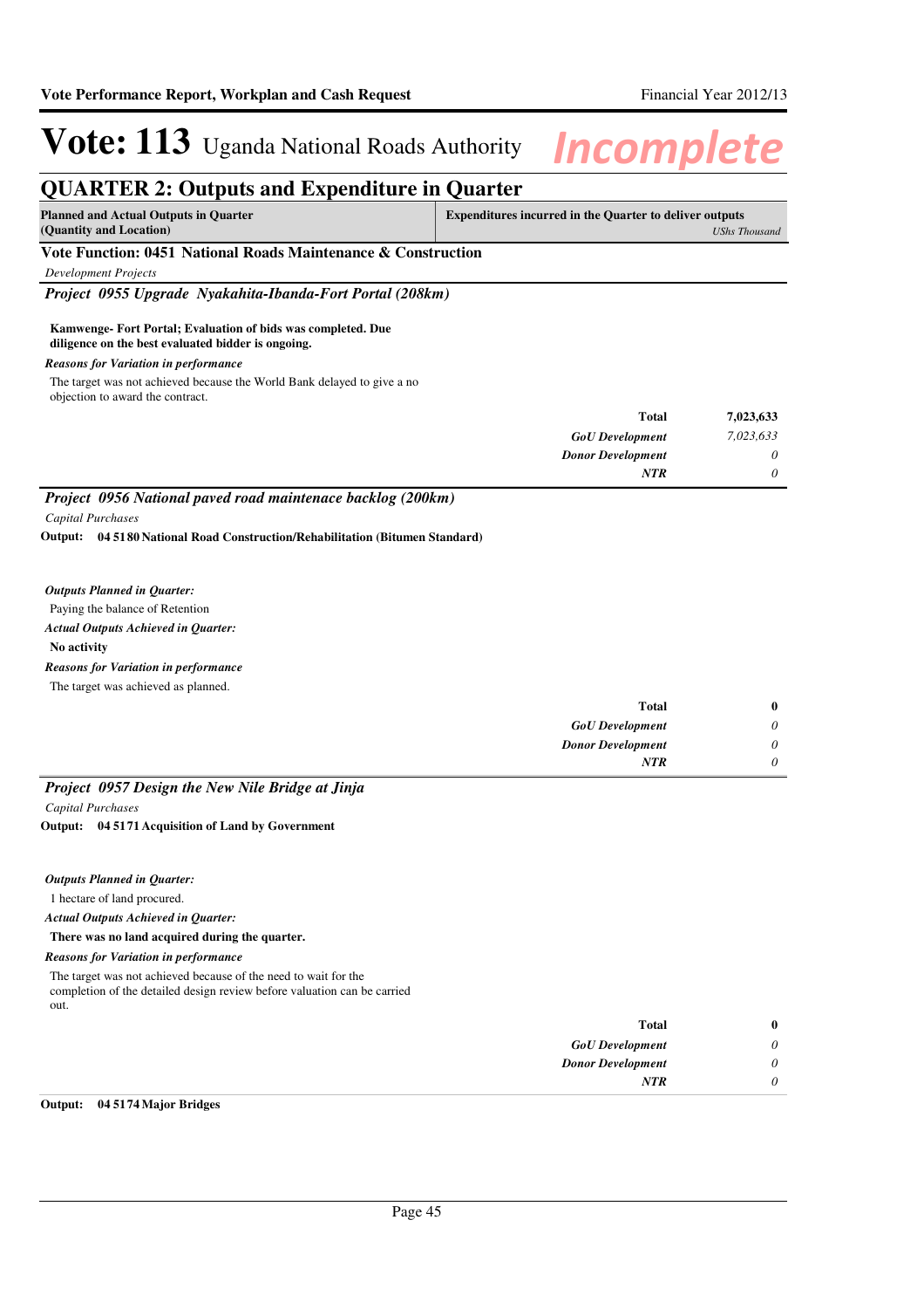# Vote: 113 Uganda National Roads Authority

## QUARTER 2: Outputs and Expenditure in Quarter

| Planned and Actual Outputs in Quarter (Quantity and Location) | Expenditures incurred in the Quarter to deliver outputs *UShs Thousand* |
|---|---|

### Vote Function: 0451 National Roads Maintenance & Construction

*Development Projects*

#### *Project 0955 Upgrade Nyakahita-Ibanda-Fort Portal (208km)*

**Kamwenge- Fort Portal; Evaluation of bids was completed. Due diligence on the best evaluated bidder is ongoing.**

***Reasons for Variation in performance***

The target was not achieved because the World Bank delayed to give a no objection to award the contract.

| | |
|---|---|
| **Total** | **7,023,633** |
| ***GoU Development*** | *7,023,633* |
| ***Donor Development*** | *0* |
| ***NTR*** | *0* |

#### *Project 0956 National paved road maintenace backlog (200km)*

*Capital Purchases*

**Output: 04 5180 National Road Construction/Rehabilitation (Bitumen Standard)**

***Outputs Planned in Quarter:***

Paying the balance of Retention

***Actual Outputs Achieved in Quarter:***

**No activity**

***Reasons for Variation in performance***

The target was achieved as planned.

| | |
|---|---|
| **Total** | **0** |
| ***GoU Development*** | *0* |
| ***Donor Development*** | *0* |
| ***NTR*** | *0* |

#### *Project 0957 Design the New Nile Bridge at Jinja*

*Capital Purchases*

**Output: 04 5171 Acquisition of Land by Government**

***Outputs Planned in Quarter:***

1 hectare of land procured.

***Actual Outputs Achieved in Quarter:***

**There was no land acquired during the quarter.**

***Reasons for Variation in performance***

The target was not achieved because of the need to wait for the completion of the detailed design review before valuation can be carried out.

| | |
|---|---|
| **Total** | **0** |
| ***GoU Development*** | *0* |
| ***Donor Development*** | *0* |
| ***NTR*** | *0* |

**Output: 04 5174 Major Bridges**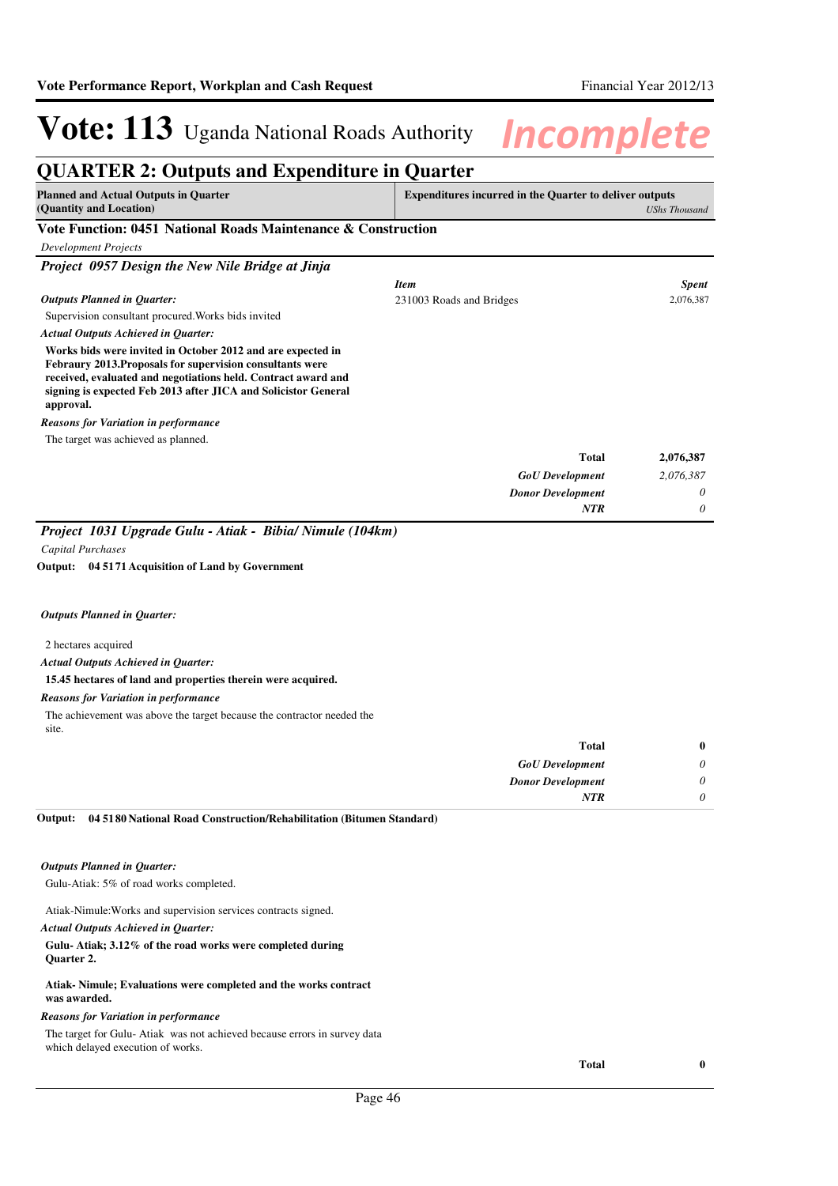# Vote: 113 Uganda National Roads Authority *Incomplete*

## QUARTER 2: Outputs and Expenditure in Quarter

| Planned and Actual Outputs in Quarter (Quantity and Location) | Expenditures incurred in the Quarter to deliver outputs *UShs Thousand* |
|---|---|

### Vote Function: 0451 National Roads Maintenance & Construction

*Development Projects*

### *Project 0957 Design the New Nile Bridge at Jinja*

*Outputs Planned in Quarter:*

Supervision consultant procured.Works bids invited

*Actual Outputs Achieved in Quarter:*

**Works bids were invited in October 2012 and are expected in Febraury 2013.Proposals for supervision consultants were received, evaluated and negotiations held. Contract award and signing is expected Feb 2013 after JICA and Solicistor General approval.**

*Reasons for Variation in performance*

The target was achieved as planned.

| *Item* | *Spent* |
|---|---|
| 231003 Roads and Bridges | 2,076,387 |
| **Total** | **2,076,387** |
| ***GoU Development*** | *2,076,387* |
| ***Donor Development*** | *0* |
| ***NTR*** | *0* |

### *Project 1031 Upgrade Gulu - Atiak - Bibia/ Nimule (104km)*

*Capital Purchases*

**Output: 04 5171 Acquisition of Land by Government**

*Outputs Planned in Quarter:*

2 hectares acquired

*Actual Outputs Achieved in Quarter:*

**15.45 hectares of land and properties therein were acquired.**

*Reasons for Variation in performance*

The achievement was above the target because the contractor needed the site.

| | |
|---|---|
| **Total** | **0** |
| ***GoU Development*** | *0* |
| ***Donor Development*** | *0* |
| ***NTR*** | *0* |

**Output: 04 5180 National Road Construction/Rehabilitation (Bitumen Standard)**

*Outputs Planned in Quarter:*

Gulu-Atiak: 5% of road works completed.

Atiak-Nimule:Works and supervision services contracts signed.

*Actual Outputs Achieved in Quarter:*

**Gulu- Atiak; 3.12% of the road works were completed during Quarter 2.**

**Atiak- Nimule; Evaluations were completed and the works contract was awarded.**

*Reasons for Variation in performance*

The target for Gulu- Atiak was not achieved because errors in survey data which delayed execution of works.

| | |
|---|---|
| **Total** | **0** |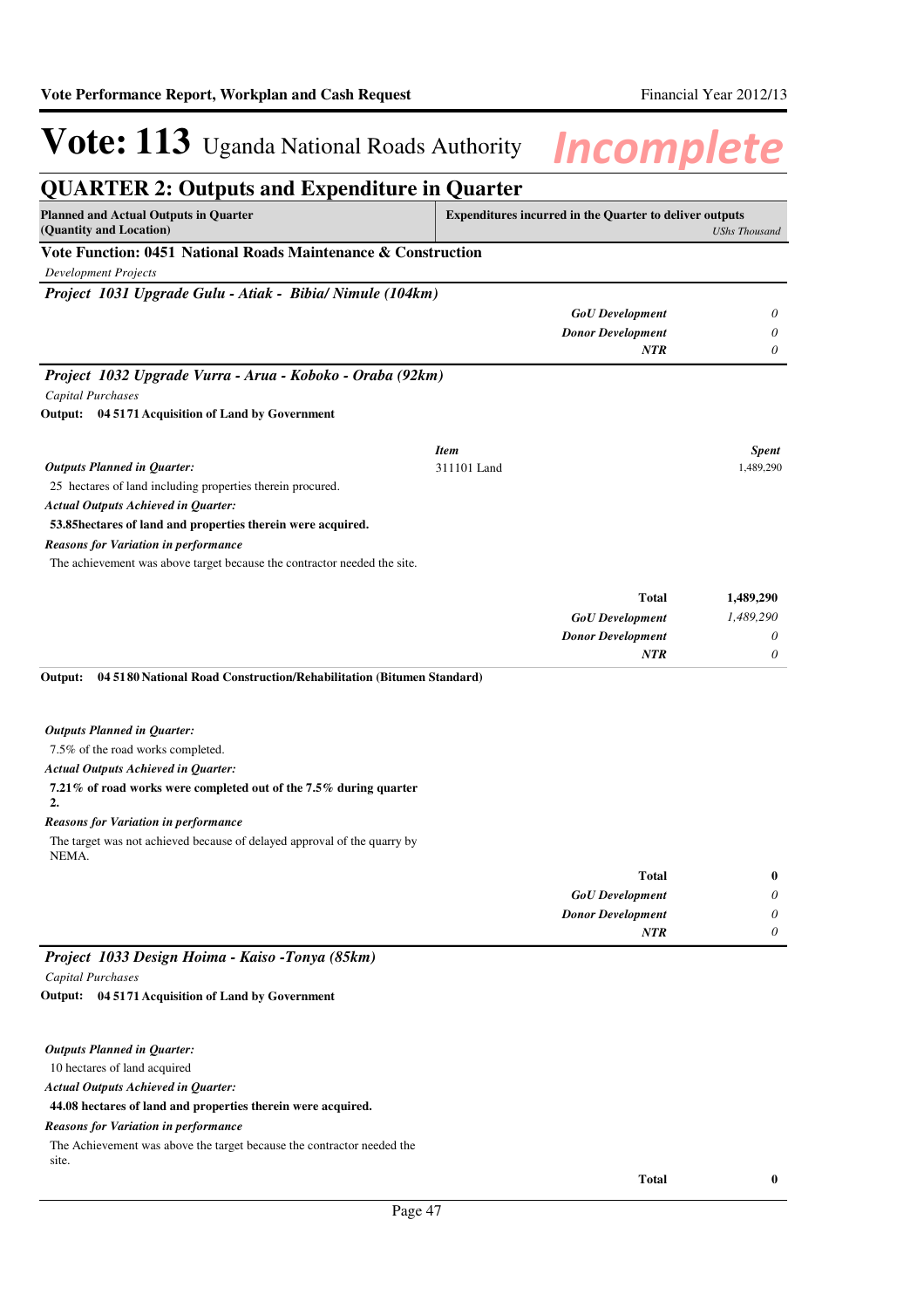# Vote: 113 Uganda National Roads Authority *Incomplete*

## QUARTER 2: Outputs and Expenditure in Quarter

| Planned and Actual Outputs in Quarter (Quantity and Location) | Expenditures incurred in the Quarter to deliver outputs *UShs Thousand* |
|---|---|

### Vote Function: 0451 National Roads Maintenance & Construction

*Development Projects*

#### *Project 1031 Upgrade Gulu - Atiak - Bibia/ Nimule (104km)*

| | |
|---|---|
| ***GoU Development*** | *0* |
| ***Donor Development*** | *0* |
| ***NTR*** | *0* |

#### *Project 1032 Upgrade Vurra - Arua - Koboko - Oraba (92km)*

*Capital Purchases*

**Output: 04 5171 Acquisition of Land by Government**

***Outputs Planned in Quarter:***

25 hectares of land including properties therein procured.

***Actual Outputs Achieved in Quarter:***

**53.85hectares of land and properties therein were acquired.**

***Reasons for Variation in performance***

The achievement was above target because the contractor needed the site.

| *Item* | *Spent* |
|---|---|
| 311101 Land | 1,489,290 |

| | |
|---|---|
| **Total** | **1,489,290** |
| ***GoU Development*** | *1,489,290* |
| ***Donor Development*** | *0* |
| ***NTR*** | *0* |

**Output: 04 5180 National Road Construction/Rehabilitation (Bitumen Standard)**

***Outputs Planned in Quarter:***

7.5% of the road works completed.

***Actual Outputs Achieved in Quarter:***

**7.21% of road works were completed out of the 7.5% during quarter 2.**

***Reasons for Variation in performance***

The target was not achieved because of delayed approval of the quarry by NEMA.

| | |
|---|---|
| **Total** | **0** |
| ***GoU Development*** | *0* |
| ***Donor Development*** | *0* |
| ***NTR*** | *0* |

#### *Project 1033 Design Hoima - Kaiso -Tonya (85km)*

*Capital Purchases*

**Output: 04 5171 Acquisition of Land by Government**

***Outputs Planned in Quarter:***

10 hectares of land acquired

***Actual Outputs Achieved in Quarter:***

**44.08 hectares of land and properties therein were acquired.**

***Reasons for Variation in performance***

The Achievement was above the target because the contractor needed the site.

| | |
|---|---|
| **Total** | **0** |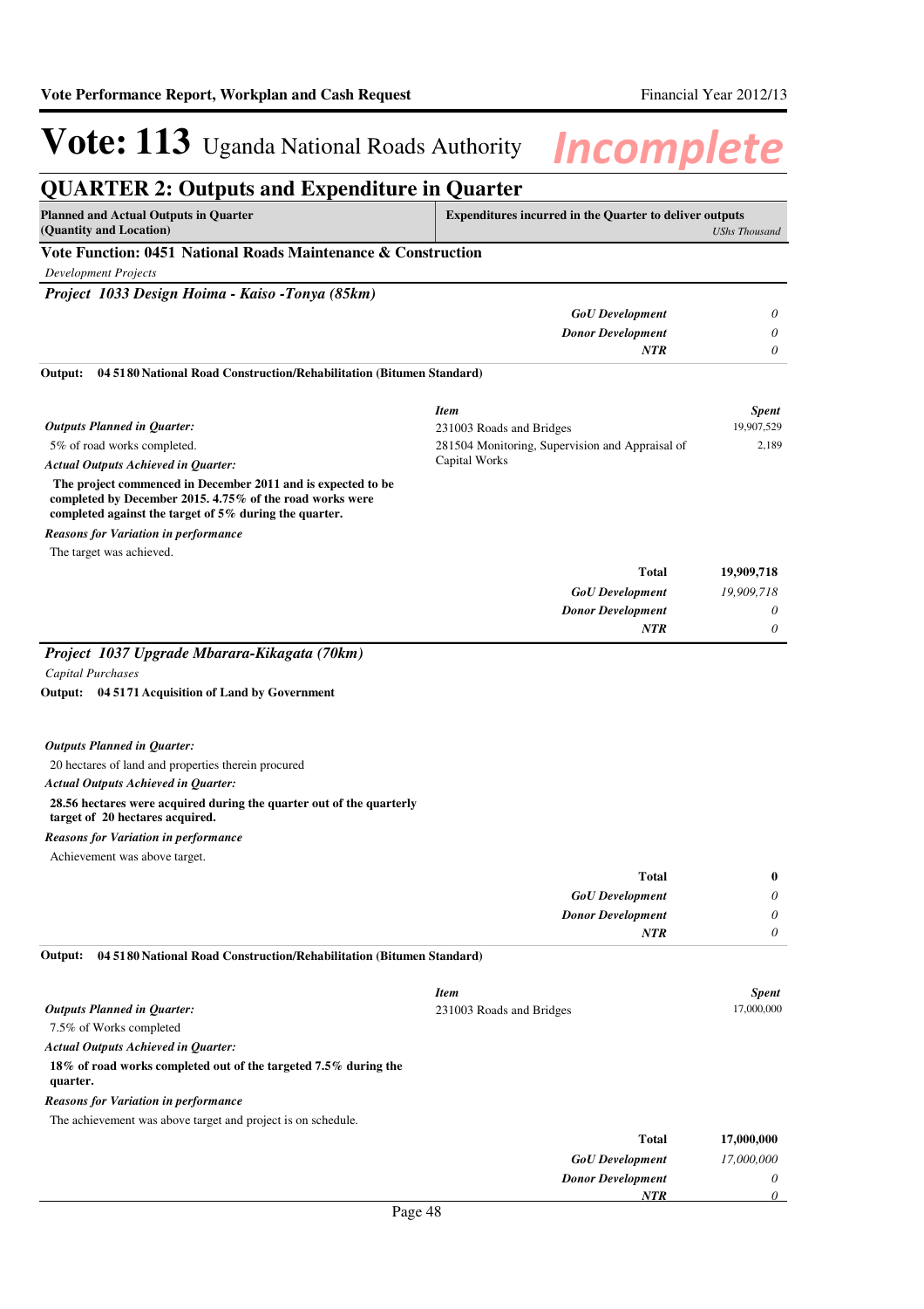# Vote: 113 Uganda National Roads Authority *Incomplete*

## QUARTER 2: Outputs and Expenditure in Quarter

| Planned and Actual Outputs in Quarter (Quantity and Location) | Expenditures incurred in the Quarter to deliver outputs *UShs Thousand* |
|---|---|

### Vote Function: 0451 National Roads Maintenance & Construction

*Development Projects*

### *Project 1033 Design Hoima - Kaiso -Tonya (85km)*

| | |
|---|---|
| ***GoU Development*** | *0* |
| ***Donor Development*** | *0* |
| ***NTR*** | *0* |

**Output: 04 5180 National Road Construction/Rehabilitation (Bitumen Standard)**

***Outputs Planned in Quarter:***

5% of road works completed.

***Actual Outputs Achieved in Quarter:***

**The project commenced in December 2011 and is expected to be completed by December 2015. 4.75% of the road works were completed against the target of 5% during the quarter.**

***Reasons for Variation in performance***

The target was achieved.

| *Item* | *Spent* |
|---|---|
| 231003 Roads and Bridges | 19,907,529 |
| 281504 Monitoring, Supervision and Appraisal of Capital Works | 2,189 |
| **Total** | **19,909,718** |
| ***GoU Development*** | *19,909,718* |
| ***Donor Development*** | *0* |
| ***NTR*** | *0* |

### *Project 1037 Upgrade Mbarara-Kikagata (70km)*

*Capital Purchases*

**Output: 04 5171 Acquisition of Land by Government**

***Outputs Planned in Quarter:***

20 hectares of land and properties therein procured

***Actual Outputs Achieved in Quarter:***

**28.56 hectares were acquired during the quarter out of the quarterly target of 20 hectares acquired.**

***Reasons for Variation in performance***

Achievement was above target.

| | |
|---|---|
| **Total** | **0** |
| ***GoU Development*** | *0* |
| ***Donor Development*** | *0* |
| ***NTR*** | *0* |

**Output: 04 5180 National Road Construction/Rehabilitation (Bitumen Standard)**

***Outputs Planned in Quarter:***

7.5% of Works completed

***Actual Outputs Achieved in Quarter:***

**18% of road works completed out of the targeted 7.5% during the quarter.**

***Reasons for Variation in performance***

The achievement was above target and project is on schedule.

| *Item* | *Spent* |
|---|---|
| 231003 Roads and Bridges | 17,000,000 |
| **Total** | **17,000,000** |
| ***GoU Development*** | *17,000,000* |
| ***Donor Development*** | *0* |
| ***NTR*** | *0* |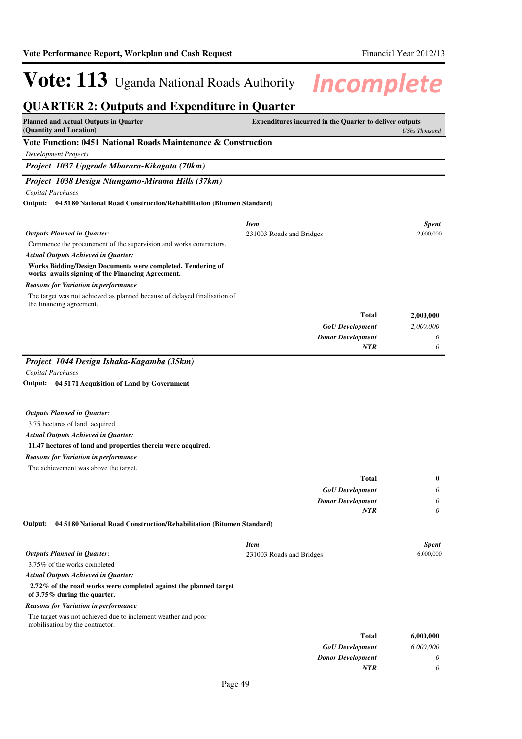# Vote: 113 Uganda National Roads Authority *Incomplete*

## QUARTER 2: Outputs and Expenditure in Quarter

| **Planned and Actual Outputs in Quarter (Quantity and Location)** | **Expenditures incurred in the Quarter to deliver outputs** *UShs Thousand* |
|---|---|

### Vote Function: 0451 National Roads Maintenance & Construction

*Development Projects*

### *Project 1037 Upgrade Mbarara-Kikagata (70km)*

### *Project 1038 Design Ntungamo-Mirama Hills (37km)*

*Capital Purchases*

**Output: 04 5180 National Road Construction/Rehabilitation (Bitumen Standard)**

| *Item* | *Spent* |
|---|---|
| 231003 Roads and Bridges | 2,000,000 |

***Outputs Planned in Quarter:***

Commence the procurement of the supervision and works contractors.

***Actual Outputs Achieved in Quarter:***

**Works Bidding/Design Documents were completed. Tendering of works awaits signing of the Financing Agreement.**

***Reasons for Variation in performance***

The target was not achieved as planned because of delayed finalisation of the financing agreement.

| | |
|---|---|
| **Total** | **2,000,000** |
| ***GoU Development*** | *2,000,000* |
| ***Donor Development*** | *0* |
| ***NTR*** | *0* |

### *Project 1044 Design Ishaka-Kagamba (35km)*

*Capital Purchases*

**Output: 04 5171 Acquisition of Land by Government**

***Outputs Planned in Quarter:***

3.75 hectares of land acquired

***Actual Outputs Achieved in Quarter:***

**11.47 hectares of land and properties therein were acquired.**

***Reasons for Variation in performance***

The achievement was above the target.

| | |
|---|---|
| **Total** | **0** |
| ***GoU Development*** | *0* |
| ***Donor Development*** | *0* |
| ***NTR*** | *0* |

**Output: 04 5180 National Road Construction/Rehabilitation (Bitumen Standard)**

| *Item* | *Spent* |
|---|---|
| 231003 Roads and Bridges | 6,000,000 |

***Outputs Planned in Quarter:***

3.75% of the works completed

***Actual Outputs Achieved in Quarter:***

**2.72% of the road works were completed against the planned target of 3.75% during the quarter.**

***Reasons for Variation in performance***

The target was not achieved due to inclement weather and poor mobilisation by the contractor.

| | |
|---|---|
| **Total** | **6,000,000** |
| ***GoU Development*** | *6,000,000* |
| ***Donor Development*** | *0* |
| ***NTR*** | *0* |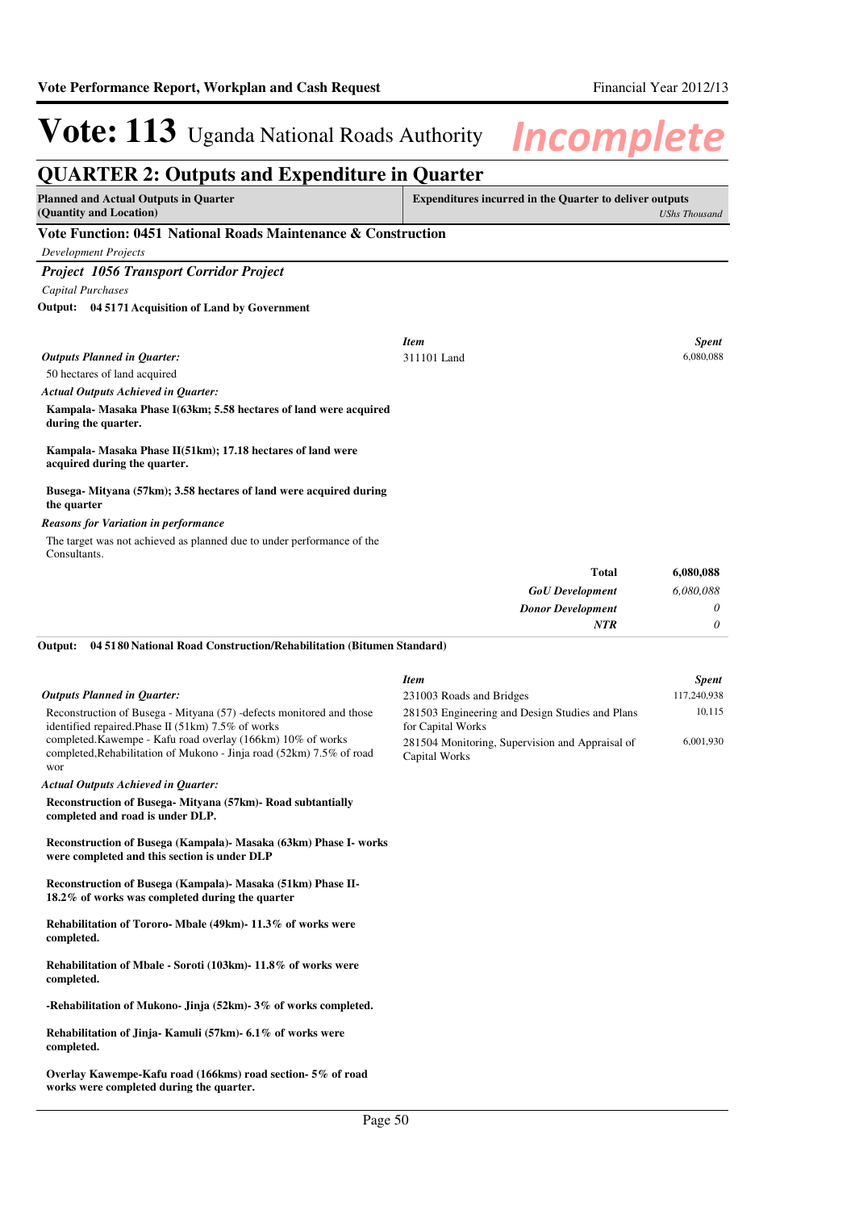# Vote: 113 Uganda National Roads Authority *Incomplete*

## QUARTER 2: Outputs and Expenditure in Quarter

| Planned and Actual Outputs in Quarter (Quantity and Location) | Expenditures incurred in the Quarter to deliver outputs *UShs Thousand* |
|---|---|

### Vote Function: 0451 National Roads Maintenance & Construction

*Development Projects*

#### *Project 1056 Transport Corridor Project*

*Capital Purchases*

**Output: 04 5171 Acquisition of Land by Government**

*Outputs Planned in Quarter:*

50 hectares of land acquired

*Actual Outputs Achieved in Quarter:*

**Kampala- Masaka Phase I(63km; 5.58 hectares of land were acquired during the quarter.**

**Kampala- Masaka Phase II(51km); 17.18 hectares of land were acquired during the quarter.**

**Busega- Mityana (57km); 3.58 hectares of land were acquired during the quarter**

*Reasons for Variation in performance*

The target was not achieved as planned due to under performance of the Consultants.

| *Item* | *Spent* |
|---|---|
| 311101 Land | 6,080,088 |
| **Total** | **6,080,088** |
| ***GoU Development*** | *6,080,088* |
| ***Donor Development*** | *0* |
| ***NTR*** | *0* |

**Output: 04 5180 National Road Construction/Rehabilitation (Bitumen Standard)**

*Outputs Planned in Quarter:*

Reconstruction of Busega - Mityana (57) -defects monitored and those identified repaired.Phase II (51km) 7.5% of works completed.Kawempe - Kafu road overlay (166km) 10% of works completed,Rehabilitation of Mukono - Jinja road (52km) 7.5% of road wor

*Actual Outputs Achieved in Quarter:*

**Reconstruction of Busega- Mityana (57km)- Road subtantially completed and road is under DLP.**

**Reconstruction of Busega (Kampala)- Masaka (63km) Phase I- works were completed and this section is under DLP**

**Reconstruction of Busega (Kampala)- Masaka (51km) Phase II- 18.2% of works was completed during the quarter**

**Rehabilitation of Tororo- Mbale (49km)- 11.3% of works were completed.**

**Rehabilitation of Mbale - Soroti (103km)- 11.8% of works were completed.**

**-Rehabilitation of Mukono- Jinja (52km)- 3% of works completed.**

**Rehabilitation of Jinja- Kamuli (57km)- 6.1% of works were completed.**

**Overlay Kawempe-Kafu road (166kms) road section- 5% of road works were completed during the quarter.**

| *Item* | *Spent* |
|---|---|
| 231003 Roads and Bridges | 117,240,938 |
| 281503 Engineering and Design Studies and Plans for Capital Works | 10,115 |
| 281504 Monitoring, Supervision and Appraisal of Capital Works | 6,001,930 |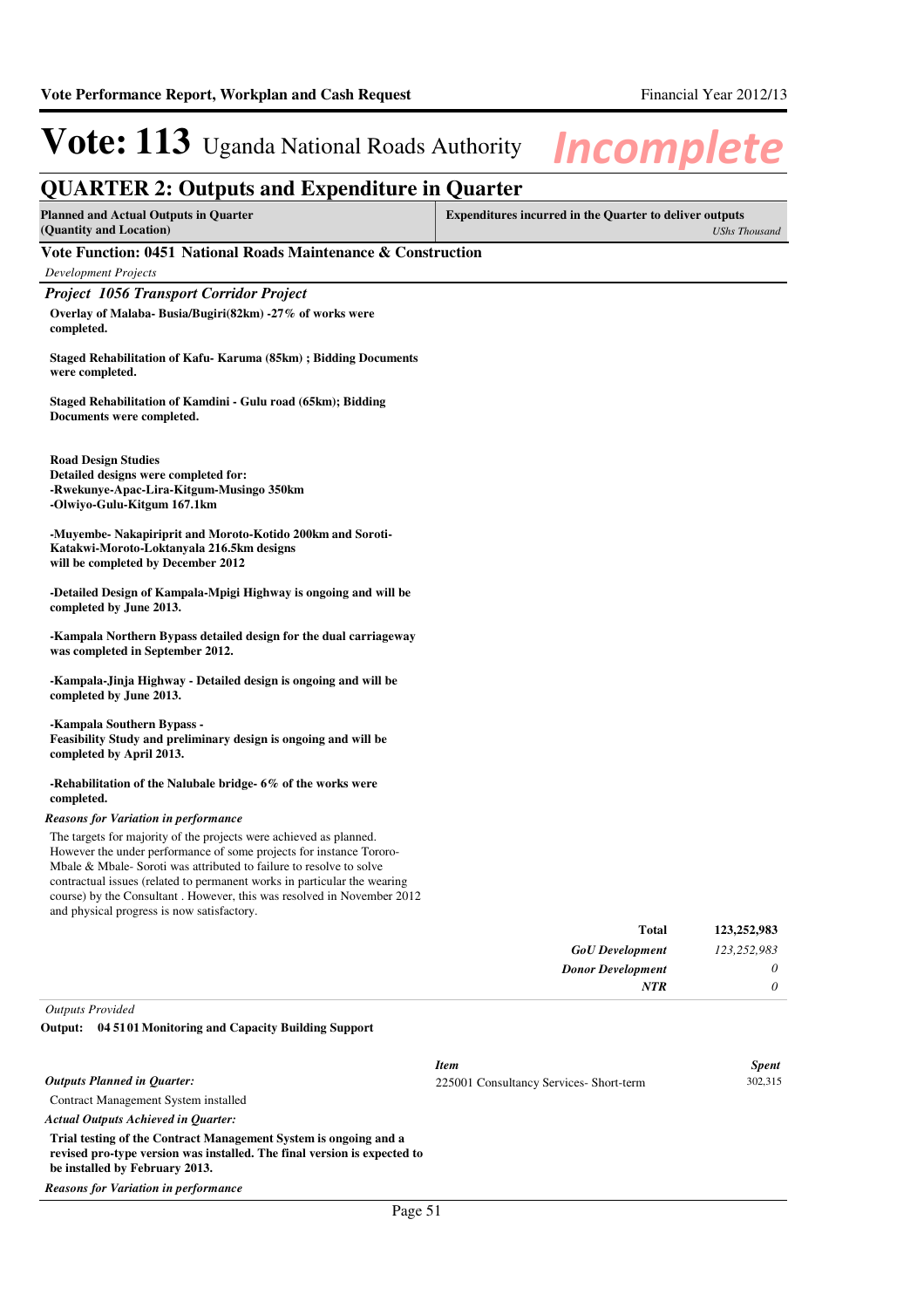# Vote: 113 Uganda National Roads Authority

*Incomplete*

## QUARTER 2: Outputs and Expenditure in Quarter

| Planned and Actual Outputs in Quarter (Quantity and Location) | Expenditures incurred in the Quarter to deliver outputs *UShs Thousand* |
|---|---|

### Vote Function: 0451 National Roads Maintenance & Construction

*Development Projects*

### *Project 1056 Transport Corridor Project*

**Overlay of Malaba- Busia/Bugiri(82km) -27% of works were completed.**

**Staged Rehabilitation of Kafu- Karuma (85km) ; Bidding Documents were completed.**

**Staged Rehabilitation of Kamdini - Gulu road (65km); Bidding Documents were completed.**

**Road Design Studies**
**Detailed designs were completed for:**
**-Rwekunye-Apac-Lira-Kitgum-Musingo 350km**
**-Olwiyo-Gulu-Kitgum 167.1km**

**-Muyembe- Nakapiriprit and Moroto-Kotido 200km and Soroti-Katakwi-Moroto-Loktanyala 216.5km designs will be completed by December 2012**

**-Detailed Design of Kampala-Mpigi Highway is ongoing and will be completed by June 2013.**

**-Kampala Northern Bypass detailed design for the dual carriageway was completed in September 2012.**

**-Kampala-Jinja Highway - Detailed design is ongoing and will be completed by June 2013.**

**-Kampala Southern Bypass -**
**Feasibility Study and preliminary design is ongoing and will be completed by April 2013.**

**-Rehabilitation of the Nalubale bridge- 6% of the works were completed.**

***Reasons for Variation in performance***

The targets for majority of the projects were achieved as planned. However the under performance of some projects for instance Tororo-Mbale & Mbale- Soroti was attributed to failure to resolve to solve contractual issues (related to permanent works in particular the wearing course) by the Consultant . However, this was resolved in November 2012 and physical progress is now satisfactory.

| | |
|---|---|
| **Total** | **123,252,983** |
| ***GoU Development*** | *123,252,983* |
| ***Donor Development*** | *0* |
| ***NTR*** | *0* |

*Outputs Provided*

**Output: 04 5101 Monitoring and Capacity Building Support**

***Outputs Planned in Quarter:***

Contract Management System installed

***Actual Outputs Achieved in Quarter:***

**Trial testing of the Contract Management System is ongoing and a revised pro-type version was installed. The final version is expected to be installed by February 2013.**

***Reasons for Variation in performance***

| *Item* | *Spent* |
|---|---|
| 225001 Consultancy Services- Short-term | 302,315 |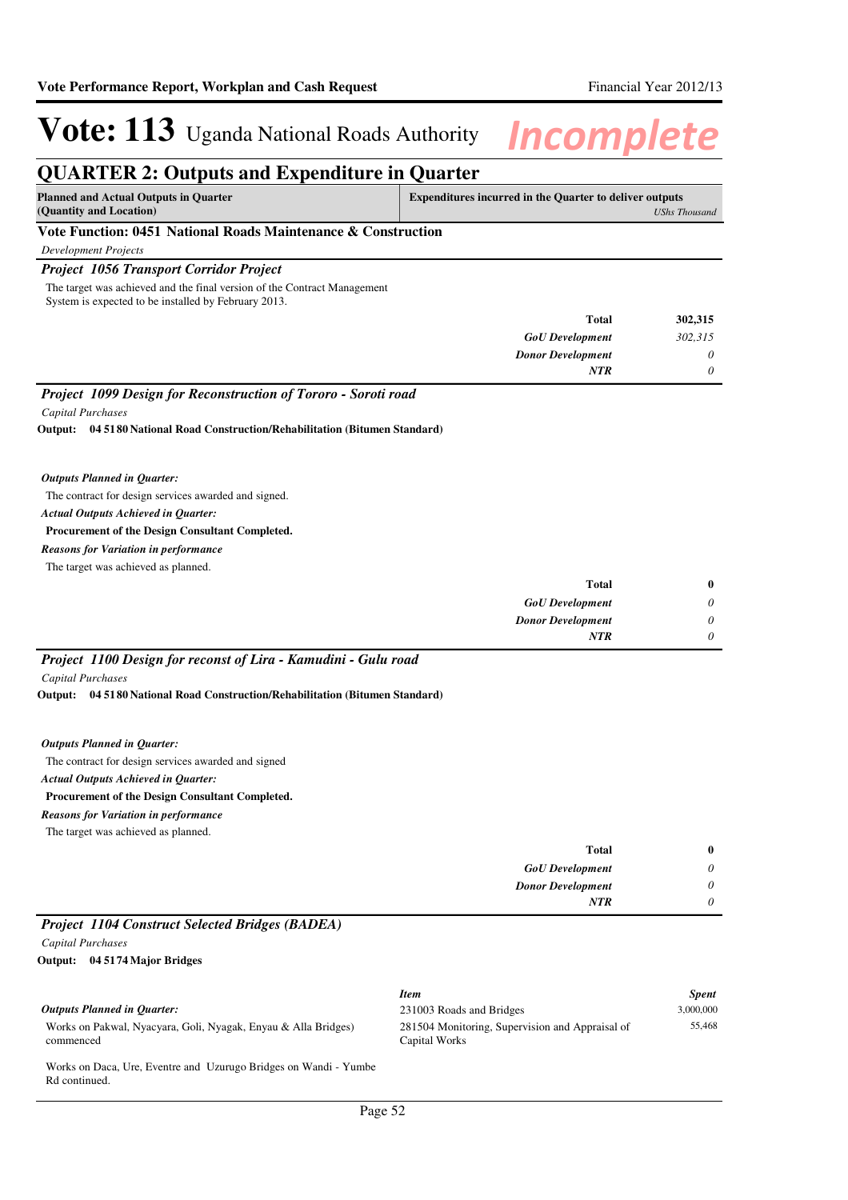# Vote: 113 Uganda National Roads Authority *Incomplete*

## QUARTER 2: Outputs and Expenditure in Quarter

| Planned and Actual Outputs in Quarter (Quantity and Location) | Expenditures incurred in the Quarter to deliver outputs *UShs Thousand* |
|---|---|

### Vote Function: 0451 National Roads Maintenance & Construction

*Development Projects*

#### *Project 1056 Transport Corridor Project*

The target was achieved and the final version of the Contract Management System is expected to be installed by February 2013.

| | |
|---|---|
| **Total** | **302,315** |
| ***GoU Development*** | *302,315* |
| ***Donor Development*** | *0* |
| ***NTR*** | *0* |

#### *Project 1099 Design for Reconstruction of Tororo - Soroti road*

*Capital Purchases*

**Output: 04 5180 National Road Construction/Rehabilitation (Bitumen Standard)**

***Outputs Planned in Quarter:***

The contract for design services awarded and signed.

***Actual Outputs Achieved in Quarter:***

**Procurement of the Design Consultant Completed.**

***Reasons for Variation in performance***

The target was achieved as planned.

| | |
|---|---|
| **Total** | **0** |
| ***GoU Development*** | *0* |
| ***Donor Development*** | *0* |
| ***NTR*** | *0* |

#### *Project 1100 Design for reconst of Lira - Kamudini - Gulu road*

*Capital Purchases*

**Output: 04 5180 National Road Construction/Rehabilitation (Bitumen Standard)**

***Outputs Planned in Quarter:***

The contract for design services awarded and signed

***Actual Outputs Achieved in Quarter:***

**Procurement of the Design Consultant Completed.**

***Reasons for Variation in performance***

The target was achieved as planned.

| | |
|---|---|
| **Total** | **0** |
| ***GoU Development*** | *0* |
| ***Donor Development*** | *0* |
| ***NTR*** | *0* |

#### *Project 1104 Construct Selected Bridges (BADEA)*

*Capital Purchases*

**Output: 04 5174 Major Bridges**

***Outputs Planned in Quarter:***

Works on Pakwal, Nyacyara, Goli, Nyagak, Enyau & Alla Bridges) commenced

Works on Daca, Ure, Eventre and Uzurugo Bridges on Wandi - Yumbe Rd continued.

| *Item* | *Spent* |
|---|---|
| 231003 Roads and Bridges | 3,000,000 |
| 281504 Monitoring, Supervision and Appraisal of Capital Works | 55,468 |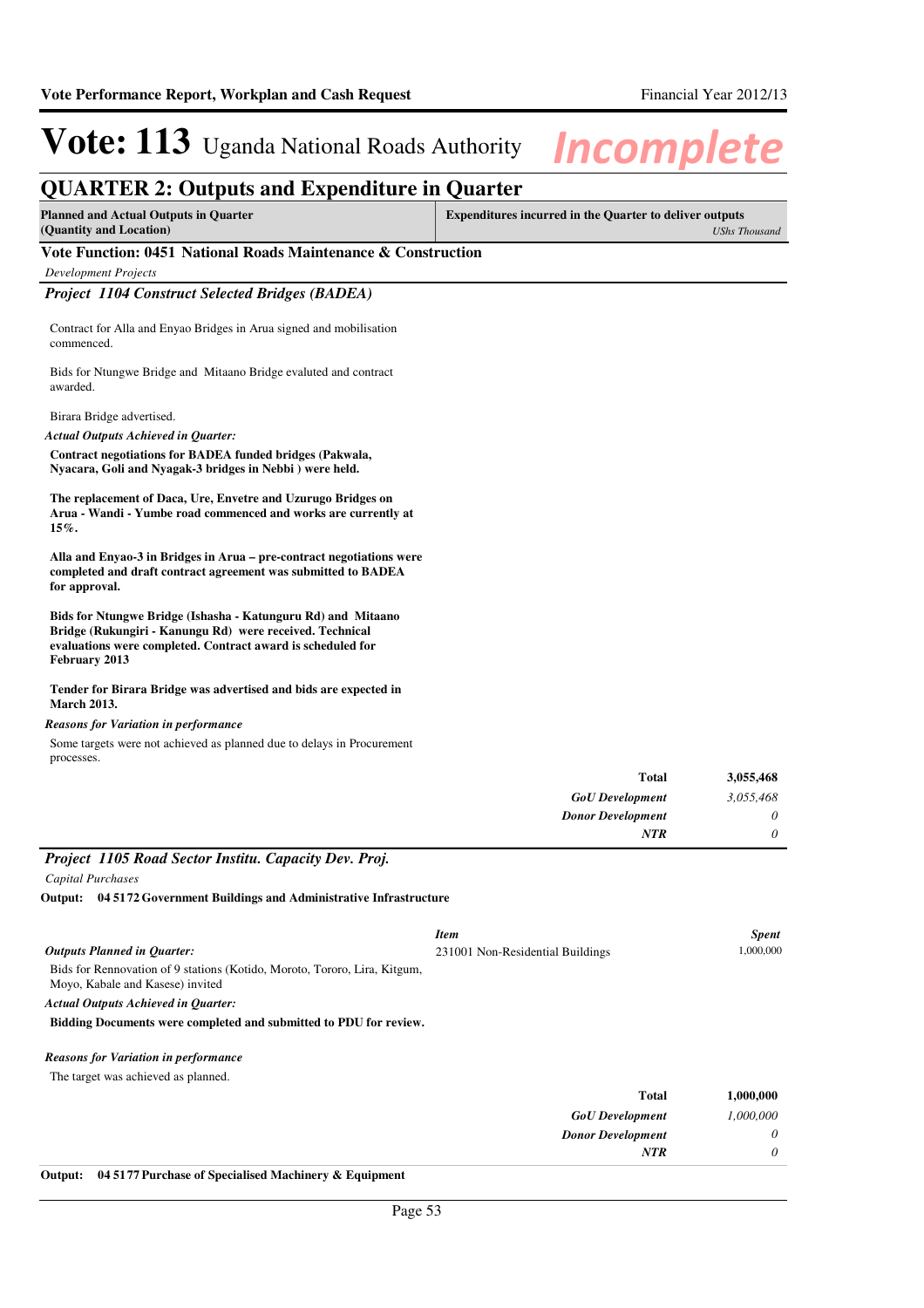# Vote: 113 Uganda National Roads Authority *Incomplete*

## QUARTER 2: Outputs and Expenditure in Quarter

| Planned and Actual Outputs in Quarter (Quantity and Location) | Expenditures incurred in the Quarter to deliver outputs *UShs Thousand* |
|---|---|

### Vote Function: 0451 National Roads Maintenance & Construction

*Development Projects*

#### *Project 1104 Construct Selected Bridges (BADEA)*

Contract for Alla and Enyao Bridges in Arua signed and mobilisation commenced.

Bids for Ntungwe Bridge and Mitaano Bridge evaluted and contract awarded.

Birara Bridge advertised.

***Actual Outputs Achieved in Quarter:***

**Contract negotiations for BADEA funded bridges (Pakwala, Nyacara, Goli and Nyagak-3 bridges in Nebbi ) were held.**

**The replacement of Daca, Ure, Envetre and Uzurugo Bridges on Arua - Wandi - Yumbe road commenced and works are currently at 15%.**

**Alla and Enyao-3 in Bridges in Arua – pre-contract negotiations were completed and draft contract agreement was submitted to BADEA for approval.**

**Bids for Ntungwe Bridge (Ishasha - Katunguru Rd) and Mitaano Bridge (Rukungiri - Kanungu Rd) were received. Technical evaluations were completed. Contract award is scheduled for February 2013**

**Tender for Birara Bridge was advertised and bids are expected in March 2013.**

***Reasons for Variation in performance***

Some targets were not achieved as planned due to delays in Procurement processes.

| | |
|---|---|
| **Total** | **3,055,468** |
| ***GoU Development*** | *3,055,468* |
| ***Donor Development*** | *0* |
| ***NTR*** | *0* |

#### *Project 1105 Road Sector Institu. Capacity Dev. Proj.*

*Capital Purchases*

**Output: 04 5172 Government Buildings and Administrative Infrastructure**

| *Item* | *Spent* |
|---|---|
| 231001 Non-Residential Buildings | 1,000,000 |

***Outputs Planned in Quarter:***

Bids for Rennovation of 9 stations (Kotido, Moroto, Tororo, Lira, Kitgum, Moyo, Kabale and Kasese) invited

***Actual Outputs Achieved in Quarter:***

**Bidding Documents were completed and submitted to PDU for review.**

***Reasons for Variation in performance***

The target was achieved as planned.

| | |
|---|---|
| **Total** | **1,000,000** |
| ***GoU Development*** | *1,000,000* |
| ***Donor Development*** | *0* |
| ***NTR*** | *0* |

**Output: 04 5177 Purchase of Specialised Machinery & Equipment**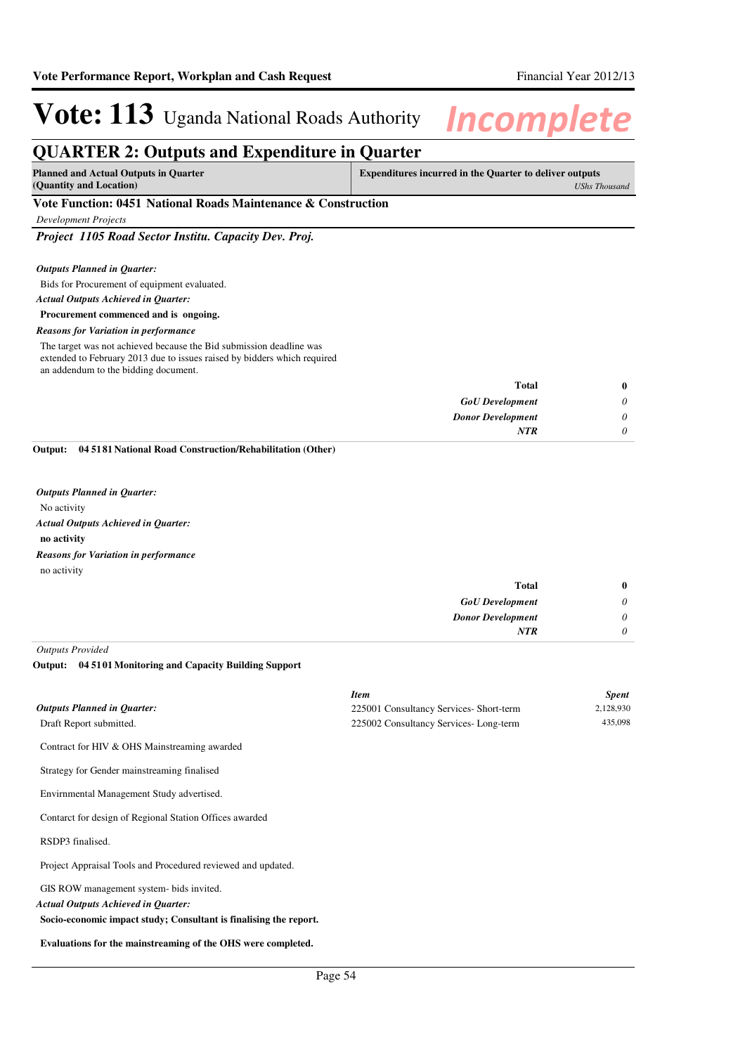# Vote: 113 Uganda National Roads Authority

## QUARTER 2: Outputs and Expenditure in Quarter

| Planned and Actual Outputs in Quarter (Quantity and Location) | Expenditures incurred in the Quarter to deliver outputs *UShs Thousand* |
|---|---|

### Vote Function: 0451 National Roads Maintenance & Construction

*Development Projects*

#### *Project 1105 Road Sector Institu. Capacity Dev. Proj.*

***Outputs Planned in Quarter:***

Bids for Procurement of equipment evaluated.

***Actual Outputs Achieved in Quarter:***

**Procurement commenced and is ongoing.**

***Reasons for Variation in performance***

The target was not achieved because the Bid submission deadline was extended to February 2013 due to issues raised by bidders which required an addendum to the bidding document.

| | |
|---|---|
| **Total** | **0** |
| ***GoU Development*** | *0* |
| ***Donor Development*** | *0* |
| ***NTR*** | *0* |

**Output: 04 5181 National Road Construction/Rehabilitation (Other)**

***Outputs Planned in Quarter:***

No activity

***Actual Outputs Achieved in Quarter:***

**no activity**

***Reasons for Variation in performance***

no activity

| | |
|---|---|
| **Total** | **0** |
| ***GoU Development*** | *0* |
| ***Donor Development*** | *0* |
| ***NTR*** | *0* |

*Outputs Provided*

**Output: 04 5101 Monitoring and Capacity Building Support**

| *Item* | *Spent* |
|---|---|
| 225001 Consultancy Services- Short-term | 2,128,930 |
| 225002 Consultancy Services- Long-term | 435,098 |

***Outputs Planned in Quarter:***

Draft Report submitted.

Contract for HIV & OHS Mainstreaming awarded

Strategy for Gender mainstreaming finalised

Envirnmental Management Study advertised.

Contarct for design of Regional Station Offices awarded

RSDP3 finalised.

Project Appraisal Tools and Procedured reviewed and updated.

GIS ROW management system- bids invited.

***Actual Outputs Achieved in Quarter:***

**Socio-economic impact study; Consultant is finalising the report.**

**Evaluations for the mainstreaming of the OHS were completed.**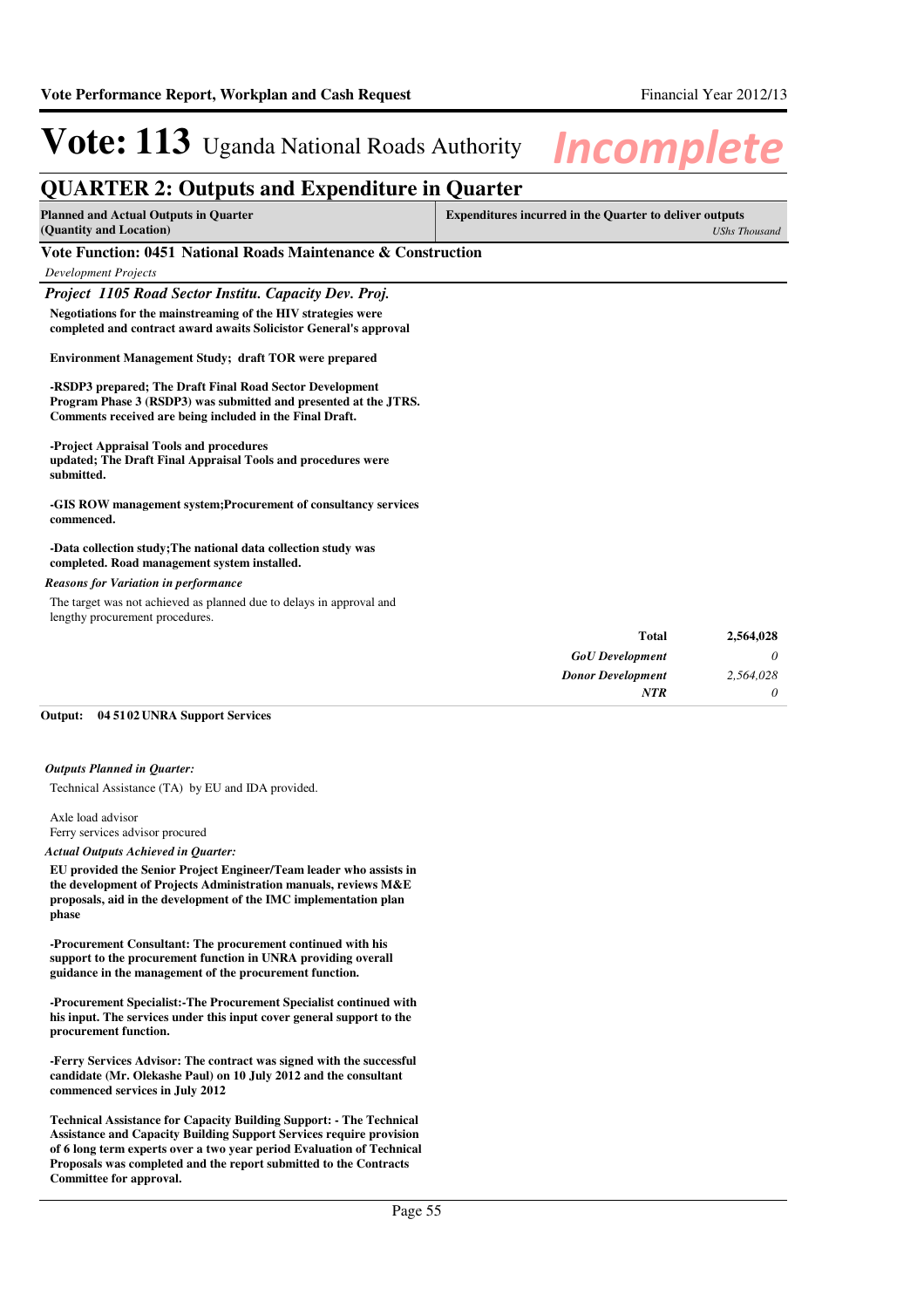# Vote: 113 Uganda National Roads Authority

*Incomplete*

## QUARTER 2: Outputs and Expenditure in Quarter

| Planned and Actual Outputs in Quarter (Quantity and Location) | Expenditures incurred in the Quarter to deliver outputs *UShs Thousand* |
|---|---|

### Vote Function: 0451 National Roads Maintenance & Construction

*Development Projects*

#### *Project 1105 Road Sector Institu. Capacity Dev. Proj.*

**Negotiations for the mainstreaming of the HIV strategies were completed and contract award awaits Solicitor General's approval**

**Environment Management Study; draft TOR were prepared**

**-RSDP3 prepared; The Draft Final Road Sector Development Program Phase 3 (RSDP3) was submitted and presented at the JTRS. Comments received are being included in the Final Draft.**

**-Project Appraisal Tools and procedures updated; The Draft Final Appraisal Tools and procedures were submitted.**

**-GIS ROW management system;Procurement of consultancy services commenced.**

**-Data collection study;The national data collection study was completed. Road management system installed.**

*Reasons for Variation in performance*

The target was not achieved as planned due to delays in approval and lengthy procurement procedures.

| | |
|---|---|
| **Total** | **2,564,028** |
| ***GoU Development*** | *0* |
| ***Donor Development*** | *2,564,028* |
| ***NTR*** | *0* |

**Output: 04 51 02 UNRA Support Services**

*Outputs Planned in Quarter:*

Technical Assistance (TA) by EU and IDA provided.

Axle load advisor
Ferry services advisor procured

*Actual Outputs Achieved in Quarter:*

**EU provided the Senior Project Engineer/Team leader who assists in the development of Projects Administration manuals, reviews M&E proposals, aid in the development of the IMC implementation plan phase**

**-Procurement Consultant: The procurement continued with his support to the procurement function in UNRA providing overall guidance in the management of the procurement function.**

**-Procurement Specialist:-The Procurement Specialist continued with his input. The services under this input cover general support to the procurement function.**

**-Ferry Services Advisor: The contract was signed with the successful candidate (Mr. Olekashe Paul) on 10 July 2012 and the consultant commenced services in July 2012**

**Technical Assistance for Capacity Building Support: - The Technical Assistance and Capacity Building Support Services require provision of 6 long term experts over a two year period Evaluation of Technical Proposals was completed and the report submitted to the Contracts Committee for approval.**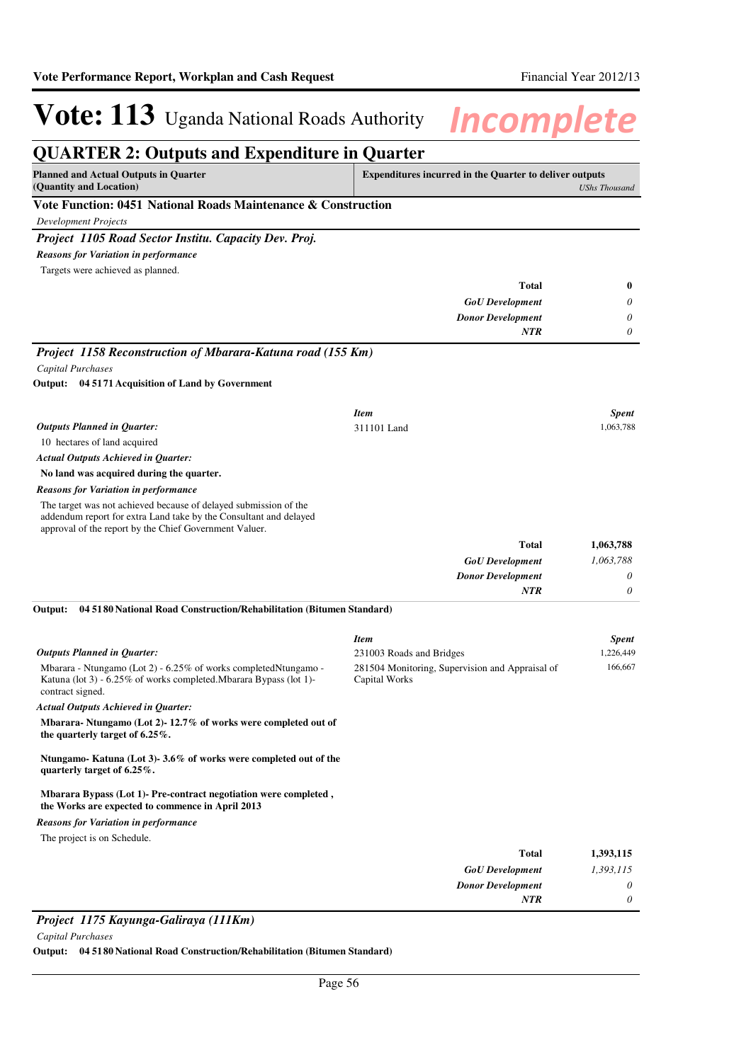# Vote: 113 Uganda National Roads Authority *Incomplete*

## QUARTER 2: Outputs and Expenditure in Quarter

| **Planned and Actual Outputs in Quarter (Quantity and Location)** | **Expenditures incurred in the Quarter to deliver outputs** *UShs Thousand* |
|---|---|

### Vote Function: 0451 National Roads Maintenance & Construction

*Development Projects*

#### *Project 1105 Road Sector Institu. Capacity Dev. Proj.*

***Reasons for Variation in performance***

Targets were achieved as planned.

| | |
|---|---|
| **Total** | **0** |
| ***GoU Development*** | *0* |
| ***Donor Development*** | *0* |
| ***NTR*** | *0* |

#### *Project 1158 Reconstruction of Mbarara-Katuna road (155 Km)*

*Capital Purchases*

**Output: 04 5171 Acquisition of Land by Government**

***Outputs Planned in Quarter:***

10 hectares of land acquired

***Actual Outputs Achieved in Quarter:***

**No land was acquired during the quarter.**

***Reasons for Variation in performance***

The target was not achieved because of delayed submission of the addendum report for extra Land take by the Consultant and delayed approval of the report by the Chief Government Valuer.

| *Item* | *Spent* |
|---|---|
| 311101 Land | 1,063,788 |
| **Total** | **1,063,788** |
| ***GoU Development*** | *1,063,788* |
| ***Donor Development*** | *0* |
| ***NTR*** | *0* |

**Output: 04 5180 National Road Construction/Rehabilitation (Bitumen Standard)**

***Outputs Planned in Quarter:***

Mbarara - Ntungamo (Lot 2) - 6.25% of works completedNtungamo - Katuna (lot 3) - 6.25% of works completed.Mbarara Bypass (lot 1)- contract signed.

***Actual Outputs Achieved in Quarter:***

**Mbarara- Ntungamo (Lot 2)- 12.7% of works were completed out of the quarterly target of 6.25%.**

**Ntungamo- Katuna (Lot 3)- 3.6% of works were completed out of the quarterly target of 6.25%.**

**Mbarara Bypass (Lot 1)- Pre-contract negotiation were completed , the Works are expected to commence in April 2013**

***Reasons for Variation in performance***

The project is on Schedule.

| *Item* | *Spent* |
|---|---|
| 231003 Roads and Bridges | 1,226,449 |
| 281504 Monitoring, Supervision and Appraisal of Capital Works | 166,667 |
| **Total** | **1,393,115** |
| ***GoU Development*** | *1,393,115* |
| ***Donor Development*** | *0* |
| ***NTR*** | *0* |

#### *Project 1175 Kayunga-Galiraya (111Km)*

*Capital Purchases*

**Output: 04 5180 National Road Construction/Rehabilitation (Bitumen Standard)**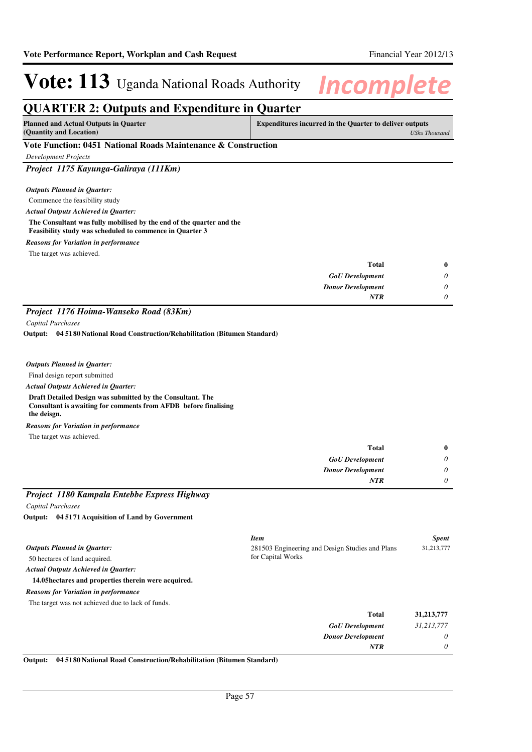# Vote: 113 Uganda National Roads Authority

## QUARTER 2: Outputs and Expenditure in Quarter

| Planned and Actual Outputs in Quarter (Quantity and Location) | Expenditures incurred in the Quarter to deliver outputs *UShs Thousand* |
|---|---|

### Vote Function: 0451 National Roads Maintenance & Construction

*Development Projects*

### *Project 1175 Kayunga-Galiraya (111Km)*

***Outputs Planned in Quarter:***

Commence the feasibility study

***Actual Outputs Achieved in Quarter:***

**The Consultant was fully mobilised by the end of the quarter and the Feasibility study was scheduled to commence in Quarter 3**

***Reasons for Variation in performance***

The target was achieved.

| | |
|---|---|
| **Total** | **0** |
| ***GoU Development*** | *0* |
| ***Donor Development*** | *0* |
| ***NTR*** | *0* |

### *Project 1176 Hoima-Wanseko Road (83Km)*

*Capital Purchases*

**Output: 04 5180 National Road Construction/Rehabilitation (Bitumen Standard)**

***Outputs Planned in Quarter:***

Final design report submitted

***Actual Outputs Achieved in Quarter:***

**Draft Detailed Design was submitted by the Consultant. The Consultant is awaiting for comments from AFDB before finalising the deisgn.**

***Reasons for Variation in performance***

The target was achieved.

| | |
|---|---|
| **Total** | **0** |
| ***GoU Development*** | *0* |
| ***Donor Development*** | *0* |
| ***NTR*** | *0* |

### *Project 1180 Kampala Entebbe Express Highway*

*Capital Purchases*

**Output: 04 5171 Acquisition of Land by Government**

***Outputs Planned in Quarter:***

50 hectares of land acquired.

***Actual Outputs Achieved in Quarter:***

**14.05hectares and properties therein were acquired.**

***Reasons for Variation in performance***

The target was not achieved due to lack of funds.

| *Item* | *Spent* |
|---|---|
| 281503 Engineering and Design Studies and Plans for Capital Works | 31,213,777 |

| | |
|---|---|
| **Total** | **31,213,777** |
| ***GoU Development*** | *31,213,777* |
| ***Donor Development*** | *0* |
| ***NTR*** | *0* |

**Output: 04 5180 National Road Construction/Rehabilitation (Bitumen Standard)**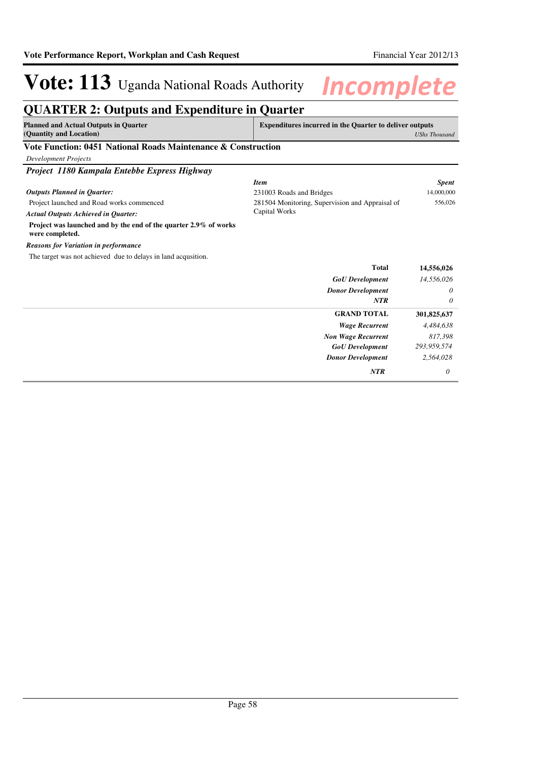# Vote: 113 Uganda National Roads Authority *Incomplete*

## QUARTER 2: Outputs and Expenditure in Quarter

| Planned and Actual Outputs in Quarter (Quantity and Location) | Expenditures incurred in the Quarter to deliver outputs | *UShs Thousand* |
|---|---|---|

### Vote Function: 0451 National Roads Maintenance & Construction

*Development Projects*

#### *Project 1180 Kampala Entebbe Express Highway*

***Outputs Planned in Quarter:***

Project launched and Road works commenced

***Actual Outputs Achieved in Quarter:***

**Project was launched and by the end of the quarter 2.9% of works were completed.**

***Reasons for Variation in performance***

The target was not achieved due to delays in land acqusition.

| *Item* | *Spent* |
|---|---|
| 231003 Roads and Bridges | 14,000,000 |
| 281504 Monitoring, Supervision and Appraisal of Capital Works | 556,026 |
| **Total** | **14,556,026** |
| ***GoU Development*** | *14,556,026* |
| ***Donor Development*** | *0* |
| ***NTR*** | *0* |
| **GRAND TOTAL** | **301,825,637** |
| ***Wage Recurrent*** | *4,484,638* |
| ***Non Wage Recurrent*** | *817,398* |
| ***GoU Development*** | *293,959,574* |
| ***Donor Development*** | *2,564,028* |
| ***NTR*** | *0* |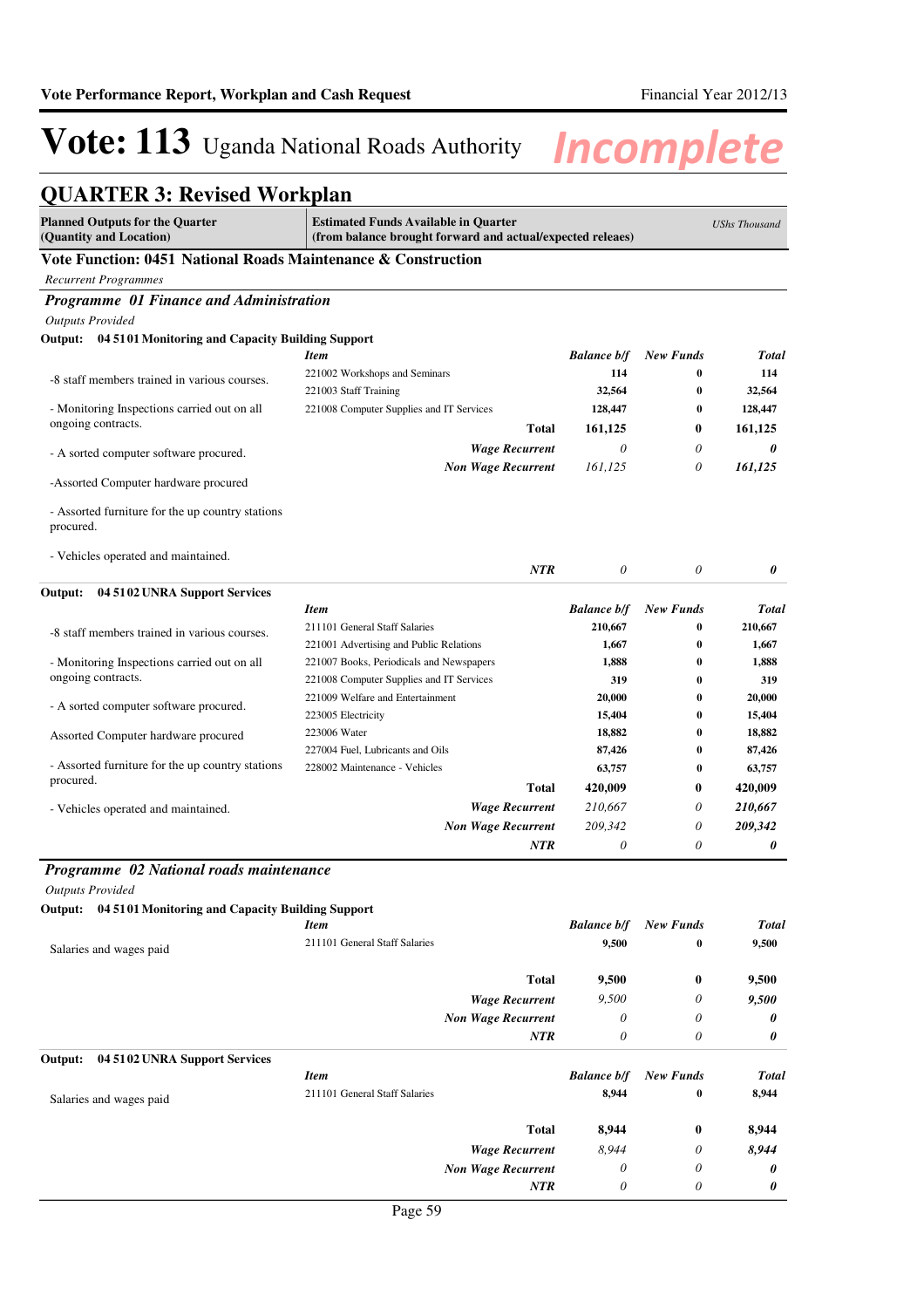# Vote: 113 Uganda National Roads Authority

## QUARTER 3: Revised Workplan

| Planned Outputs for the Quarter (Quantity and Location) | Estimated Funds Available in Quarter (from balance brought forward and actual/expected releaes) | | | UShs Thousand |
|---|---|---|---|---|

### Vote Function: 0451 National Roads Maintenance & Construction

*Recurrent Programmes*

### *Programme 01 Finance and Administration*

*Outputs Provided*

**Output: 04 51 01 Monitoring and Capacity Building Support**

| Planned Outputs | *Item* | *Balance b/f* | *New Funds* | *Total* |
|---|---|---|---|---|
| -8 staff members trained in various courses. | 221002 Workshops and Seminars | 114 | 0 | 114 |
| | 221003 Staff Training | 32,564 | 0 | 32,564 |
| - Monitoring Inspections carried out on all ongoing contracts. | 221008 Computer Supplies and IT Services | 128,447 | 0 | 128,447 |
| | **Total** | **161,125** | **0** | **161,125** |
| - A sorted computer software procured. | ***Wage Recurrent*** | *0* | *0* | ***0*** |
| | ***Non Wage Recurrent*** | *161,125* | *0* | ***161,125*** |
| -Assorted Computer hardware procured | | | | |
| - Assorted furniture for the up country stations procured. | | | | |
| - Vehicles operated and maintained. | ***NTR*** | *0* | *0* | ***0*** |

**Output: 04 51 02 UNRA Support Services**

| Planned Outputs | *Item* | *Balance b/f* | *New Funds* | *Total* |
|---|---|---|---|---|
| -8 staff members trained in various courses. | 211101 General Staff Salaries | 210,667 | 0 | 210,667 |
| | 221001 Advertising and Public Relations | 1,667 | 0 | 1,667 |
| - Monitoring Inspections carried out on all ongoing contracts. | 221007 Books, Periodicals and Newspapers | 1,888 | 0 | 1,888 |
| | 221008 Computer Supplies and IT Services | 319 | 0 | 319 |
| - A sorted computer software procured. | 221009 Welfare and Entertainment | 20,000 | 0 | 20,000 |
| | 223005 Electricity | 15,404 | 0 | 15,404 |
| Assorted Computer hardware procured | 223006 Water | 18,882 | 0 | 18,882 |
| | 227004 Fuel, Lubricants and Oils | 87,426 | 0 | 87,426 |
| - Assorted furniture for the up country stations procured. | 228002 Maintenance - Vehicles | 63,757 | 0 | 63,757 |
| | **Total** | **420,009** | **0** | **420,009** |
| - Vehicles operated and maintained. | ***Wage Recurrent*** | *210,667* | *0* | ***210,667*** |
| | ***Non Wage Recurrent*** | *209,342* | *0* | ***209,342*** |
| | ***NTR*** | *0* | *0* | ***0*** |

### *Programme 02 National roads maintenance*

*Outputs Provided*

**Output: 04 51 01 Monitoring and Capacity Building Support**

| Planned Outputs | *Item* | *Balance b/f* | *New Funds* | *Total* |
|---|---|---|---|---|
| Salaries and wages paid | 211101 General Staff Salaries | 9,500 | 0 | 9,500 |
| | **Total** | **9,500** | **0** | **9,500** |
| | ***Wage Recurrent*** | *9,500* | *0* | ***9,500*** |
| | ***Non Wage Recurrent*** | *0* | *0* | ***0*** |
| | ***NTR*** | *0* | *0* | ***0*** |

**Output: 04 51 02 UNRA Support Services**

| Planned Outputs | *Item* | *Balance b/f* | *New Funds* | *Total* |
|---|---|---|---|---|
| Salaries and wages paid | 211101 General Staff Salaries | 8,944 | 0 | 8,944 |
| | **Total** | **8,944** | **0** | **8,944** |
| | ***Wage Recurrent*** | *8,944* | *0* | ***8,944*** |
| | ***Non Wage Recurrent*** | *0* | *0* | ***0*** |
| | ***NTR*** | *0* | *0* | ***0*** |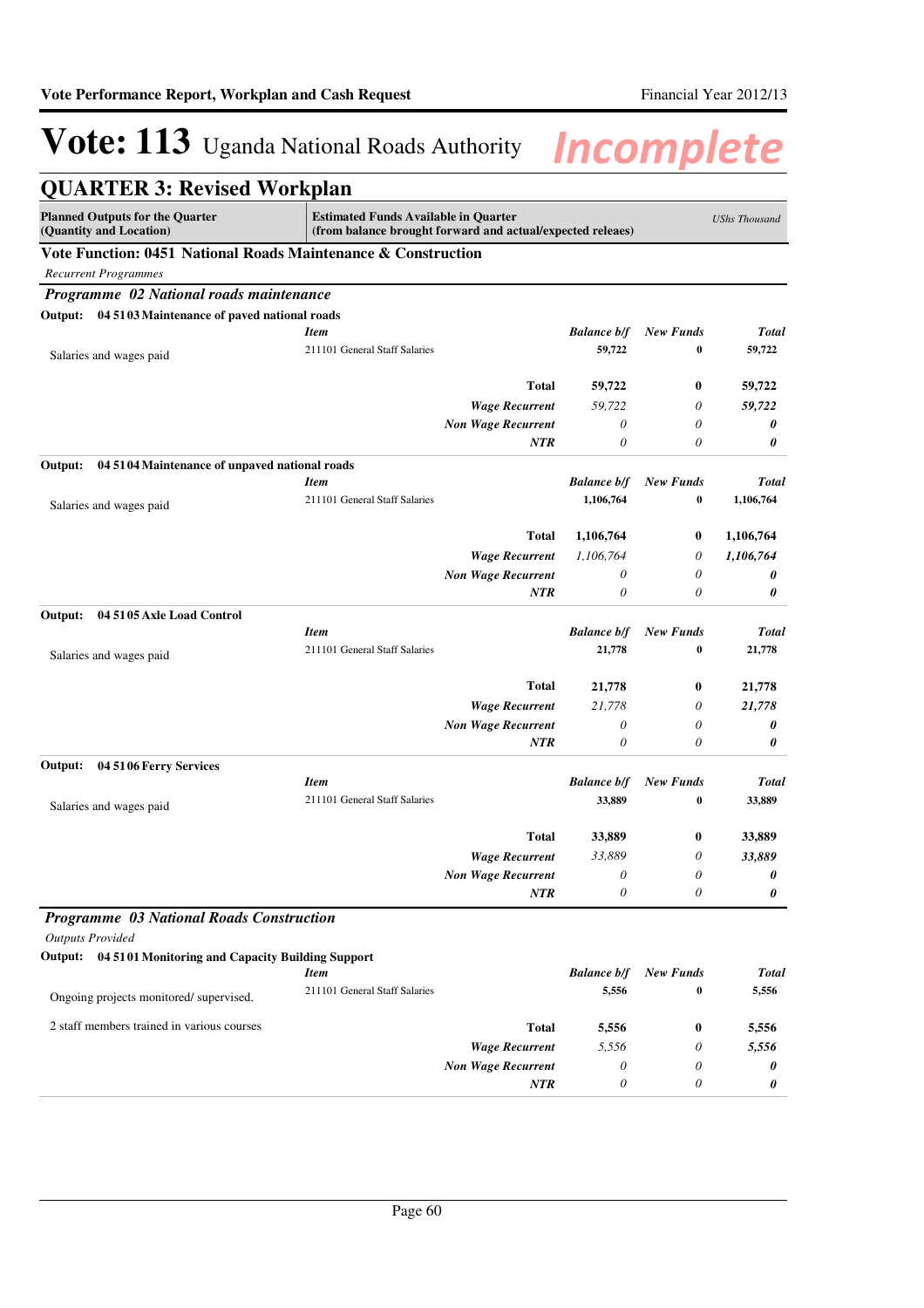# Vote: 113 Uganda National Roads Authority

*Incomplete*

## QUARTER 3: Revised Workplan

| Planned Outputs for the Quarter (Quantity and Location) | Estimated Funds Available in Quarter (from balance brought forward and actual/expected releaes) | | | *UShs Thousand* |
|---|---|---|---|---|

### Vote Function: 0451 National Roads Maintenance & Construction

*Recurrent Programmes*

#### *Programme 02 National roads maintenance*

**Output: 04 5103 Maintenance of paved national roads**

| | *Item* | *Balance b/f* | *New Funds* | *Total* |
|---|---|---|---|---|
| Salaries and wages paid | 211101 General Staff Salaries | **59,722** | **0** | **59,722** |
| | **Total** | **59,722** | **0** | **59,722** |
| | ***Wage Recurrent*** | *59,722* | *0* | ***59,722*** |
| | ***Non Wage Recurrent*** | *0* | *0* | ***0*** |
| | ***NTR*** | *0* | *0* | ***0*** |

**Output: 04 5104 Maintenance of unpaved national roads**

| | *Item* | *Balance b/f* | *New Funds* | *Total* |
|---|---|---|---|---|
| Salaries and wages paid | 211101 General Staff Salaries | **1,106,764** | **0** | **1,106,764** |
| | **Total** | **1,106,764** | **0** | **1,106,764** |
| | ***Wage Recurrent*** | *1,106,764* | *0* | ***1,106,764*** |
| | ***Non Wage Recurrent*** | *0* | *0* | ***0*** |
| | ***NTR*** | *0* | *0* | ***0*** |

**Output: 04 5105 Axle Load Control**

| | *Item* | *Balance b/f* | *New Funds* | *Total* |
|---|---|---|---|---|
| Salaries and wages paid | 211101 General Staff Salaries | **21,778** | **0** | **21,778** |
| | **Total** | **21,778** | **0** | **21,778** |
| | ***Wage Recurrent*** | *21,778* | *0* | ***21,778*** |
| | ***Non Wage Recurrent*** | *0* | *0* | ***0*** |
| | ***NTR*** | *0* | *0* | ***0*** |

**Output: 04 5106 Ferry Services**

| | *Item* | *Balance b/f* | *New Funds* | *Total* |
|---|---|---|---|---|
| Salaries and wages paid | 211101 General Staff Salaries | **33,889** | **0** | **33,889** |
| | **Total** | **33,889** | **0** | **33,889** |
| | ***Wage Recurrent*** | *33,889* | *0* | ***33,889*** |
| | ***Non Wage Recurrent*** | *0* | *0* | ***0*** |
| | ***NTR*** | *0* | *0* | ***0*** |

#### *Programme 03 National Roads Construction*

*Outputs Provided*

**Output: 04 5101 Monitoring and Capacity Building Support**

| | *Item* | *Balance b/f* | *New Funds* | *Total* |
|---|---|---|---|---|
| Ongoing projects monitored/ supervised. | 211101 General Staff Salaries | **5,556** | **0** | **5,556** |
| 2 staff members trained in various courses | **Total** | **5,556** | **0** | **5,556** |
| | ***Wage Recurrent*** | *5,556* | *0* | ***5,556*** |
| | ***Non Wage Recurrent*** | *0* | *0* | ***0*** |
| | ***NTR*** | *0* | *0* | ***0*** |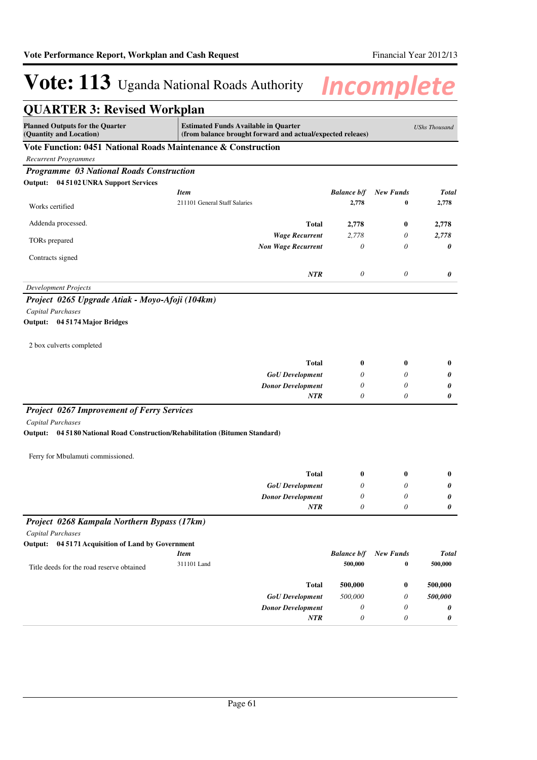# Vote: 113 Uganda National Roads Authority *Incomplete*

## QUARTER 3: Revised Workplan

| Planned Outputs for the Quarter (Quantity and Location) | Estimated Funds Available in Quarter (from balance brought forward and actual/expected releaes) | | | *UShs Thousand* |
|---|---|---|---|---|

### Vote Function: 0451 National Roads Maintenance & Construction

*Recurrent Programmes*

#### *Programme 03 National Roads Construction*

**Output: 04 5102 UNRA Support Services**

Works certified

Addenda processed.

TORs prepared

Contracts signed

| *Item* | *Balance b/f* | *New Funds* | *Total* |
|---|---|---|---|
| 211101 General Staff Salaries | 2,778 | 0 | 2,778 |
| **Total** | **2,778** | **0** | **2,778** |
| ***Wage Recurrent*** | *2,778* | *0* | ***2,778*** |
| ***Non Wage Recurrent*** | *0* | *0* | ***0*** |
| ***NTR*** | *0* | *0* | ***0*** |

*Development Projects*

#### *Project 0265 Upgrade Atiak - Moyo-Afoji (104km)*

*Capital Purchases*

**Output: 04 5174 Major Bridges**

2 box culverts completed

| | | | |
|---|---|---|---|
| **Total** | **0** | **0** | **0** |
| ***GoU Development*** | *0* | *0* | ***0*** |
| ***Donor Development*** | *0* | *0* | ***0*** |
| ***NTR*** | *0* | *0* | ***0*** |

#### *Project 0267 Improvement of Ferry Services*

*Capital Purchases*

**Output: 04 5180 National Road Construction/Rehabilitation (Bitumen Standard)**

Ferry for Mbulamuti commissioned.

| | | | |
|---|---|---|---|
| **Total** | **0** | **0** | **0** |
| ***GoU Development*** | *0* | *0* | ***0*** |
| ***Donor Development*** | *0* | *0* | ***0*** |
| ***NTR*** | *0* | *0* | ***0*** |

#### *Project 0268 Kampala Northern Bypass (17km)*

*Capital Purchases*

**Output: 04 5171 Acquisition of Land by Government**

Title deeds for the road reserve obtained

| *Item* | *Balance b/f* | *New Funds* | *Total* |
|---|---|---|---|
| 311101 Land | 500,000 | 0 | 500,000 |
| **Total** | **500,000** | **0** | **500,000** |
| ***GoU Development*** | *500,000* | *0* | ***500,000*** |
| ***Donor Development*** | *0* | *0* | ***0*** |
| ***NTR*** | *0* | *0* | ***0*** |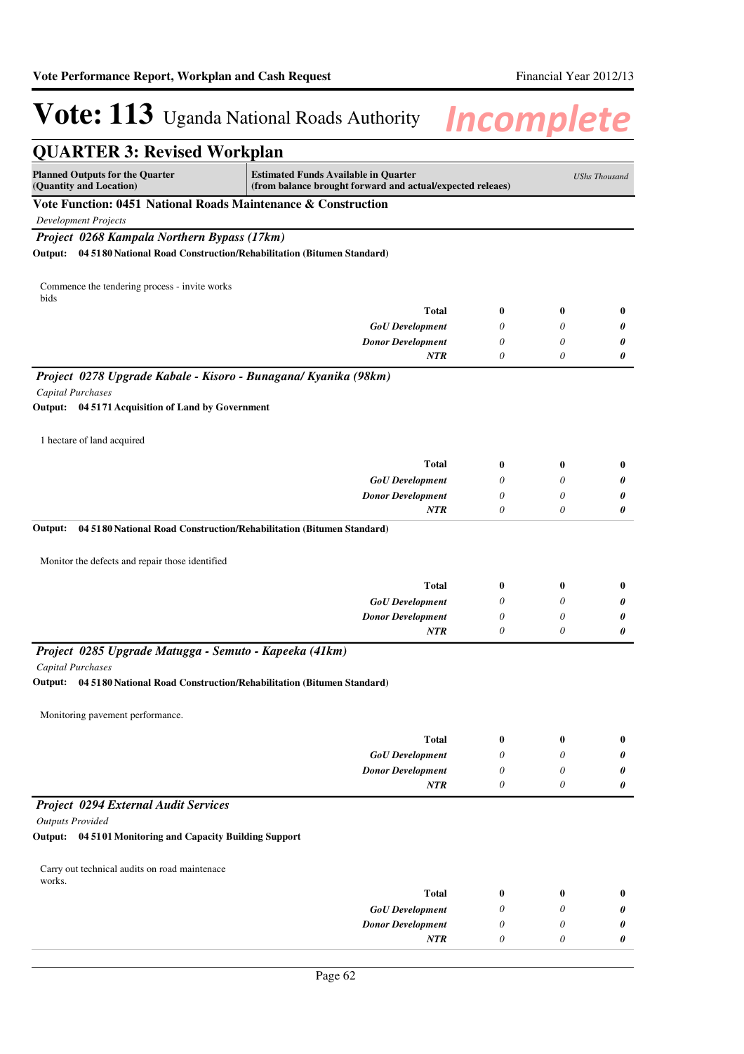# Vote: 113 Uganda National Roads Authority

*Incomplete*

## QUARTER 3: Revised Workplan

| Planned Outputs for the Quarter (Quantity and Location) | Estimated Funds Available in Quarter (from balance brought forward and actual/expected releaes) | | | *UShs Thousand* |
|---|---|---|---|---|

### Vote Function: 0451 National Roads Maintenance & Construction

*Development Projects*

#### *Project 0268 Kampala Northern Bypass (17km)*

**Output: 04 5180 National Road Construction/Rehabilitation (Bitumen Standard)**

Commence the tendering process - invite works bids

| | | | |
|---|---|---|---|
| **Total** | **0** | **0** | **0** |
| ***GoU Development*** | *0* | *0* | ***0*** |
| ***Donor Development*** | *0* | *0* | ***0*** |
| ***NTR*** | *0* | *0* | ***0*** |

#### *Project 0278 Upgrade Kabale - Kisoro - Bunagana/ Kyanika (98km)*

*Capital Purchases*

**Output: 04 5171 Acquisition of Land by Government**

1 hectare of land acquired

| | | | |
|---|---|---|---|
| **Total** | **0** | **0** | **0** |
| ***GoU Development*** | *0* | *0* | ***0*** |
| ***Donor Development*** | *0* | *0* | ***0*** |
| ***NTR*** | *0* | *0* | ***0*** |

**Output: 04 5180 National Road Construction/Rehabilitation (Bitumen Standard)**

Monitor the defects and repair those identified

| | | | |
|---|---|---|---|
| **Total** | **0** | **0** | **0** |
| ***GoU Development*** | *0* | *0* | ***0*** |
| ***Donor Development*** | *0* | *0* | ***0*** |
| ***NTR*** | *0* | *0* | ***0*** |

#### *Project 0285 Upgrade Matugga - Semuto - Kapeeka (41km)*

*Capital Purchases*

**Output: 04 5180 National Road Construction/Rehabilitation (Bitumen Standard)**

Monitoring pavement performance.

| | | | |
|---|---|---|---|
| **Total** | **0** | **0** | **0** |
| ***GoU Development*** | *0* | *0* | ***0*** |
| ***Donor Development*** | *0* | *0* | ***0*** |
| ***NTR*** | *0* | *0* | ***0*** |

#### *Project 0294 External Audit Services*

*Outputs Provided*

**Output: 04 5101 Monitoring and Capacity Building Support**

Carry out technical audits on road maintenace works.

| | | | |
|---|---|---|---|
| **Total** | **0** | **0** | **0** |
| ***GoU Development*** | *0* | *0* | ***0*** |
| ***Donor Development*** | *0* | *0* | ***0*** |
| ***NTR*** | *0* | *0* | ***0*** |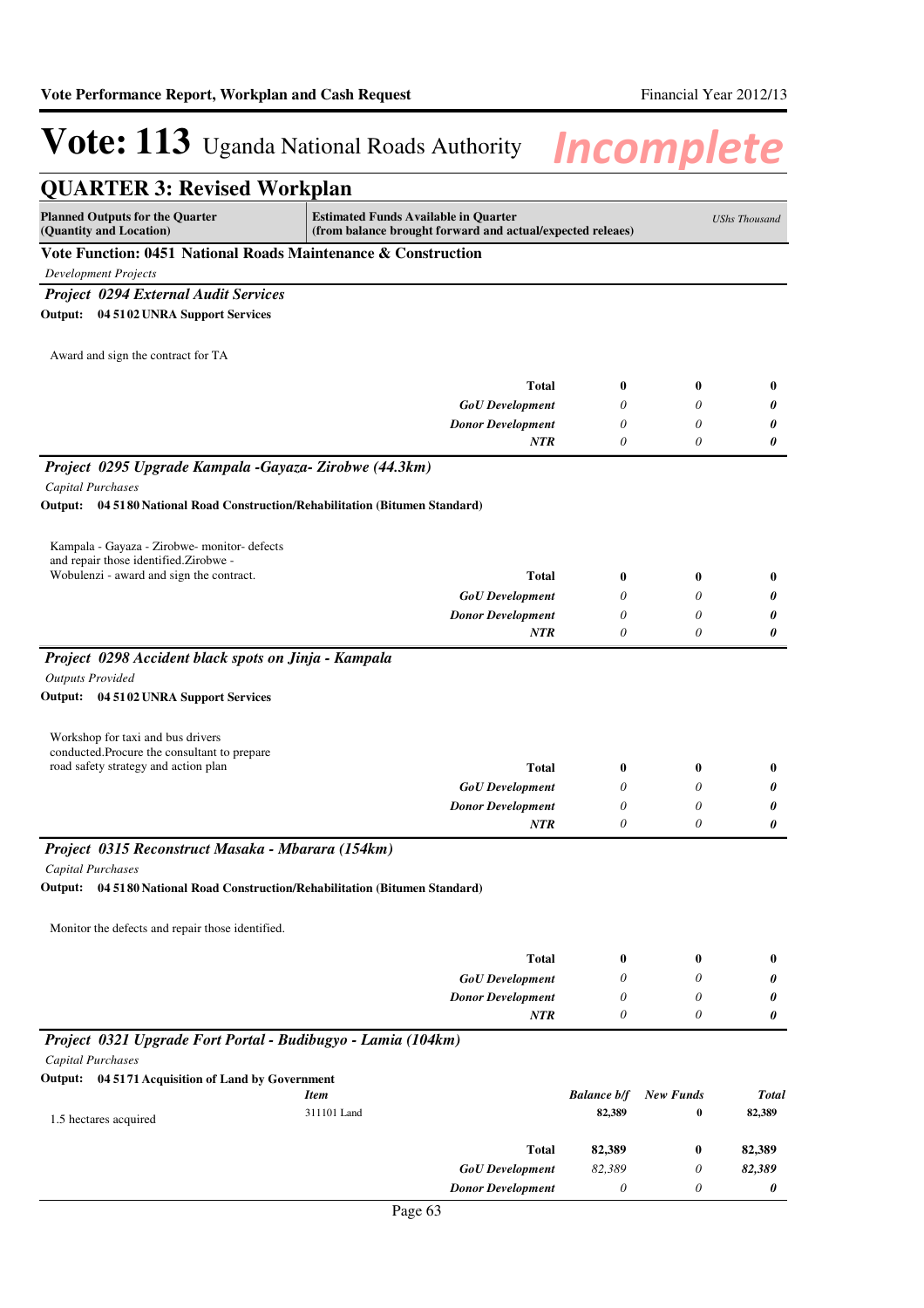# Vote: 113 Uganda National Roads Authority

*Incomplete*

## QUARTER 3: Revised Workplan

| Planned Outputs for the Quarter (Quantity and Location) | Estimated Funds Available in Quarter (from balance brought forward and actual/expected releaes) | | | UShs Thousand |
|---|---|---|---|---|

### Vote Function: 0451 National Roads Maintenance & Construction

*Development Projects*

#### *Project 0294 External Audit Services*

**Output: 04 51 02 UNRA Support Services**

Award and sign the contract for TA

| | | | | |
|---|---|---|---|---|
| | **Total** | **0** | **0** | **0** |
| | *GoU Development* | *0* | *0* | ***0*** |
| | *Donor Development* | *0* | *0* | ***0*** |
| | *NTR* | *0* | *0* | ***0*** |

#### *Project 0295 Upgrade Kampala -Gayaza- Zirobwe (44.3km)*

*Capital Purchases*

**Output: 04 51 80 National Road Construction/Rehabilitation (Bitumen Standard)**

| | | | | |
|---|---|---|---|---|
| Kampala - Gayaza - Zirobwe- monitor- defects and repair those identified.Zirobwe - Wobulenzi - award and sign the contract. | **Total** | **0** | **0** | **0** |
| | *GoU Development* | *0* | *0* | ***0*** |
| | *Donor Development* | *0* | *0* | ***0*** |
| | *NTR* | *0* | *0* | ***0*** |

#### *Project 0298 Accident black spots on Jinja - Kampala*

*Outputs Provided*

**Output: 04 51 02 UNRA Support Services**

| | | | | |
|---|---|---|---|---|
| Workshop for taxi and bus drivers conducted.Procure the consultant to prepare road safety strategy and action plan | **Total** | **0** | **0** | **0** |
| | *GoU Development* | *0* | *0* | ***0*** |
| | *Donor Development* | *0* | *0* | ***0*** |
| | *NTR* | *0* | *0* | ***0*** |

#### *Project 0315 Reconstruct Masaka - Mbarara (154km)*

*Capital Purchases*

**Output: 04 51 80 National Road Construction/Rehabilitation (Bitumen Standard)**

Monitor the defects and repair those identified.

| | | | | |
|---|---|---|---|---|
| | **Total** | **0** | **0** | **0** |
| | *GoU Development* | *0* | *0* | ***0*** |
| | *Donor Development* | *0* | *0* | ***0*** |
| | *NTR* | *0* | *0* | ***0*** |

#### *Project 0321 Upgrade Fort Portal - Budibugyo - Lamia (104km)*

*Capital Purchases*

**Output: 04 51 71 Acquisition of Land by Government**

| | *Item* | *Balance b/f* | *New Funds* | *Total* |
|---|---|---|---|---|
| 1.5 hectares acquired | 311101 Land | **82,389** | **0** | **82,389** |
| | **Total** | **82,389** | **0** | **82,389** |
| | *GoU Development* | *82,389* | *0* | ***82,389*** |
| | *Donor Development* | *0* | *0* | ***0*** |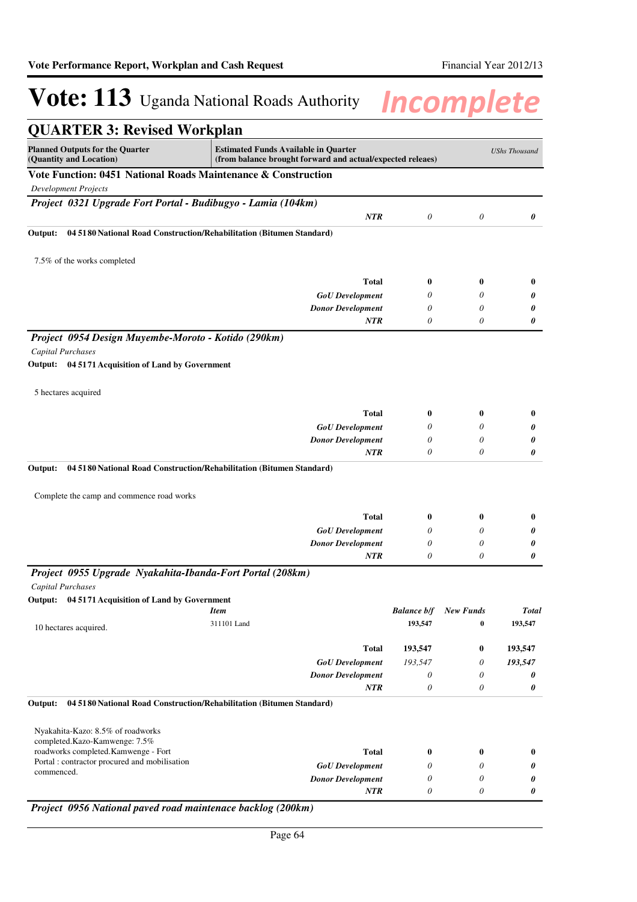# Vote: 113 Uganda National Roads Authority

## QUARTER 3: Revised Workplan

| Planned Outputs for the Quarter (Quantity and Location) | Estimated Funds Available in Quarter (from balance brought forward and actual/expected releaes) | | | UShs Thousand |
|---|---|---|---|---|

**Vote Function: 0451 National Roads Maintenance & Construction**

*Development Projects*

***Project 0321 Upgrade Fort Portal - Budibugyo - Lamia (104km)***

| | | | | |
|---|---|---|---|---|
| | ***NTR*** | *0* | *0* | ***0*** |

**Output: 04 5180 National Road Construction/Rehabilitation (Bitumen Standard)**

| | | | | |
|---|---|---|---|---|
| 7.5% of the works completed | **Total** | **0** | **0** | **0** |
| | ***GoU Development*** | *0* | *0* | ***0*** |
| | ***Donor Development*** | *0* | *0* | ***0*** |
| | ***NTR*** | *0* | *0* | ***0*** |

***Project 0954 Design Muyembe-Moroto - Kotido (290km)***

*Capital Purchases*

**Output: 04 5171 Acquisition of Land by Government**

| | | | | |
|---|---|---|---|---|
| 5 hectares acquired | **Total** | **0** | **0** | **0** |
| | ***GoU Development*** | *0* | *0* | ***0*** |
| | ***Donor Development*** | *0* | *0* | ***0*** |
| | ***NTR*** | *0* | *0* | ***0*** |

**Output: 04 5180 National Road Construction/Rehabilitation (Bitumen Standard)**

| | | | | |
|---|---|---|---|---|
| Complete the camp and commence road works | **Total** | **0** | **0** | **0** |
| | ***GoU Development*** | *0* | *0* | ***0*** |
| | ***Donor Development*** | *0* | *0* | ***0*** |
| | ***NTR*** | *0* | *0* | ***0*** |

***Project 0955 Upgrade Nyakahita-Ibanda-Fort Portal (208km)***

*Capital Purchases*

**Output: 04 5171 Acquisition of Land by Government**

| | *Item* | *Balance b/f* | *New Funds* | *Total* |
|---|---|---|---|---|
| 10 hectares acquired. | 311101 Land | 193,547 | 0 | 193,547 |
| | **Total** | **193,547** | **0** | **193,547** |
| | ***GoU Development*** | *193,547* | *0* | ***193,547*** |
| | ***Donor Development*** | *0* | *0* | ***0*** |
| | ***NTR*** | *0* | *0* | ***0*** |

**Output: 04 5180 National Road Construction/Rehabilitation (Bitumen Standard)**

| | | | | |
|---|---|---|---|---|
| Nyakahita-Kazo: 8.5% of roadworks completed.Kazo-Kamwenge: 7.5% roadworks completed.Kamwenge - Fort Portal : contractor procured and mobilisation commenced. | **Total** | **0** | **0** | **0** |
| | ***GoU Development*** | *0* | *0* | ***0*** |
| | ***Donor Development*** | *0* | *0* | ***0*** |
| | ***NTR*** | *0* | *0* | ***0*** |

***Project 0956 National paved road maintenace backlog (200km)***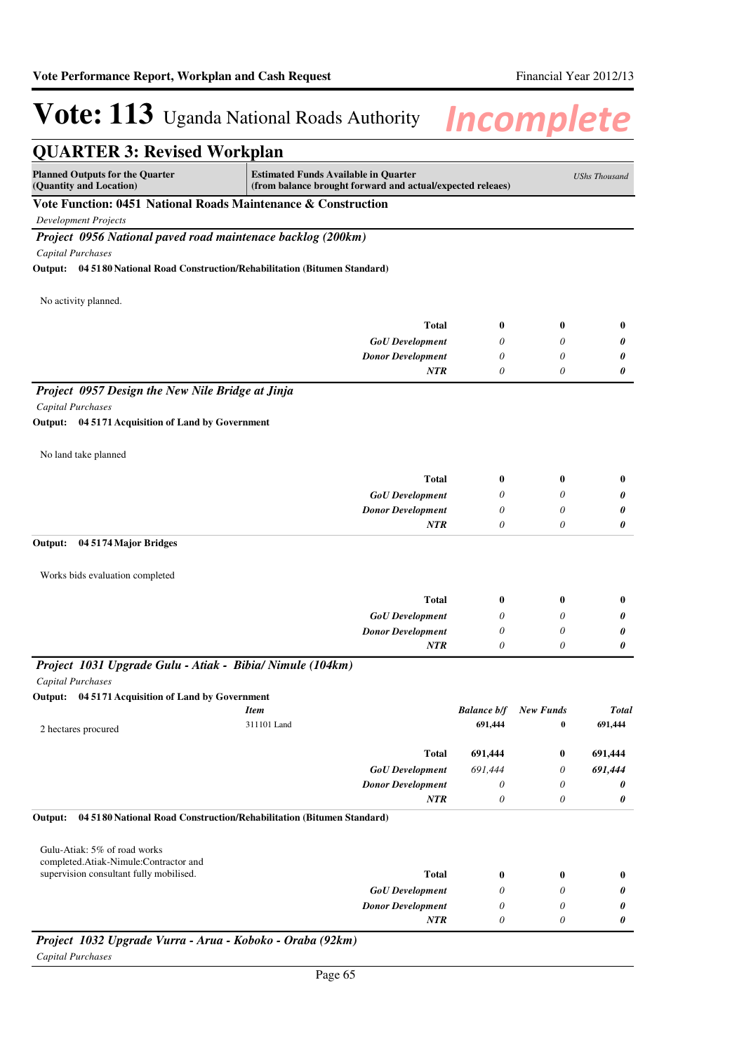# Vote: 113 Uganda National Roads Authority

*Incomplete*

## QUARTER 3: Revised Workplan

| Planned Outputs for the Quarter (Quantity and Location) | Estimated Funds Available in Quarter (from balance brought forward and actual/expected releaes) | | | *UShs Thousand* |
|---|---|---|---|---|

### Vote Function: 0451 National Roads Maintenance & Construction

*Development Projects*

### *Project 0956 National paved road maintenace backlog (200km)*

*Capital Purchases*

**Output: 04 5180 National Road Construction/Rehabilitation (Bitumen Standard)**

No activity planned.

| | | | |
|---|---|---|---|
| **Total** | **0** | **0** | **0** |
| ***GoU Development*** | *0* | *0* | ***0*** |
| ***Donor Development*** | *0* | *0* | ***0*** |
| ***NTR*** | *0* | *0* | ***0*** |

### *Project 0957 Design the New Nile Bridge at Jinja*

*Capital Purchases*

**Output: 04 5171 Acquisition of Land by Government**

No land take planned

| | | | |
|---|---|---|---|
| **Total** | **0** | **0** | **0** |
| ***GoU Development*** | *0* | *0* | ***0*** |
| ***Donor Development*** | *0* | *0* | ***0*** |
| ***NTR*** | *0* | *0* | ***0*** |

**Output: 04 5174 Major Bridges**

Works bids evaluation completed

| | | | |
|---|---|---|---|
| **Total** | **0** | **0** | **0** |
| ***GoU Development*** | *0* | *0* | ***0*** |
| ***Donor Development*** | *0* | *0* | ***0*** |
| ***NTR*** | *0* | *0* | ***0*** |

### *Project 1031 Upgrade Gulu - Atiak - Bibia/ Nimule (104km)*

*Capital Purchases*

**Output: 04 5171 Acquisition of Land by Government**

2 hectares procured

| *Item* | *Balance b/f* | *New Funds* | *Total* |
|---|---|---|---|
| 311101 Land | 691,444 | 0 | 691,444 |
| **Total** | **691,444** | **0** | **691,444** |
| ***GoU Development*** | *691,444* | *0* | ***691,444*** |
| ***Donor Development*** | *0* | *0* | ***0*** |
| ***NTR*** | *0* | *0* | ***0*** |

**Output: 04 5180 National Road Construction/Rehabilitation (Bitumen Standard)**

Gulu-Atiak: 5% of road works completed.Atiak-Nimule:Contractor and supervision consultant fully mobilised.

| | | | |
|---|---|---|---|
| **Total** | **0** | **0** | **0** |
| ***GoU Development*** | *0* | *0* | ***0*** |
| ***Donor Development*** | *0* | *0* | ***0*** |
| ***NTR*** | *0* | *0* | ***0*** |

### *Project 1032 Upgrade Vurra - Arua - Koboko - Oraba (92km)*

*Capital Purchases*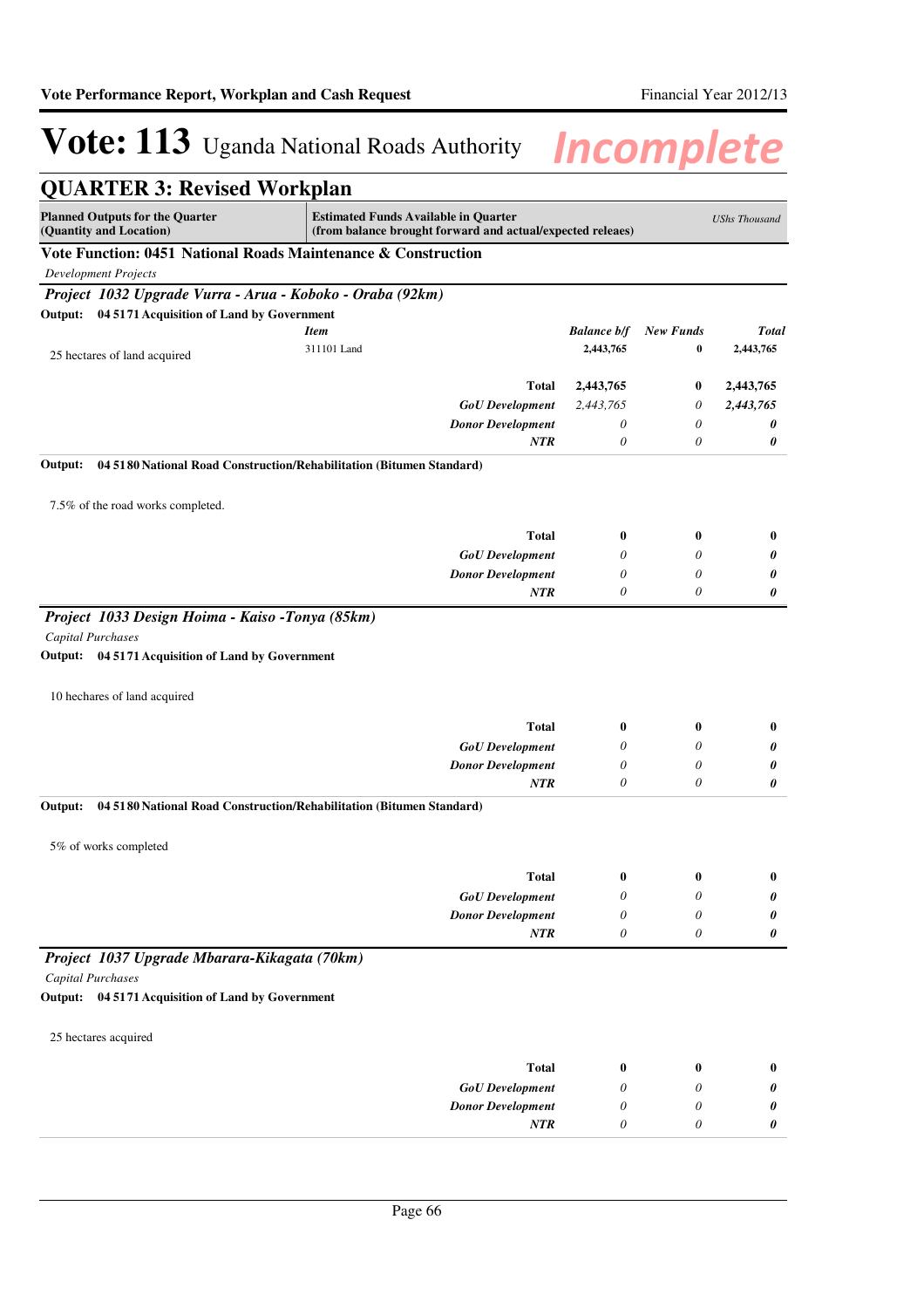# Vote: 113 Uganda National Roads Authority

*Incomplete*

## QUARTER 3: Revised Workplan

| Planned Outputs for the Quarter (Quantity and Location) | Estimated Funds Available in Quarter (from balance brought forward and actual/expected releaes) | | | USShs Thousand |
|---|---|---|---|---|

### Vote Function: 0451 National Roads Maintenance & Construction

*Development Projects*

#### *Project 1032 Upgrade Vurra - Arua - Koboko - Oraba (92km)*

**Output: 04 5171 Acquisition of Land by Government**

| | Item | Balance b/f | New Funds | Total |
|---|---|---|---|---|
| 25 hectares of land acquired | 311101 Land | 2,443,765 | 0 | 2,443,765 |
| | **Total** | **2,443,765** | **0** | **2,443,765** |
| | ***GoU Development*** | *2,443,765* | *0* | ***2,443,765*** |
| | ***Donor Development*** | *0* | *0* | ***0*** |
| | ***NTR*** | *0* | *0* | ***0*** |

**Output: 04 5180 National Road Construction/Rehabilitation (Bitumen Standard)**

7.5% of the road works completed.

| | Balance b/f | New Funds | Total |
|---|---|---|---|
| **Total** | **0** | **0** | **0** |
| ***GoU Development*** | *0* | *0* | ***0*** |
| ***Donor Development*** | *0* | *0* | ***0*** |
| ***NTR*** | *0* | *0* | ***0*** |

#### *Project 1033 Design Hoima - Kaiso -Tonya (85km)*

*Capital Purchases*

**Output: 04 5171 Acquisition of Land by Government**

10 hechares of land acquired

| | Balance b/f | New Funds | Total |
|---|---|---|---|
| **Total** | **0** | **0** | **0** |
| ***GoU Development*** | *0* | *0* | ***0*** |
| ***Donor Development*** | *0* | *0* | ***0*** |
| ***NTR*** | *0* | *0* | ***0*** |

**Output: 04 5180 National Road Construction/Rehabilitation (Bitumen Standard)**

5% of works completed

| | Balance b/f | New Funds | Total |
|---|---|---|---|
| **Total** | **0** | **0** | **0** |
| ***GoU Development*** | *0* | *0* | ***0*** |
| ***Donor Development*** | *0* | *0* | ***0*** |
| ***NTR*** | *0* | *0* | ***0*** |

#### *Project 1037 Upgrade Mbarara-Kikagata (70km)*

*Capital Purchases*

**Output: 04 5171 Acquisition of Land by Government**

25 hectares acquired

| | Balance b/f | New Funds | Total |
|---|---|---|---|
| **Total** | **0** | **0** | **0** |
| ***GoU Development*** | *0* | *0* | ***0*** |
| ***Donor Development*** | *0* | *0* | ***0*** |
| ***NTR*** | *0* | *0* | ***0*** |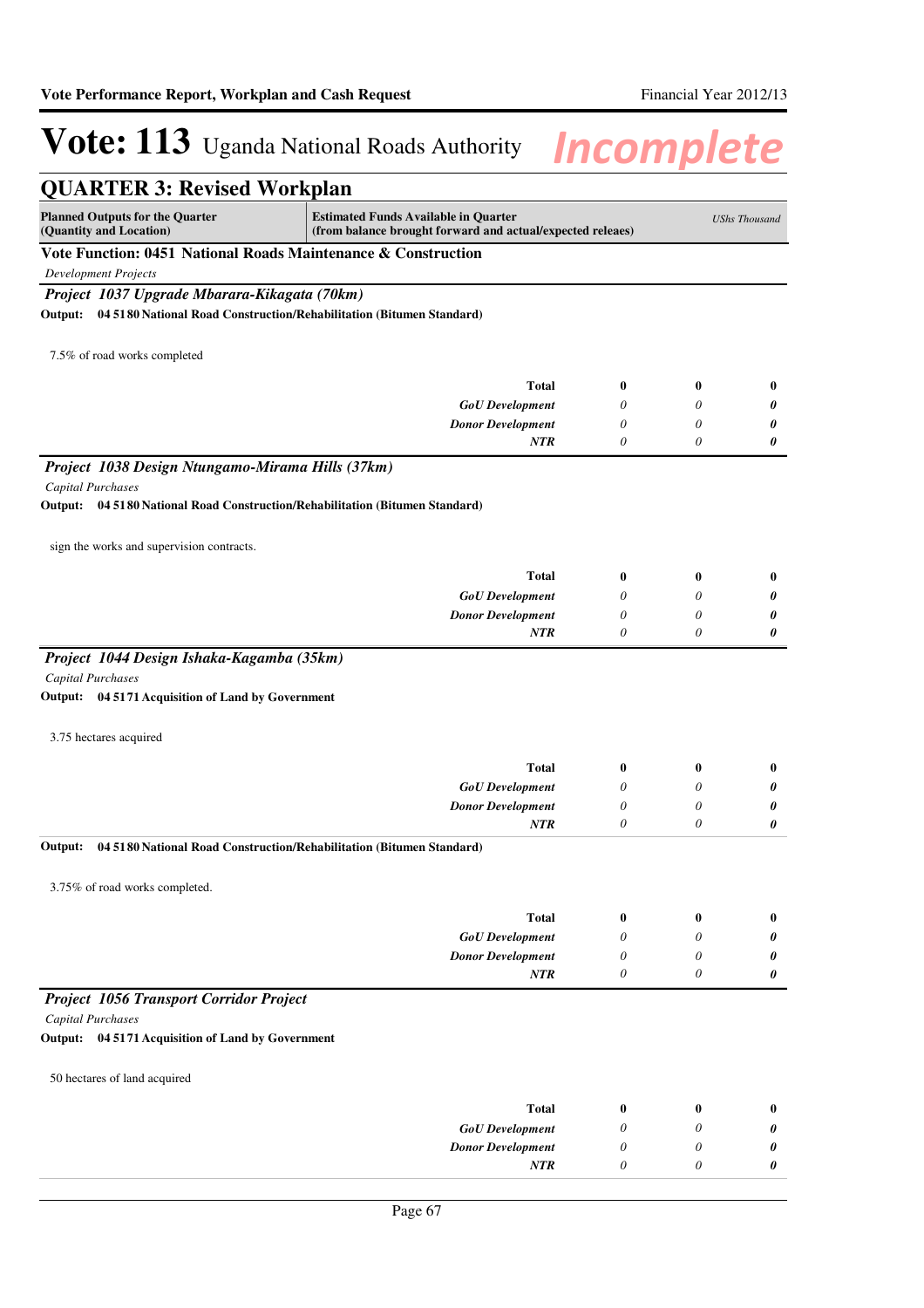# Vote: 113 Uganda National Roads Authority

## QUARTER 3: Revised Workplan

| Planned Outputs for the Quarter (Quantity and Location) | Estimated Funds Available in Quarter (from balance brought forward and actual/expected releaes) | | | UShs Thousand |
|---|---|---|---|---|

### Vote Function: 0451 National Roads Maintenance & Construction

*Development Projects*

#### *Project 1037 Upgrade Mbarara-Kikagata (70km)*

**Output: 04 5180 National Road Construction/Rehabilitation (Bitumen Standard)**

7.5% of road works completed

| | | | |
|---|---|---|---|
| **Total** | **0** | **0** | **0** |
| ***GoU Development*** | *0* | *0* | ***0*** |
| ***Donor Development*** | *0* | *0* | ***0*** |
| ***NTR*** | *0* | *0* | ***0*** |

#### *Project 1038 Design Ntungamo-Mirama Hills (37km)*

*Capital Purchases*

**Output: 04 5180 National Road Construction/Rehabilitation (Bitumen Standard)**

sign the works and supervision contracts.

| | | | |
|---|---|---|---|
| **Total** | **0** | **0** | **0** |
| ***GoU Development*** | *0* | *0* | ***0*** |
| ***Donor Development*** | *0* | *0* | ***0*** |
| ***NTR*** | *0* | *0* | ***0*** |

#### *Project 1044 Design Ishaka-Kagamba (35km)*

*Capital Purchases*

**Output: 04 5171 Acquisition of Land by Government**

3.75 hectares acquired

| | | | |
|---|---|---|---|
| **Total** | **0** | **0** | **0** |
| ***GoU Development*** | *0* | *0* | ***0*** |
| ***Donor Development*** | *0* | *0* | ***0*** |
| ***NTR*** | *0* | *0* | ***0*** |

**Output: 04 5180 National Road Construction/Rehabilitation (Bitumen Standard)**

3.75% of road works completed.

| | | | |
|---|---|---|---|
| **Total** | **0** | **0** | **0** |
| ***GoU Development*** | *0* | *0* | ***0*** |
| ***Donor Development*** | *0* | *0* | ***0*** |
| ***NTR*** | *0* | *0* | ***0*** |

#### *Project 1056 Transport Corridor Project*

*Capital Purchases*

**Output: 04 5171 Acquisition of Land by Government**

50 hectares of land acquired

| | | | |
|---|---|---|---|
| **Total** | **0** | **0** | **0** |
| ***GoU Development*** | *0* | *0* | ***0*** |
| ***Donor Development*** | *0* | *0* | ***0*** |
| ***NTR*** | *0* | *0* | ***0*** |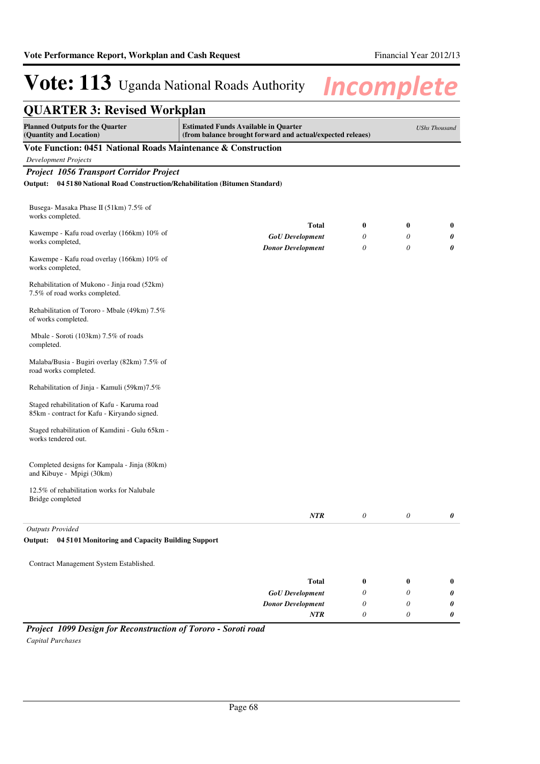# Vote: 113 Uganda National Roads Authority *Incomplete*

## QUARTER 3: Revised Workplan

| Planned Outputs for the Quarter (Quantity and Location) | Estimated Funds Available in Quarter (from balance brought forward and actual/expected releaes) | | | *UShs Thousand* |
|---|---|---|---|---|

### Vote Function: 0451 National Roads Maintenance & Construction

*Development Projects*

#### *Project 1056 Transport Corridor Project*

**Output: 04 5180 National Road Construction/Rehabilitation (Bitumen Standard)**

Busega- Masaka Phase II (51km) 7.5% of works completed.

Kawempe - Kafu road overlay (166km) 10% of works completed,

Kawempe - Kafu road overlay (166km) 10% of works completed,

Rehabilitation of Mukono - Jinja road (52km) 7.5% of road works completed.

Rehabilitation of Tororo - Mbale (49km) 7.5% of works completed.

Mbale - Soroti (103km) 7.5% of roads completed.

Malaba/Busia - Bugiri overlay (82km) 7.5% of road works completed.

Rehabilitation of Jinja - Kamuli (59km)7.5%

Staged rehabilitation of Kafu - Karuma road 85km - contract for Kafu - Kiryando signed.

Staged rehabilitation of Kamdini - Gulu 65km - works tendered out.

Completed designs for Kampala - Jinja (80km) and Kibuye - Mpigi (30km)

12.5% of rehabilitation works for Nalubale Bridge completed

| | | | |
|---|---|---|---|
| **Total** | **0** | **0** | **0** |
| ***GoU Development*** | *0* | *0* | ***0*** |
| ***Donor Development*** | *0* | *0* | ***0*** |
| ***NTR*** | *0* | *0* | ***0*** |

*Outputs Provided*

**Output: 04 5101 Monitoring and Capacity Building Support**

Contract Management System Established.

| | | | |
|---|---|---|---|
| **Total** | **0** | **0** | **0** |
| ***GoU Development*** | *0* | *0* | ***0*** |
| ***Donor Development*** | *0* | *0* | ***0*** |
| ***NTR*** | *0* | *0* | ***0*** |

#### *Project 1099 Design for Reconstruction of Tororo - Soroti road*

*Capital Purchases*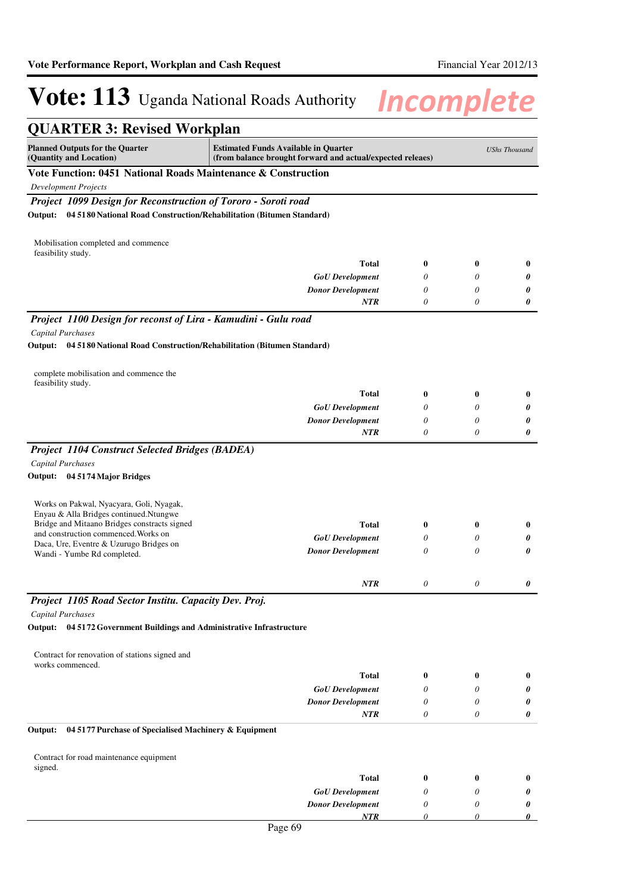# Vote: 113 Uganda National Roads Authority

*Incomplete*

## QUARTER 3: Revised Workplan

| Planned Outputs for the Quarter (Quantity and Location) | Estimated Funds Available in Quarter (from balance brought forward and actual/expected releaes) | | | *UShs Thousand* |
|---|---|---|---|---|

### Vote Function: 0451 National Roads Maintenance & Construction

*Development Projects*

#### *Project 1099 Design for Reconstruction of Tororo - Soroti road*

**Output: 04 5180 National Road Construction/Rehabilitation (Bitumen Standard)**

| Mobilisation completed and commence feasibility study. | | | | |
|---|---|---|---|---|
| | **Total** | **0** | **0** | **0** |
| | ***GoU Development*** | *0* | *0* | ***0*** |
| | ***Donor Development*** | *0* | *0* | ***0*** |
| | ***NTR*** | *0* | *0* | ***0*** |

#### *Project 1100 Design for reconst of Lira - Kamudini - Gulu road*

*Capital Purchases*

**Output: 04 5180 National Road Construction/Rehabilitation (Bitumen Standard)**

| complete mobilisation and commence the feasibility study. | | | | |
|---|---|---|---|---|
| | **Total** | **0** | **0** | **0** |
| | ***GoU Development*** | *0* | *0* | ***0*** |
| | ***Donor Development*** | *0* | *0* | ***0*** |
| | ***NTR*** | *0* | *0* | ***0*** |

#### *Project 1104 Construct Selected Bridges (BADEA)*

*Capital Purchases*

**Output: 04 5174 Major Bridges**

| Works on Pakwal, Nyacyara, Goli, Nyagak, Enyau & Alla Bridges continued.Ntungwe Bridge and Mitaano Bridges constracts signed and construction commenced.Works on Daca, Ure, Eventre & Uzurugo Bridges on Wandi - Yumbe Rd completed. | | | | |
|---|---|---|---|---|
| | **Total** | **0** | **0** | **0** |
| | ***GoU Development*** | *0* | *0* | ***0*** |
| | ***Donor Development*** | *0* | *0* | ***0*** |
| | ***NTR*** | *0* | *0* | ***0*** |

#### *Project 1105 Road Sector Institu. Capacity Dev. Proj.*

*Capital Purchases*

**Output: 04 5172 Government Buildings and Administrative Infrastructure**

| Contract for renovation of stations signed and works commenced. | | | | |
|---|---|---|---|---|
| | **Total** | **0** | **0** | **0** |
| | ***GoU Development*** | *0* | *0* | ***0*** |
| | ***Donor Development*** | *0* | *0* | ***0*** |
| | ***NTR*** | *0* | *0* | ***0*** |

**Output: 04 5177 Purchase of Specialised Machinery & Equipment**

| Contract for road maintenance equipment signed. | | | | |
|---|---|---|---|---|
| | **Total** | **0** | **0** | **0** |
| | ***GoU Development*** | *0* | *0* | ***0*** |
| | ***Donor Development*** | *0* | *0* | ***0*** |
| | ***NTR*** | *0* | *0* | ***0*** |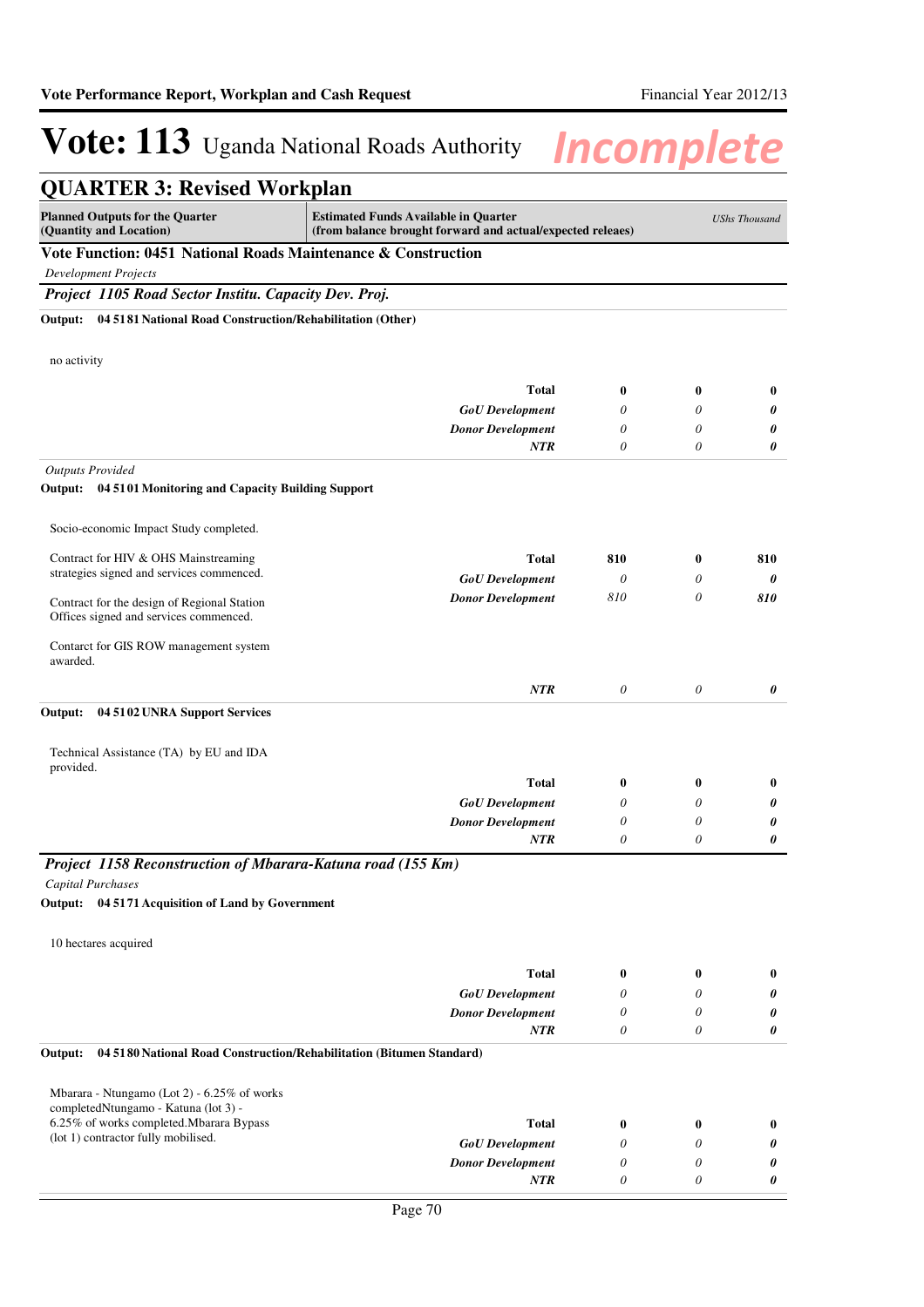# Vote: 113 Uganda National Roads Authority

*Incomplete*

## QUARTER 3: Revised Workplan

| Planned Outputs for the Quarter (Quantity and Location) | Estimated Funds Available in Quarter (from balance brought forward and actual/expected releaes) | | | *UShs Thousand* |
|---|---|---|---|---|

### Vote Function: 0451 National Roads Maintenance & Construction

*Development Projects*

#### *Project 1105 Road Sector Institu. Capacity Dev. Proj.*

**Output: 04 5181 National Road Construction/Rehabilitation (Other)**

| | | | | |
|---|---|---|---|---|
| no activity | **Total** | **0** | **0** | **0** |
| | ***GoU Development*** | *0* | *0* | ***0*** |
| | ***Donor Development*** | *0* | *0* | ***0*** |
| | ***NTR*** | *0* | *0* | ***0*** |

*Outputs Provided*

**Output: 04 5101 Monitoring and Capacity Building Support**

| | | | | |
|---|---|---|---|---|
| Socio-economic Impact Study completed.<br><br>Contract for HIV & OHS Mainstreaming strategies signed and services commenced.<br><br>Contract for the design of Regional Station Offices signed and services commenced.<br><br>Contarct for GIS ROW management system awarded. | **Total** | **810** | **0** | **810** |
| | ***GoU Development*** | *0* | *0* | ***0*** |
| | ***Donor Development*** | *810* | *0* | ***810*** |
| | ***NTR*** | *0* | *0* | ***0*** |

**Output: 04 5102 UNRA Support Services**

| | | | | |
|---|---|---|---|---|
| Technical Assistance (TA) by EU and IDA provided. | **Total** | **0** | **0** | **0** |
| | ***GoU Development*** | *0* | *0* | ***0*** |
| | ***Donor Development*** | *0* | *0* | ***0*** |
| | ***NTR*** | *0* | *0* | ***0*** |

#### *Project 1158 Reconstruction of Mbarara-Katuna road (155 Km)*

*Capital Purchases*

**Output: 04 5171 Acquisition of Land by Government**

| | | | | |
|---|---|---|---|---|
| 10 hectares acquired | **Total** | **0** | **0** | **0** |
| | ***GoU Development*** | *0* | *0* | ***0*** |
| | ***Donor Development*** | *0* | *0* | ***0*** |
| | ***NTR*** | *0* | *0* | ***0*** |

**Output: 04 5180 National Road Construction/Rehabilitation (Bitumen Standard)**

| | | | | |
|---|---|---|---|---|
| Mbarara - Ntungamo (Lot 2) - 6.25% of works completedNtungamo - Katuna (lot 3) - 6.25% of works completed.Mbarara Bypass (lot 1) contractor fully mobilised. | **Total** | **0** | **0** | **0** |
| | ***GoU Development*** | *0* | *0* | ***0*** |
| | ***Donor Development*** | *0* | *0* | ***0*** |
| | ***NTR*** | *0* | *0* | ***0*** |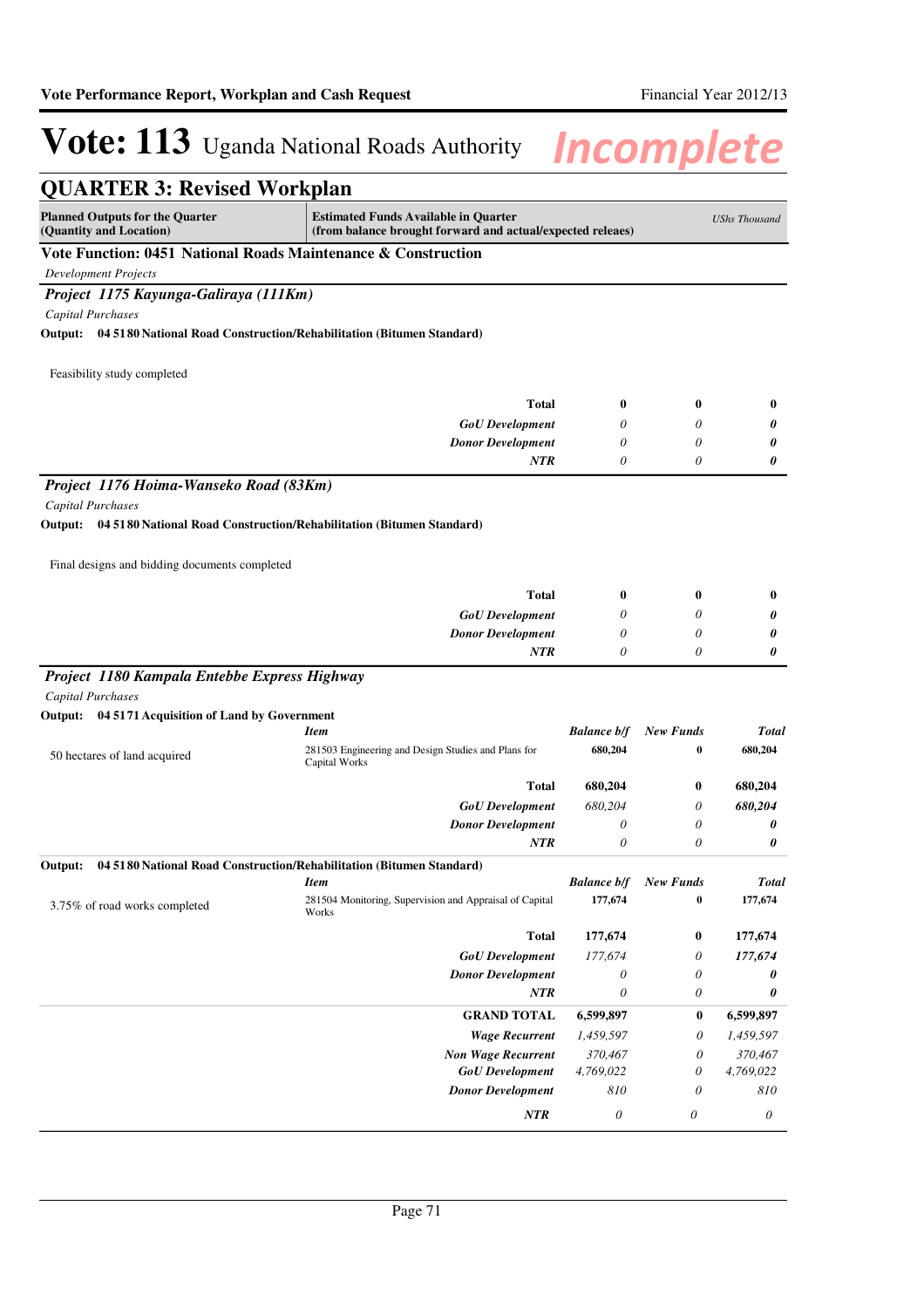# Vote: 113 Uganda National Roads Authority

*Incomplete*

## QUARTER 3: Revised Workplan

| Planned Outputs for the Quarter (Quantity and Location) | Estimated Funds Available in Quarter (from balance brought forward and actual/expected releaes) | | | UShs Thousand |
|---|---|---|---|---|

### Vote Function: 0451 National Roads Maintenance & Construction

*Development Projects*

#### *Project 1175 Kayunga-Galiraya (111Km)*

*Capital Purchases*

**Output: 04 5180 National Road Construction/Rehabilitation (Bitumen Standard)**

Feasibility study completed

| | | | | |
|---|---|---|---|---|
| | **Total** | **0** | **0** | **0** |
| | ***GoU Development*** | *0* | *0* | ***0*** |
| | ***Donor Development*** | *0* | *0* | ***0*** |
| | ***NTR*** | *0* | *0* | ***0*** |

#### *Project 1176 Hoima-Wanseko Road (83Km)*

*Capital Purchases*

**Output: 04 5180 National Road Construction/Rehabilitation (Bitumen Standard)**

Final designs and bidding documents completed

| | | | | |
|---|---|---|---|---|
| | **Total** | **0** | **0** | **0** |
| | ***GoU Development*** | *0* | *0* | ***0*** |
| | ***Donor Development*** | *0* | *0* | ***0*** |
| | ***NTR*** | *0* | *0* | ***0*** |

#### *Project 1180 Kampala Entebbe Express Highway*

*Capital Purchases*

**Output: 04 5171 Acquisition of Land by Government**

| | *Item* | *Balance b/f* | *New Funds* | *Total* |
|---|---|---|---|---|
| 50 hectares of land acquired | 281503 Engineering and Design Studies and Plans for Capital Works | **680,204** | **0** | **680,204** |
| | **Total** | **680,204** | **0** | **680,204** |
| | ***GoU Development*** | *680,204* | *0* | ***680,204*** |
| | ***Donor Development*** | *0* | *0* | ***0*** |
| | ***NTR*** | *0* | *0* | ***0*** |

**Output: 04 5180 National Road Construction/Rehabilitation (Bitumen Standard)**

| | *Item* | *Balance b/f* | *New Funds* | *Total* |
|---|---|---|---|---|
| 3.75% of road works completed | 281504 Monitoring, Supervision and Appraisal of Capital Works | **177,674** | **0** | **177,674** |
| | **Total** | **177,674** | **0** | **177,674** |
| | ***GoU Development*** | *177,674* | *0* | ***177,674*** |
| | ***Donor Development*** | *0* | *0* | ***0*** |
| | ***NTR*** | *0* | *0* | ***0*** |

| | | | | |
|---|---|---|---|---|
| | **GRAND TOTAL** | **6,599,897** | **0** | **6,599,897** |
| | ***Wage Recurrent*** | *1,459,597* | *0* | *1,459,597* |
| | ***Non Wage Recurrent*** | *370,467* | *0* | *370,467* |
| | ***GoU Development*** | *4,769,022* | *0* | *4,769,022* |
| | ***Donor Development*** | *810* | *0* | *810* |
| | ***NTR*** | *0* | *0* | *0* |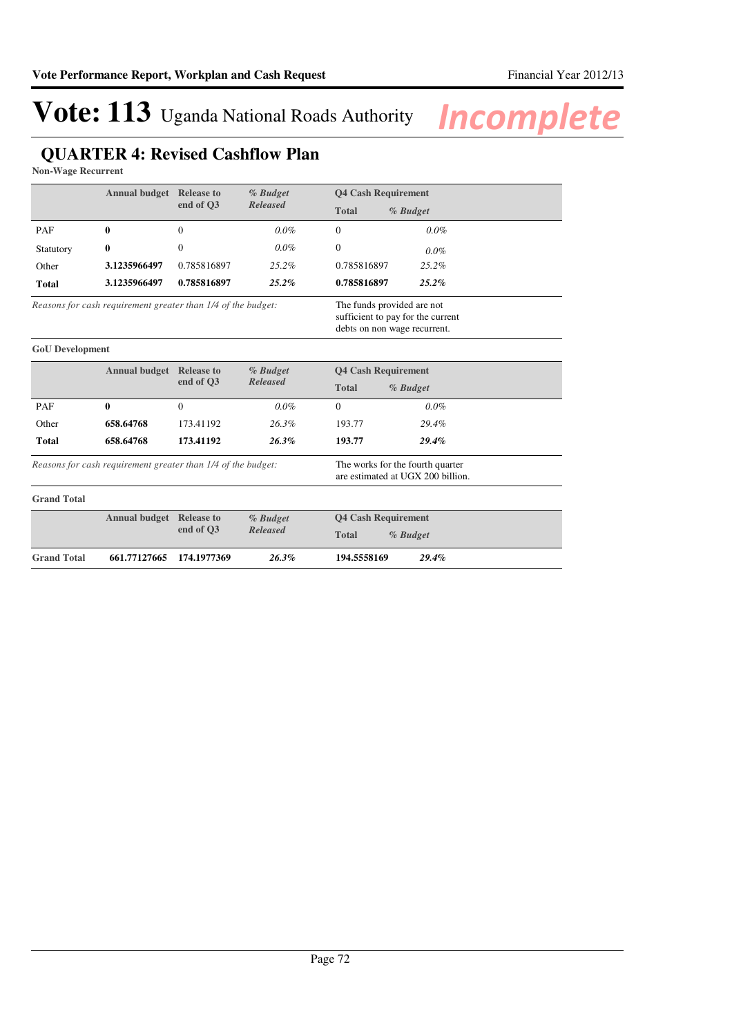# Vote: 113 Uganda National Roads Authority

*Incomplete*

## QUARTER 4: Revised Cashflow Plan

**Non-Wage Recurrent**

| | Annual budget | Release to end of Q3 | *% Budget Released* | Q4 Cash Requirement Total | *% Budget* |
|---|---|---|---|---|---|
| PAF | **0** | 0 | *0.0%* | 0 | *0.0%* |
| Statutory | **0** | 0 | *0.0%* | 0 | *0.0%* |
| Other | **3.1235966497** | 0.785816897 | *25.2%* | 0.785816897 | *25.2%* |
| **Total** | **3.1235966497** | **0.785816897** | ***25.2%*** | **0.785816897** | ***25.2%*** |

*Reasons for cash requirement greater than 1/4 of the budget:* The funds provided are not sufficient to pay for the current debts on non wage recurrent.

**GoU Development**

| | Annual budget | Release to end of Q3 | *% Budget Released* | Q4 Cash Requirement Total | *% Budget* |
|---|---|---|---|---|---|
| PAF | **0** | 0 | *0.0%* | 0 | *0.0%* |
| Other | **658.64768** | 173.41192 | *26.3%* | 193.77 | *29.4%* |
| **Total** | **658.64768** | **173.41192** | ***26.3%*** | **193.77** | ***29.4%*** |

*Reasons for cash requirement greater than 1/4 of the budget:* The works for the fourth quarter are estimated at UGX 200 billion.

**Grand Total**

| | Annual budget | Release to end of Q3 | *% Budget Released* | Q4 Cash Requirement Total | *% Budget* |
|---|---|---|---|---|---|
| **Grand Total** | **661.77127665** | **174.1977369** | ***26.3%*** | **194.5558169** | ***29.4%*** |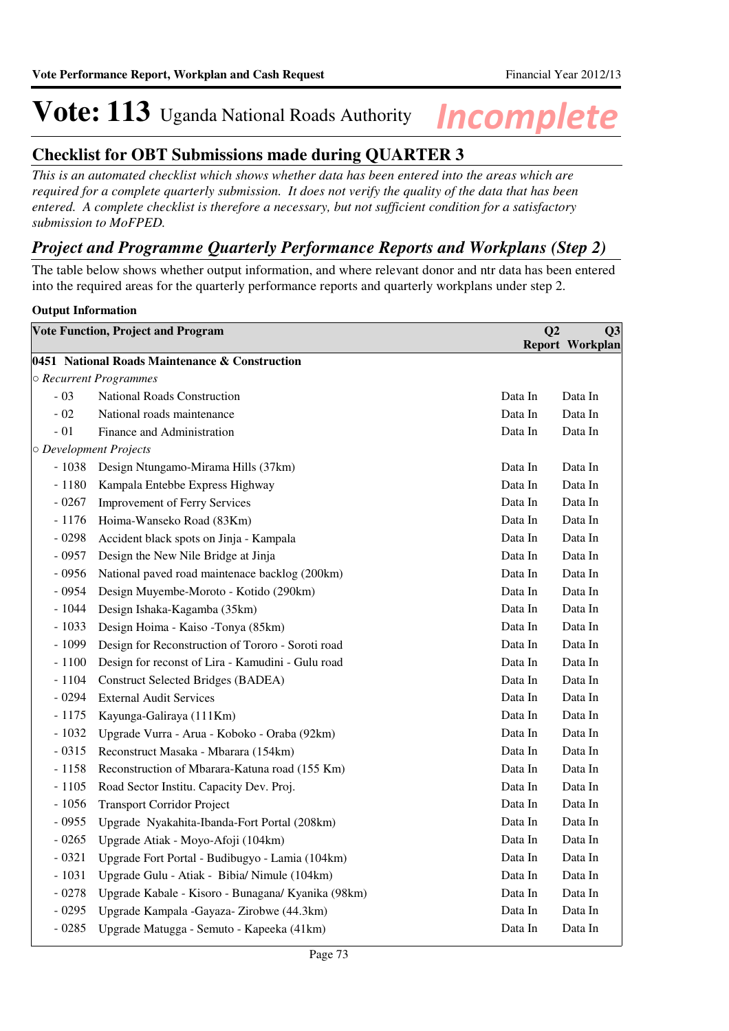# Vote: 113 Uganda National Roads Authority *Incomplete*

## Checklist for OBT Submissions made during QUARTER 3

*This is an automated checklist which shows whether data has been entered into the areas which are required for a complete quarterly submission. It does not verify the quality of the data that has been entered. A complete checklist is therefore a necessary, but not sufficient condition for a satisfactory submission to MoFPED.*

## *Project and Programme Quarterly Performance Reports and Workplans (Step 2)*

The table below shows whether output information, and where relevant donor and ntr data has been entered into the required areas for the quarterly performance reports and quarterly workplans under step 2.

**Output Information**

| Vote Function, Project and Program | | Q2 Report | Q3 Workplan |
|---|---|---|---|
| **0451 National Roads Maintenance & Construction** | | | |
| *○ Recurrent Programmes* | | | |
| - 03 | National Roads Construction | Data In | Data In |
| - 02 | National roads maintenance | Data In | Data In |
| - 01 | Finance and Administration | Data In | Data In |
| *○ Development Projects* | | | |
| - 1038 | Design Ntungamo-Mirama Hills (37km) | Data In | Data In |
| - 1180 | Kampala Entebbe Express Highway | Data In | Data In |
| - 0267 | Improvement of Ferry Services | Data In | Data In |
| - 1176 | Hoima-Wanseko Road (83Km) | Data In | Data In |
| - 0298 | Accident black spots on Jinja - Kampala | Data In | Data In |
| - 0957 | Design the New Nile Bridge at Jinja | Data In | Data In |
| - 0956 | National paved road maintenace backlog (200km) | Data In | Data In |
| - 0954 | Design Muyembe-Moroto - Kotido (290km) | Data In | Data In |
| - 1044 | Design Ishaka-Kagamba (35km) | Data In | Data In |
| - 1033 | Design Hoima - Kaiso -Tonya (85km) | Data In | Data In |
| - 1099 | Design for Reconstruction of Tororo - Soroti road | Data In | Data In |
| - 1100 | Design for reconst of Lira - Kamudini - Gulu road | Data In | Data In |
| - 1104 | Construct Selected Bridges (BADEA) | Data In | Data In |
| - 0294 | External Audit Services | Data In | Data In |
| - 1175 | Kayunga-Galiraya (111Km) | Data In | Data In |
| - 1032 | Upgrade Vurra - Arua - Koboko - Oraba (92km) | Data In | Data In |
| - 0315 | Reconstruct Masaka - Mbarara (154km) | Data In | Data In |
| - 1158 | Reconstruction of Mbarara-Katuna road (155 Km) | Data In | Data In |
| - 1105 | Road Sector Institu. Capacity Dev. Proj. | Data In | Data In |
| - 1056 | Transport Corridor Project | Data In | Data In |
| - 0955 | Upgrade Nyakahita-Ibanda-Fort Portal (208km) | Data In | Data In |
| - 0265 | Upgrade Atiak - Moyo-Afoji (104km) | Data In | Data In |
| - 0321 | Upgrade Fort Portal - Budibugyo - Lamia (104km) | Data In | Data In |
| - 1031 | Upgrade Gulu - Atiak - Bibia/ Nimule (104km) | Data In | Data In |
| - 0278 | Upgrade Kabale - Kisoro - Bunagana/ Kyanika (98km) | Data In | Data In |
| - 0295 | Upgrade Kampala -Gayaza- Zirobwe (44.3km) | Data In | Data In |
| - 0285 | Upgrade Matugga - Semuto - Kapeeka (41km) | Data In | Data In |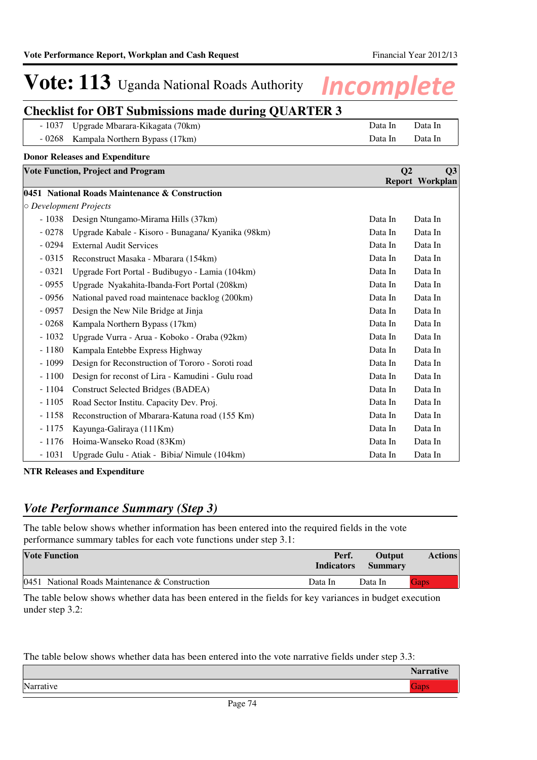# Vote: 113 Uganda National Roads Authority *Incomplete*

## Checklist for OBT Submissions made during QUARTER 3

| | | | |
|---|---|---|---|
| - 1037 | Upgrade Mbarara-Kikagata (70km) | Data In | Data In |
| - 0268 | Kampala Northern Bypass (17km) | Data In | Data In |

**Donor Releases and Expenditure**

| Vote Function, Project and Program | | Q2 Report | Q3 Workplan |
|---|---|---|---|
| **0451 National Roads Maintenance & Construction** | | | |
| ○ *Development Projects* | | | |
| - 1038 | Design Ntungamo-Mirama Hills (37km) | Data In | Data In |
| - 0278 | Upgrade Kabale - Kisoro - Bunagana/ Kyanika (98km) | Data In | Data In |
| - 0294 | External Audit Services | Data In | Data In |
| - 0315 | Reconstruct Masaka - Mbarara (154km) | Data In | Data In |
| - 0321 | Upgrade Fort Portal - Budibugyo - Lamia (104km) | Data In | Data In |
| - 0955 | Upgrade Nyakahita-Ibanda-Fort Portal (208km) | Data In | Data In |
| - 0956 | National paved road maintenace backlog (200km) | Data In | Data In |
| - 0957 | Design the New Nile Bridge at Jinja | Data In | Data In |
| - 0268 | Kampala Northern Bypass (17km) | Data In | Data In |
| - 1032 | Upgrade Vurra - Arua - Koboko - Oraba (92km) | Data In | Data In |
| - 1180 | Kampala Entebbe Express Highway | Data In | Data In |
| - 1099 | Design for Reconstruction of Tororo - Soroti road | Data In | Data In |
| - 1100 | Design for recont of Lira - Kamudini - Gulu road | Data In | Data In |
| - 1104 | Construct Selected Bridges (BADEA) | Data In | Data In |
| - 1105 | Road Sector Institu. Capacity Dev. Proj. | Data In | Data In |
| - 1158 | Reconstruction of Mbarara-Katuna road (155 Km) | Data In | Data In |
| - 1175 | Kayunga-Galiraya (111Km) | Data In | Data In |
| - 1176 | Hoima-Wanseko Road (83Km) | Data In | Data In |
| - 1031 | Upgrade Gulu - Atiak - Bibia/ Nimule (104km) | Data In | Data In |

**NTR Releases and Expenditure**

## *Vote Performance Summary (Step 3)*

The table below shows whether information has been entered into the required fields in the vote performance summary tables for each vote functions under step 3.1:

| Vote Function | Perf. Indicators | Output Summary | Actions |
|---|---|---|---|
| 0451 National Roads Maintenance & Construction | Data In | Data In | Gaps |

The table below shows whether data has been entered in the fields for key variances in budget execution under step 3.2:

The table below shows whether data has been entered into the vote narrative fields under step 3.3:

| | Narrative |
|---|---|
| Narrative | Gaps |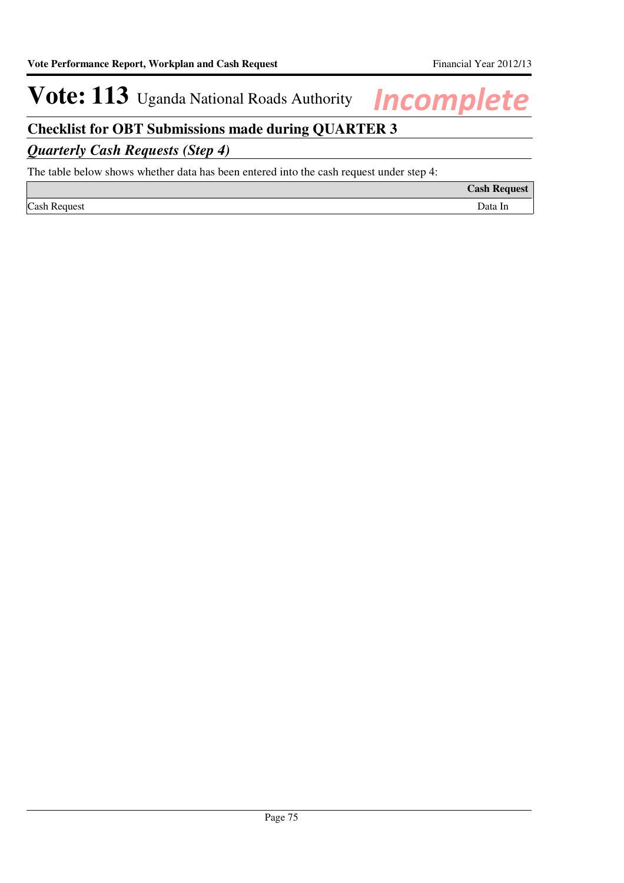# Vote: 113 Uganda National Roads Authority

*Incomplete*

## Checklist for OBT Submissions made during QUARTER 3

### *Quarterly Cash Requests (Step 4)*

The table below shows whether data has been entered into the cash request under step 4:

| | Cash Request |
|---|---|
| Cash Request | Data In |